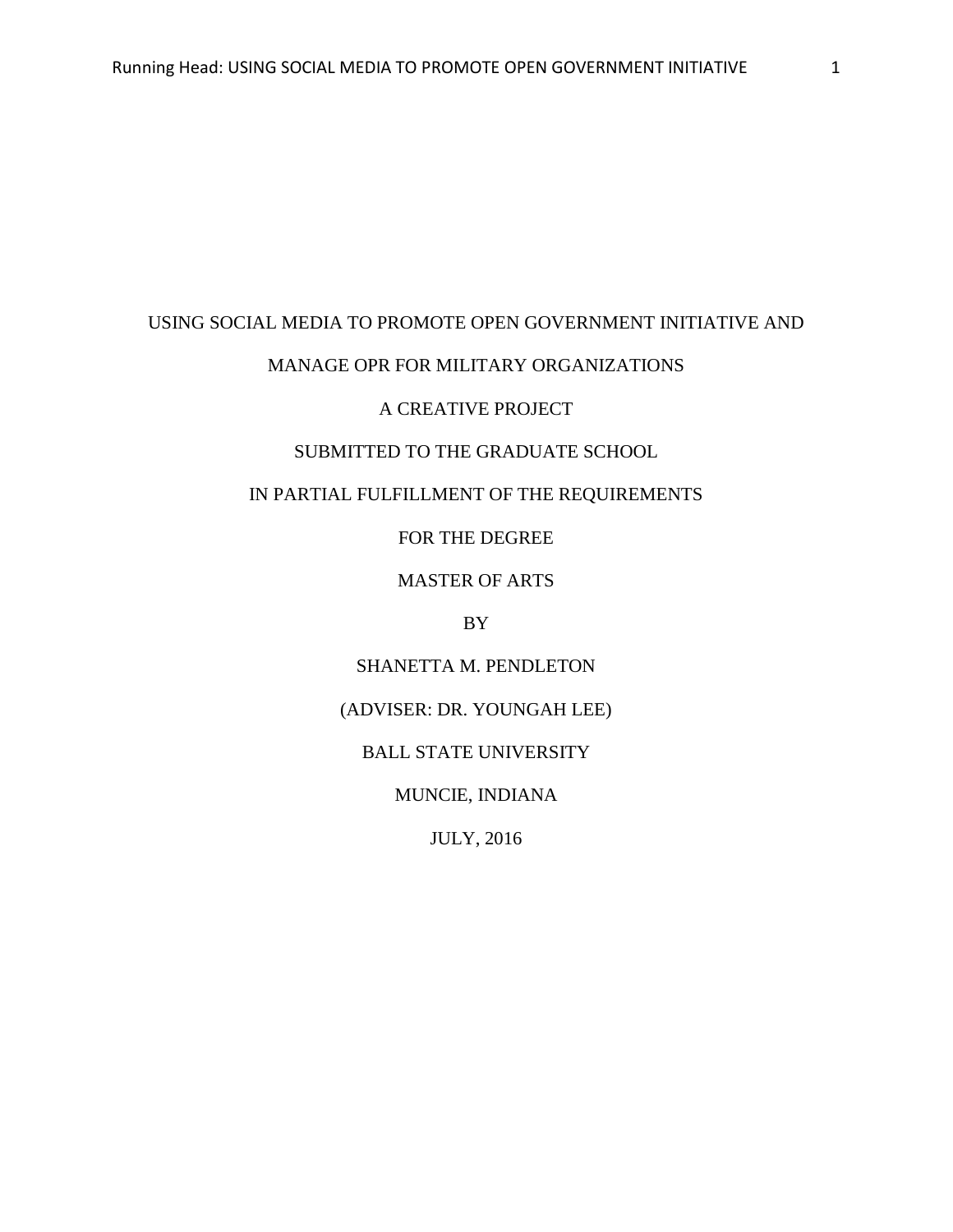# USING SOCIAL MEDIA TO PROMOTE OPEN GOVERNMENT INITIATIVE AND MANAGE OPR FOR MILITARY ORGANIZATIONS

A CREATIVE PROJECT

SUBMITTED TO THE GRADUATE SCHOOL

IN PARTIAL FULFILLMENT OF THE REQUIREMENTS

FOR THE DEGREE

MASTER OF ARTS

BY

SHANETTA M. PENDLETON

(ADVISER: DR. YOUNGAH LEE)

BALL STATE UNIVERSITY

MUNCIE, INDIANA

JULY, 2016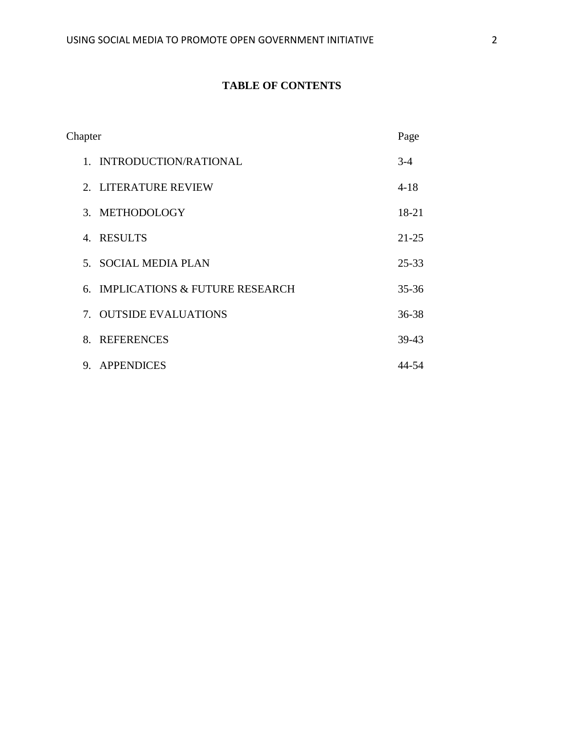# TABLE OF CONTENTS

| Chapter | Page |
|---|---|
| 1. INTRODUCTION/RATIONAL | 3-4 |
| 2. LITERATURE REVIEW | 4-18 |
| 3. METHODOLOGY | 18-21 |
| 4. RESULTS | 21-25 |
| 5. SOCIAL MEDIA PLAN | 25-33 |
| 6. IMPLICATIONS & FUTURE RESEARCH | 35-36 |
| 7. OUTSIDE EVALUATIONS | 36-38 |
| 8. REFERENCES | 39-43 |
| 9. APPENDICES | 44-54 |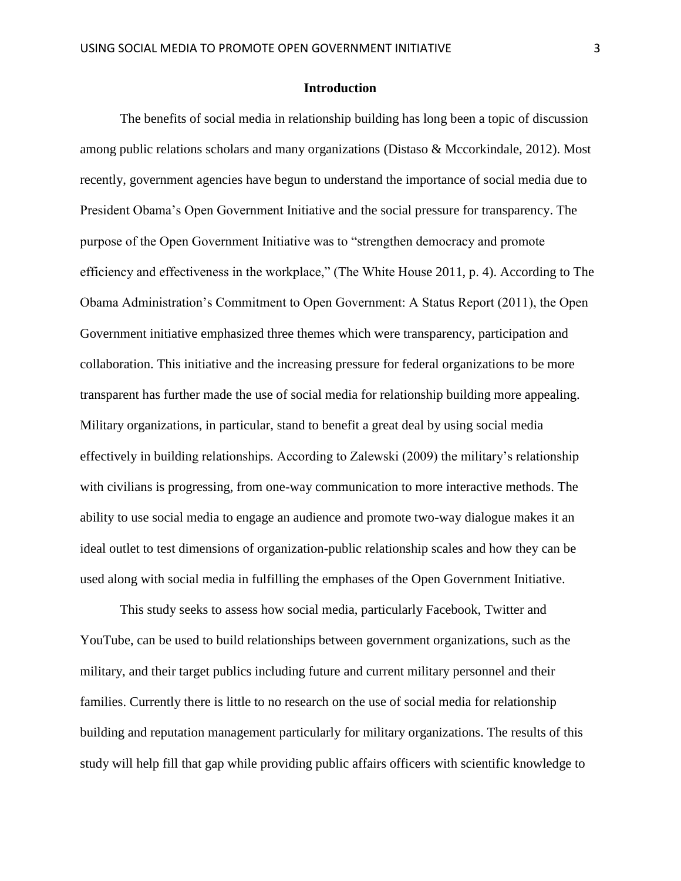## Introduction

The benefits of social media in relationship building has long been a topic of discussion among public relations scholars and many organizations (Distaso & Mccorkindale, 2012). Most recently, government agencies have begun to understand the importance of social media due to President Obama's Open Government Initiative and the social pressure for transparency. The purpose of the Open Government Initiative was to "strengthen democracy and promote efficiency and effectiveness in the workplace," (The White House 2011, p. 4). According to The Obama Administration's Commitment to Open Government: A Status Report (2011), the Open Government initiative emphasized three themes which were transparency, participation and collaboration. This initiative and the increasing pressure for federal organizations to be more transparent has further made the use of social media for relationship building more appealing. Military organizations, in particular, stand to benefit a great deal by using social media effectively in building relationships. According to Zalewski (2009) the military's relationship with civilians is progressing, from one-way communication to more interactive methods. The ability to use social media to engage an audience and promote two-way dialogue makes it an ideal outlet to test dimensions of organization-public relationship scales and how they can be used along with social media in fulfilling the emphases of the Open Government Initiative.

This study seeks to assess how social media, particularly Facebook, Twitter and YouTube, can be used to build relationships between government organizations, such as the military, and their target publics including future and current military personnel and their families. Currently there is little to no research on the use of social media for relationship building and reputation management particularly for military organizations. The results of this study will help fill that gap while providing public affairs officers with scientific knowledge to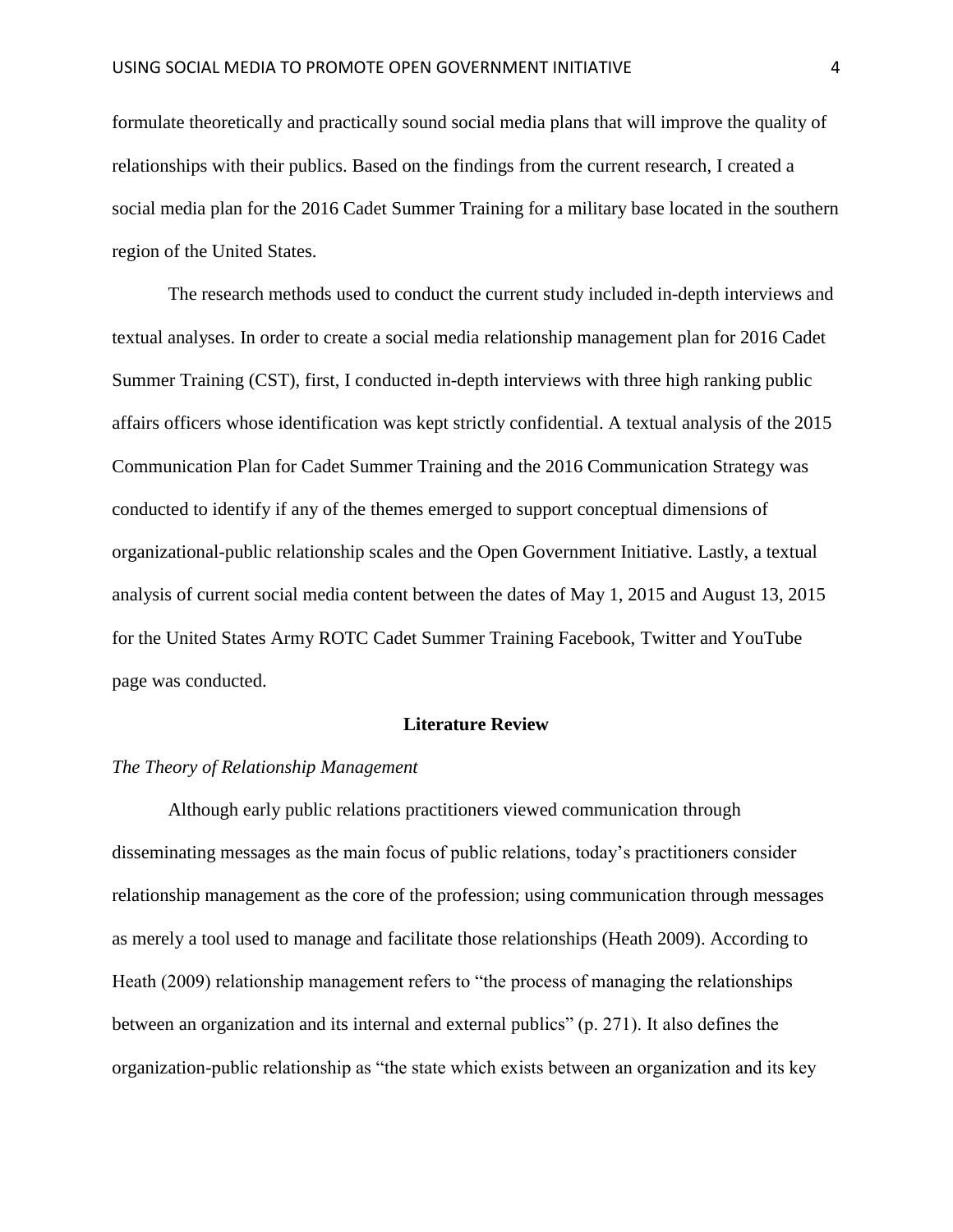formulate theoretically and practically sound social media plans that will improve the quality of relationships with their publics. Based on the findings from the current research, I created a social media plan for the 2016 Cadet Summer Training for a military base located in the southern region of the United States.

The research methods used to conduct the current study included in-depth interviews and textual analyses. In order to create a social media relationship management plan for 2016 Cadet Summer Training (CST), first, I conducted in-depth interviews with three high ranking public affairs officers whose identification was kept strictly confidential. A textual analysis of the 2015 Communication Plan for Cadet Summer Training and the 2016 Communication Strategy was conducted to identify if any of the themes emerged to support conceptual dimensions of organizational-public relationship scales and the Open Government Initiative. Lastly, a textual analysis of current social media content between the dates of May 1, 2015 and August 13, 2015 for the United States Army ROTC Cadet Summer Training Facebook, Twitter and YouTube page was conducted.

## Literature Review

### *The Theory of Relationship Management*

Although early public relations practitioners viewed communication through disseminating messages as the main focus of public relations, today's practitioners consider relationship management as the core of the profession; using communication through messages as merely a tool used to manage and facilitate those relationships (Heath 2009). According to Heath (2009) relationship management refers to "the process of managing the relationships between an organization and its internal and external publics" (p. 271). It also defines the organization-public relationship as "the state which exists between an organization and its key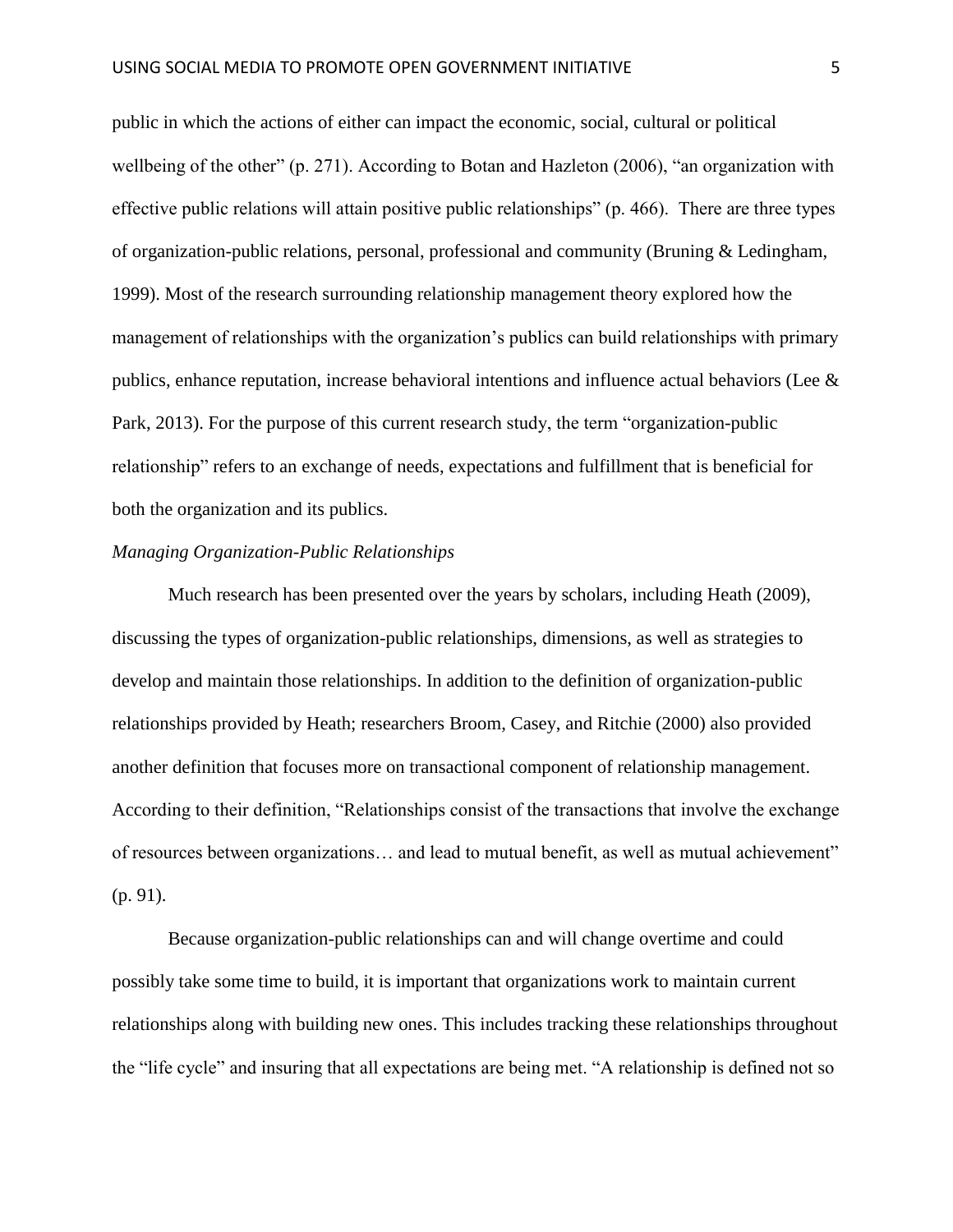public in which the actions of either can impact the economic, social, cultural or political wellbeing of the other" (p. 271). According to Botan and Hazleton (2006), "an organization with effective public relations will attain positive public relationships" (p. 466). There are three types of organization-public relations, personal, professional and community (Bruning & Ledingham, 1999). Most of the research surrounding relationship management theory explored how the management of relationships with the organization's publics can build relationships with primary publics, enhance reputation, increase behavioral intentions and influence actual behaviors (Lee & Park, 2013). For the purpose of this current research study, the term "organization-public relationship" refers to an exchange of needs, expectations and fulfillment that is beneficial for both the organization and its publics.

*Managing Organization-Public Relationships*

Much research has been presented over the years by scholars, including Heath (2009), discussing the types of organization-public relationships, dimensions, as well as strategies to develop and maintain those relationships. In addition to the definition of organization-public relationships provided by Heath; researchers Broom, Casey, and Ritchie (2000) also provided another definition that focuses more on transactional component of relationship management. According to their definition, "Relationships consist of the transactions that involve the exchange of resources between organizations… and lead to mutual benefit, as well as mutual achievement" (p. 91).

Because organization-public relationships can and will change overtime and could possibly take some time to build, it is important that organizations work to maintain current relationships along with building new ones. This includes tracking these relationships throughout the "life cycle" and insuring that all expectations are being met. "A relationship is defined not so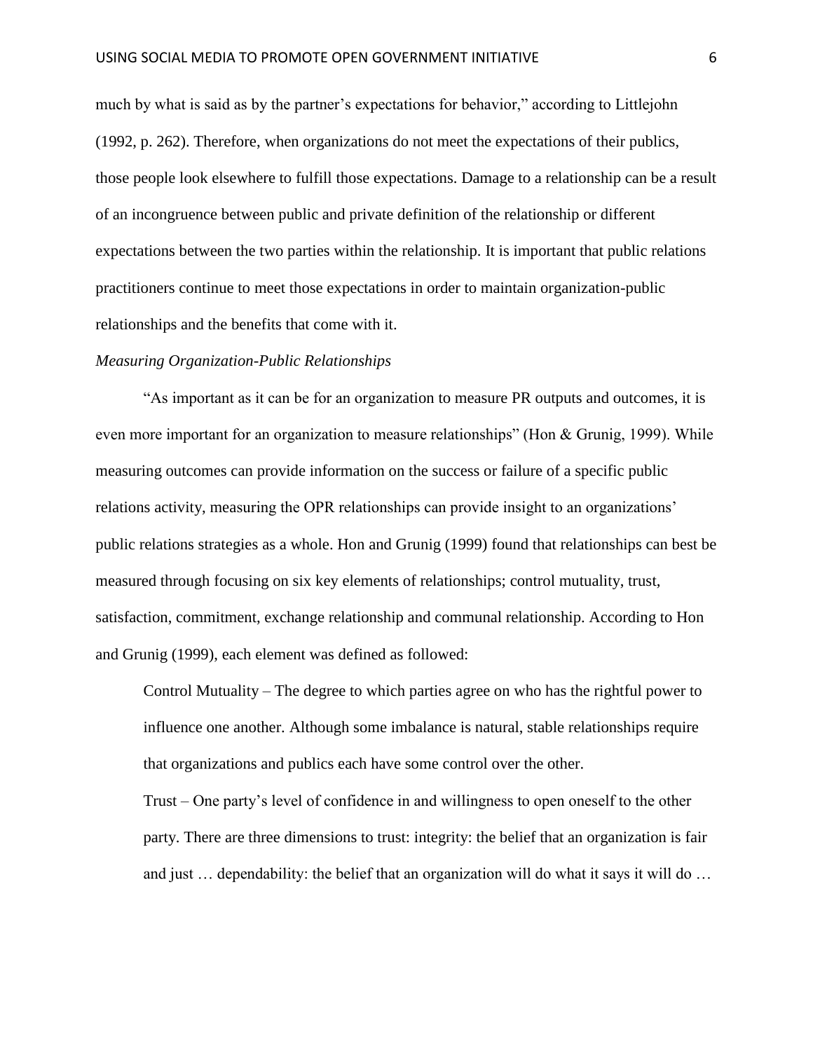much by what is said as by the partner's expectations for behavior," according to Littlejohn (1992, p. 262). Therefore, when organizations do not meet the expectations of their publics, those people look elsewhere to fulfill those expectations. Damage to a relationship can be a result of an incongruence between public and private definition of the relationship or different expectations between the two parties within the relationship. It is important that public relations practitioners continue to meet those expectations in order to maintain organization-public relationships and the benefits that come with it.

*Measuring Organization-Public Relationships*

"As important as it can be for an organization to measure PR outputs and outcomes, it is even more important for an organization to measure relationships" (Hon & Grunig, 1999). While measuring outcomes can provide information on the success or failure of a specific public relations activity, measuring the OPR relationships can provide insight to an organizations' public relations strategies as a whole. Hon and Grunig (1999) found that relationships can best be measured through focusing on six key elements of relationships; control mutuality, trust, satisfaction, commitment, exchange relationship and communal relationship. According to Hon and Grunig (1999), each element was defined as followed:

> Control Mutuality – The degree to which parties agree on who has the rightful power to influence one another. Although some imbalance is natural, stable relationships require that organizations and publics each have some control over the other.
>
> Trust – One party's level of confidence in and willingness to open oneself to the other party. There are three dimensions to trust: integrity: the belief that an organization is fair and just … dependability: the belief that an organization will do what it says it will do …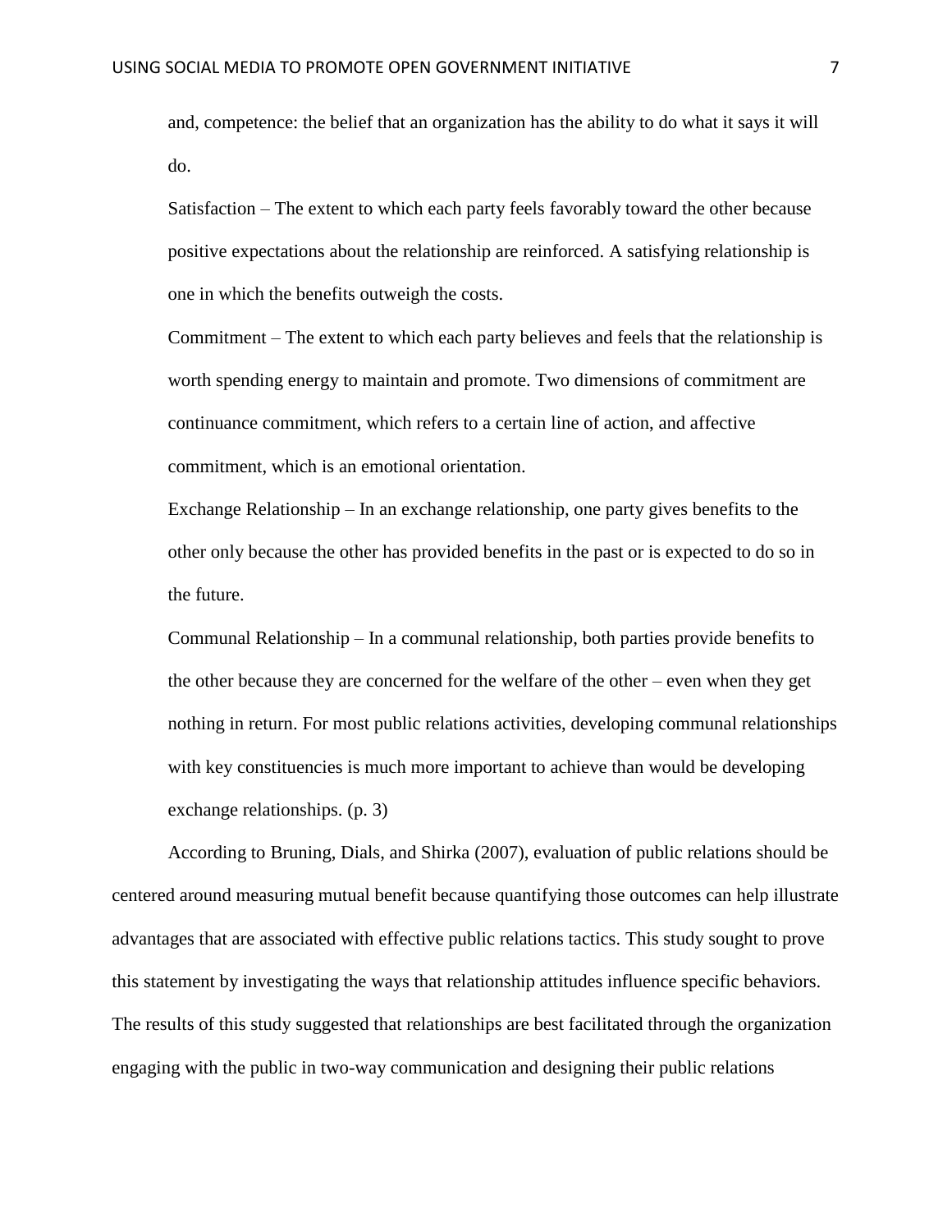and, competence: the belief that an organization has the ability to do what it says it will do.

Satisfaction – The extent to which each party feels favorably toward the other because positive expectations about the relationship are reinforced. A satisfying relationship is one in which the benefits outweigh the costs.

Commitment – The extent to which each party believes and feels that the relationship is worth spending energy to maintain and promote. Two dimensions of commitment are continuance commitment, which refers to a certain line of action, and affective commitment, which is an emotional orientation.

Exchange Relationship – In an exchange relationship, one party gives benefits to the other only because the other has provided benefits in the past or is expected to do so in the future.

Communal Relationship – In a communal relationship, both parties provide benefits to the other because they are concerned for the welfare of the other – even when they get nothing in return. For most public relations activities, developing communal relationships with key constituencies is much more important to achieve than would be developing exchange relationships. (p. 3)

According to Bruning, Dials, and Shirka (2007), evaluation of public relations should be centered around measuring mutual benefit because quantifying those outcomes can help illustrate advantages that are associated with effective public relations tactics. This study sought to prove this statement by investigating the ways that relationship attitudes influence specific behaviors. The results of this study suggested that relationships are best facilitated through the organization engaging with the public in two-way communication and designing their public relations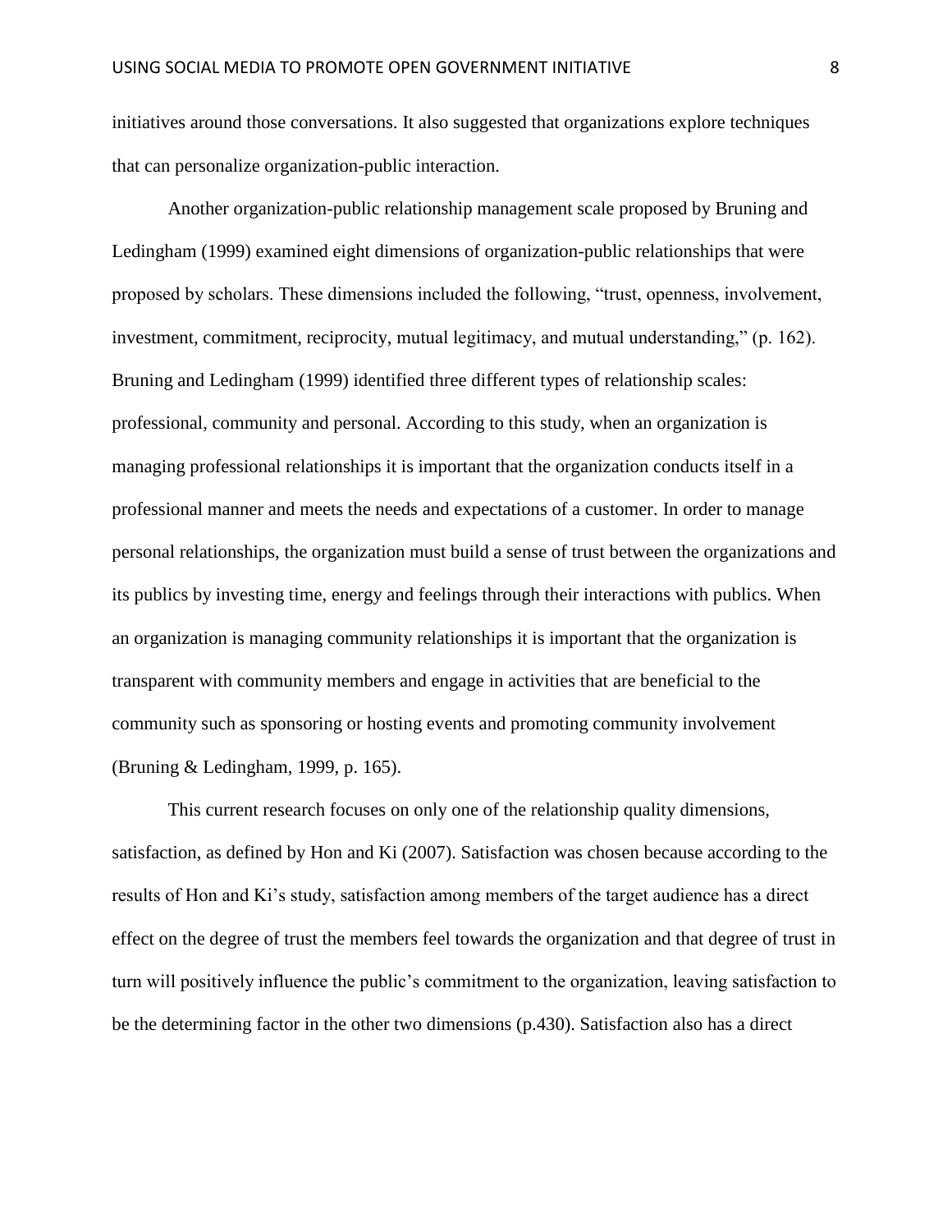initiatives around those conversations. It also suggested that organizations explore techniques that can personalize organization-public interaction.

Another organization-public relationship management scale proposed by Bruning and Ledingham (1999) examined eight dimensions of organization-public relationships that were proposed by scholars. These dimensions included the following, “trust, openness, involvement, investment, commitment, reciprocity, mutual legitimacy, and mutual understanding,” (p. 162). Bruning and Ledingham (1999) identified three different types of relationship scales: professional, community and personal. According to this study, when an organization is managing professional relationships it is important that the organization conducts itself in a professional manner and meets the needs and expectations of a customer. In order to manage personal relationships, the organization must build a sense of trust between the organizations and its publics by investing time, energy and feelings through their interactions with publics. When an organization is managing community relationships it is important that the organization is transparent with community members and engage in activities that are beneficial to the community such as sponsoring or hosting events and promoting community involvement (Bruning & Ledingham, 1999, p. 165).

This current research focuses on only one of the relationship quality dimensions, satisfaction, as defined by Hon and Ki (2007). Satisfaction was chosen because according to the results of Hon and Ki’s study, satisfaction among members of the target audience has a direct effect on the degree of trust the members feel towards the organization and that degree of trust in turn will positively influence the public’s commitment to the organization, leaving satisfaction to be the determining factor in the other two dimensions (p.430). Satisfaction also has a direct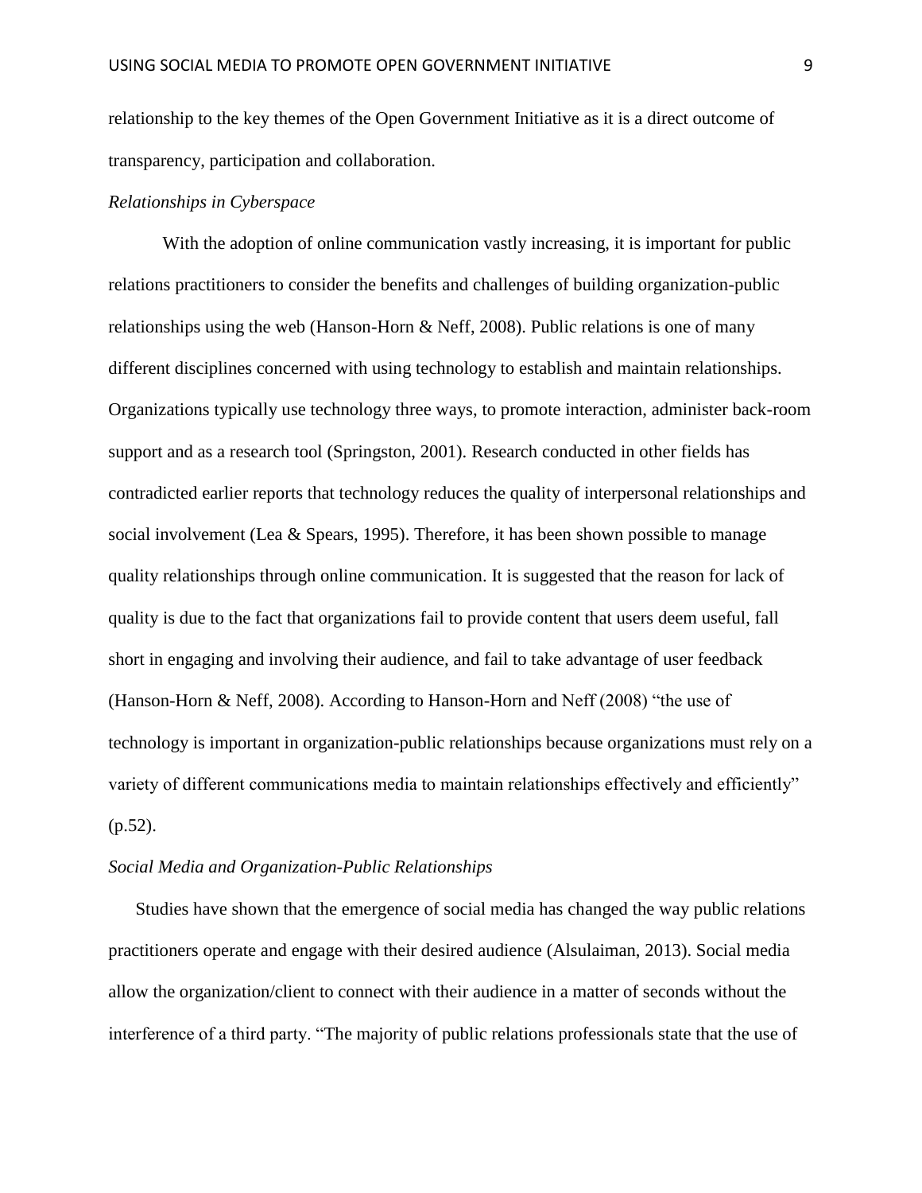relationship to the key themes of the Open Government Initiative as it is a direct outcome of transparency, participation and collaboration.

*Relationships in Cyberspace*

With the adoption of online communication vastly increasing, it is important for public relations practitioners to consider the benefits and challenges of building organization-public relationships using the web (Hanson-Horn & Neff, 2008). Public relations is one of many different disciplines concerned with using technology to establish and maintain relationships. Organizations typically use technology three ways, to promote interaction, administer back-room support and as a research tool (Springston, 2001). Research conducted in other fields has contradicted earlier reports that technology reduces the quality of interpersonal relationships and social involvement (Lea & Spears, 1995). Therefore, it has been shown possible to manage quality relationships through online communication. It is suggested that the reason for lack of quality is due to the fact that organizations fail to provide content that users deem useful, fall short in engaging and involving their audience, and fail to take advantage of user feedback (Hanson-Horn & Neff, 2008). According to Hanson-Horn and Neff (2008) "the use of technology is important in organization-public relationships because organizations must rely on a variety of different communications media to maintain relationships effectively and efficiently" (p.52).

*Social Media and Organization-Public Relationships*

Studies have shown that the emergence of social media has changed the way public relations practitioners operate and engage with their desired audience (Alsulaiman, 2013). Social media allow the organization/client to connect with their audience in a matter of seconds without the interference of a third party. "The majority of public relations professionals state that the use of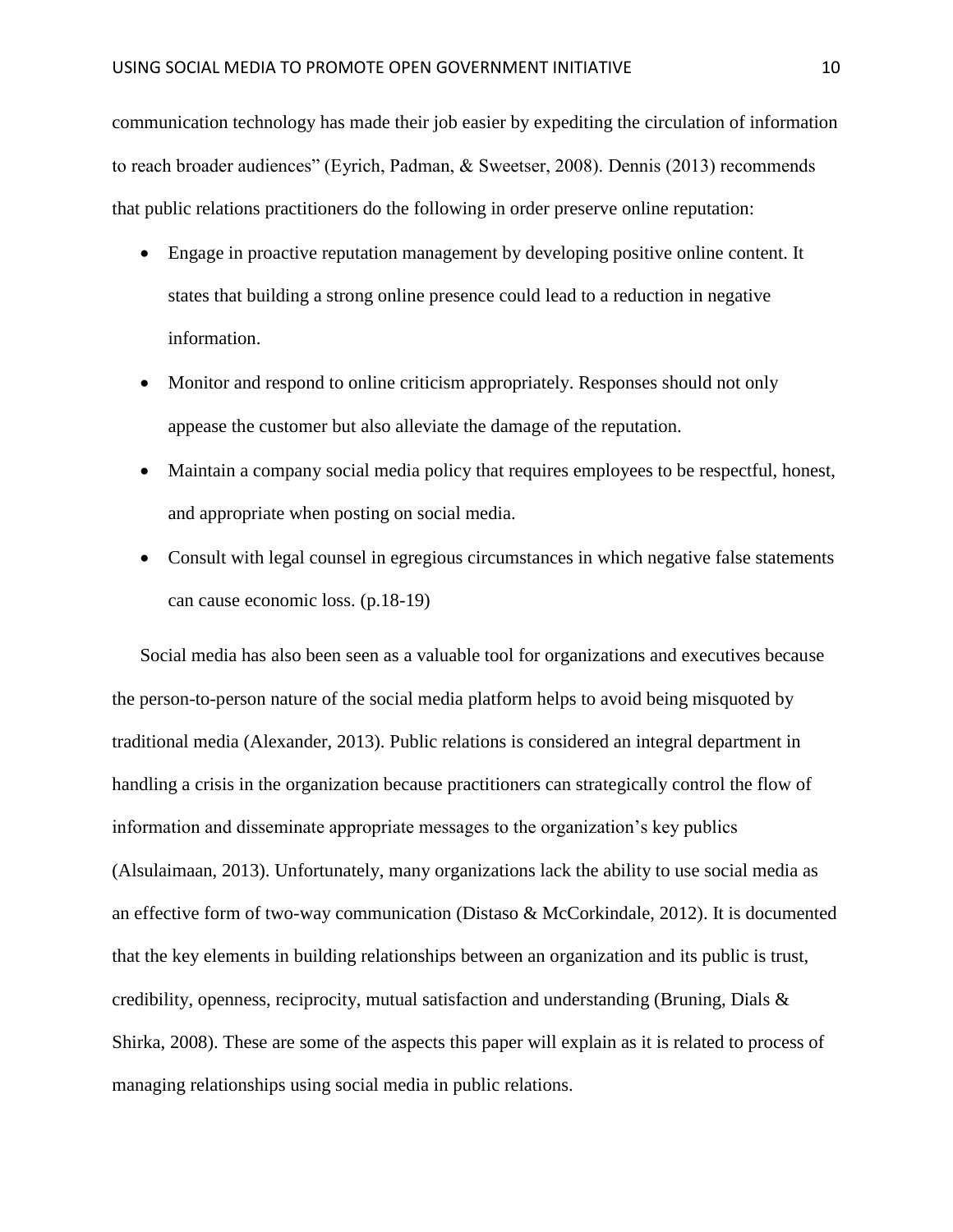communication technology has made their job easier by expediting the circulation of information to reach broader audiences" (Eyrich, Padman, & Sweetser, 2008). Dennis (2013) recommends that public relations practitioners do the following in order preserve online reputation:

- Engage in proactive reputation management by developing positive online content. It states that building a strong online presence could lead to a reduction in negative information.
- Monitor and respond to online criticism appropriately. Responses should not only appease the customer but also alleviate the damage of the reputation.
- Maintain a company social media policy that requires employees to be respectful, honest, and appropriate when posting on social media.
- Consult with legal counsel in egregious circumstances in which negative false statements can cause economic loss. (p.18-19)

Social media has also been seen as a valuable tool for organizations and executives because the person-to-person nature of the social media platform helps to avoid being misquoted by traditional media (Alexander, 2013). Public relations is considered an integral department in handling a crisis in the organization because practitioners can strategically control the flow of information and disseminate appropriate messages to the organization's key publics (Alsulaimaan, 2013). Unfortunately, many organizations lack the ability to use social media as an effective form of two-way communication (Distaso & McCorkindale, 2012). It is documented that the key elements in building relationships between an organization and its public is trust, credibility, openness, reciprocity, mutual satisfaction and understanding (Bruning, Dials & Shirka, 2008). These are some of the aspects this paper will explain as it is related to process of managing relationships using social media in public relations.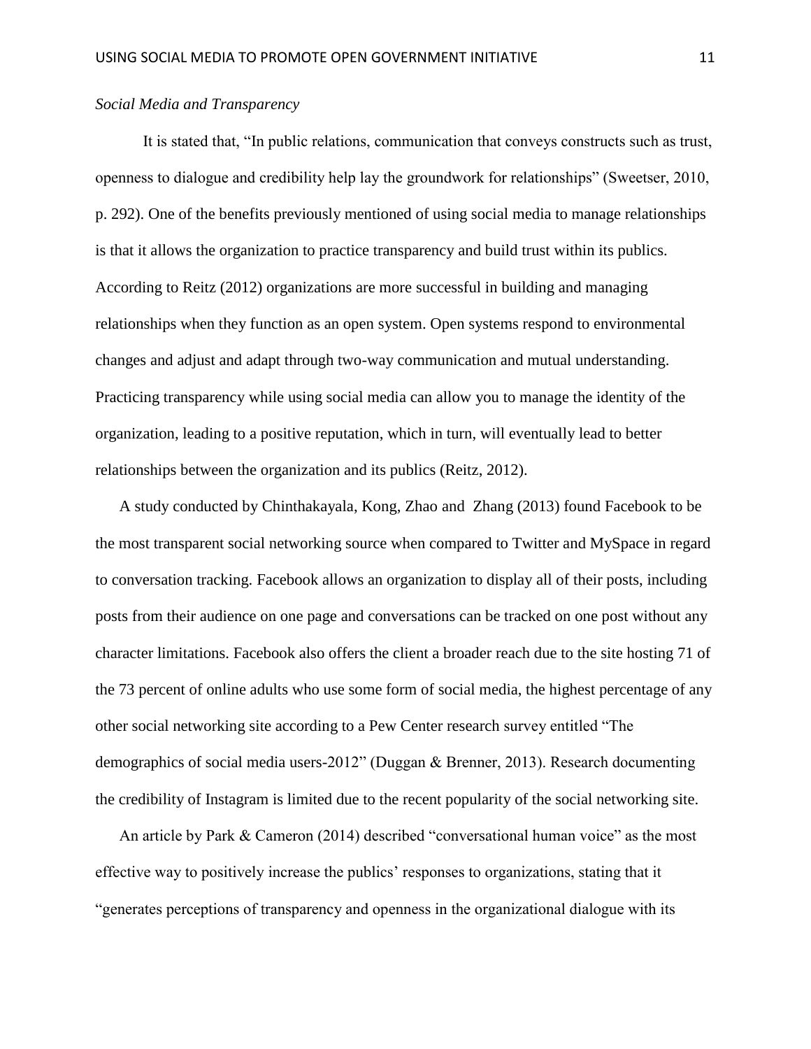*Social Media and Transparency*

It is stated that, "In public relations, communication that conveys constructs such as trust, openness to dialogue and credibility help lay the groundwork for relationships" (Sweetser, 2010, p. 292). One of the benefits previously mentioned of using social media to manage relationships is that it allows the organization to practice transparency and build trust within its publics. According to Reitz (2012) organizations are more successful in building and managing relationships when they function as an open system. Open systems respond to environmental changes and adjust and adapt through two-way communication and mutual understanding. Practicing transparency while using social media can allow you to manage the identity of the organization, leading to a positive reputation, which in turn, will eventually lead to better relationships between the organization and its publics (Reitz, 2012).

A study conducted by Chinthakayala, Kong, Zhao and Zhang (2013) found Facebook to be the most transparent social networking source when compared to Twitter and MySpace in regard to conversation tracking. Facebook allows an organization to display all of their posts, including posts from their audience on one page and conversations can be tracked on one post without any character limitations. Facebook also offers the client a broader reach due to the site hosting 71 of the 73 percent of online adults who use some form of social media, the highest percentage of any other social networking site according to a Pew Center research survey entitled "The demographics of social media users-2012" (Duggan & Brenner, 2013). Research documenting the credibility of Instagram is limited due to the recent popularity of the social networking site.

An article by Park & Cameron (2014) described "conversational human voice" as the most effective way to positively increase the publics' responses to organizations, stating that it "generates perceptions of transparency and openness in the organizational dialogue with its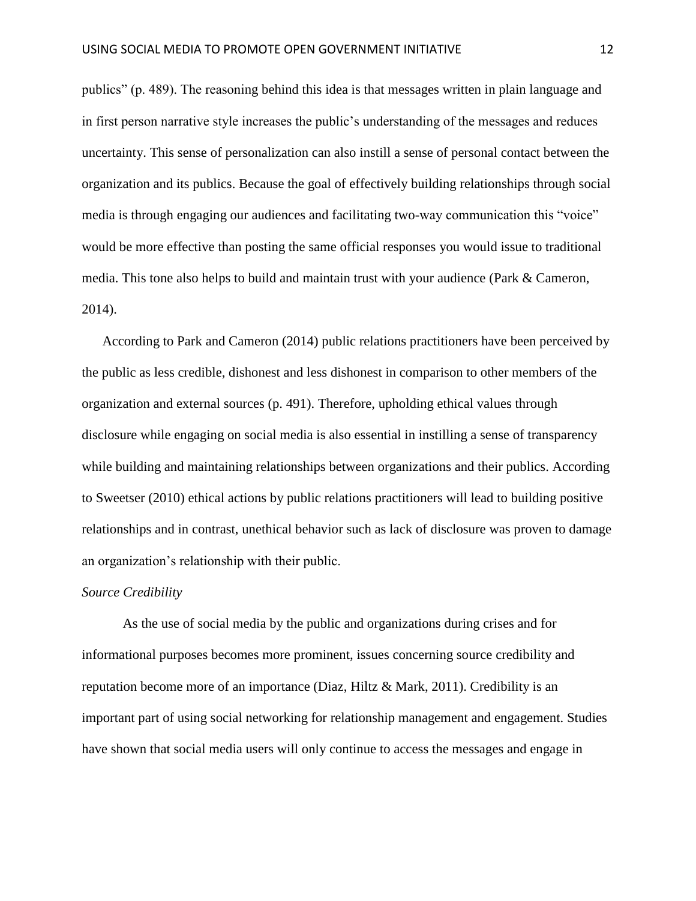publics" (p. 489). The reasoning behind this idea is that messages written in plain language and in first person narrative style increases the public's understanding of the messages and reduces uncertainty. This sense of personalization can also instill a sense of personal contact between the organization and its publics. Because the goal of effectively building relationships through social media is through engaging our audiences and facilitating two-way communication this "voice" would be more effective than posting the same official responses you would issue to traditional media. This tone also helps to build and maintain trust with your audience (Park & Cameron, 2014).

According to Park and Cameron (2014) public relations practitioners have been perceived by the public as less credible, dishonest and less dishonest in comparison to other members of the organization and external sources (p. 491). Therefore, upholding ethical values through disclosure while engaging on social media is also essential in instilling a sense of transparency while building and maintaining relationships between organizations and their publics. According to Sweetser (2010) ethical actions by public relations practitioners will lead to building positive relationships and in contrast, unethical behavior such as lack of disclosure was proven to damage an organization's relationship with their public.

*Source Credibility*

As the use of social media by the public and organizations during crises and for informational purposes becomes more prominent, issues concerning source credibility and reputation become more of an importance (Diaz, Hiltz & Mark, 2011). Credibility is an important part of using social networking for relationship management and engagement. Studies have shown that social media users will only continue to access the messages and engage in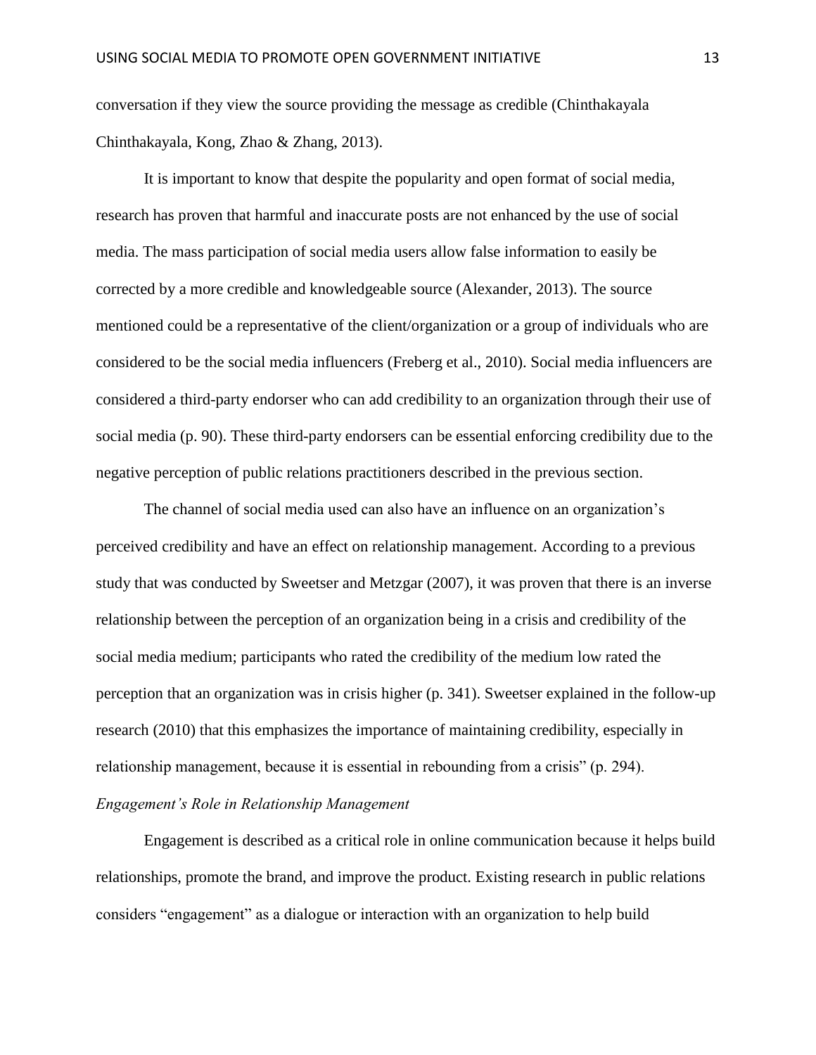conversation if they view the source providing the message as credible (Chinthakayala Chinthakayala, Kong, Zhao & Zhang, 2013).

It is important to know that despite the popularity and open format of social media, research has proven that harmful and inaccurate posts are not enhanced by the use of social media. The mass participation of social media users allow false information to easily be corrected by a more credible and knowledgeable source (Alexander, 2013). The source mentioned could be a representative of the client/organization or a group of individuals who are considered to be the social media influencers (Freberg et al., 2010). Social media influencers are considered a third-party endorser who can add credibility to an organization through their use of social media (p. 90). These third-party endorsers can be essential enforcing credibility due to the negative perception of public relations practitioners described in the previous section.

The channel of social media used can also have an influence on an organization's perceived credibility and have an effect on relationship management. According to a previous study that was conducted by Sweetser and Metzgar (2007), it was proven that there is an inverse relationship between the perception of an organization being in a crisis and credibility of the social media medium; participants who rated the credibility of the medium low rated the perception that an organization was in crisis higher (p. 341). Sweetser explained in the follow-up research (2010) that this emphasizes the importance of maintaining credibility, especially in relationship management, because it is essential in rebounding from a crisis" (p. 294).

### *Engagement's Role in Relationship Management*

Engagement is described as a critical role in online communication because it helps build relationships, promote the brand, and improve the product. Existing research in public relations considers "engagement" as a dialogue or interaction with an organization to help build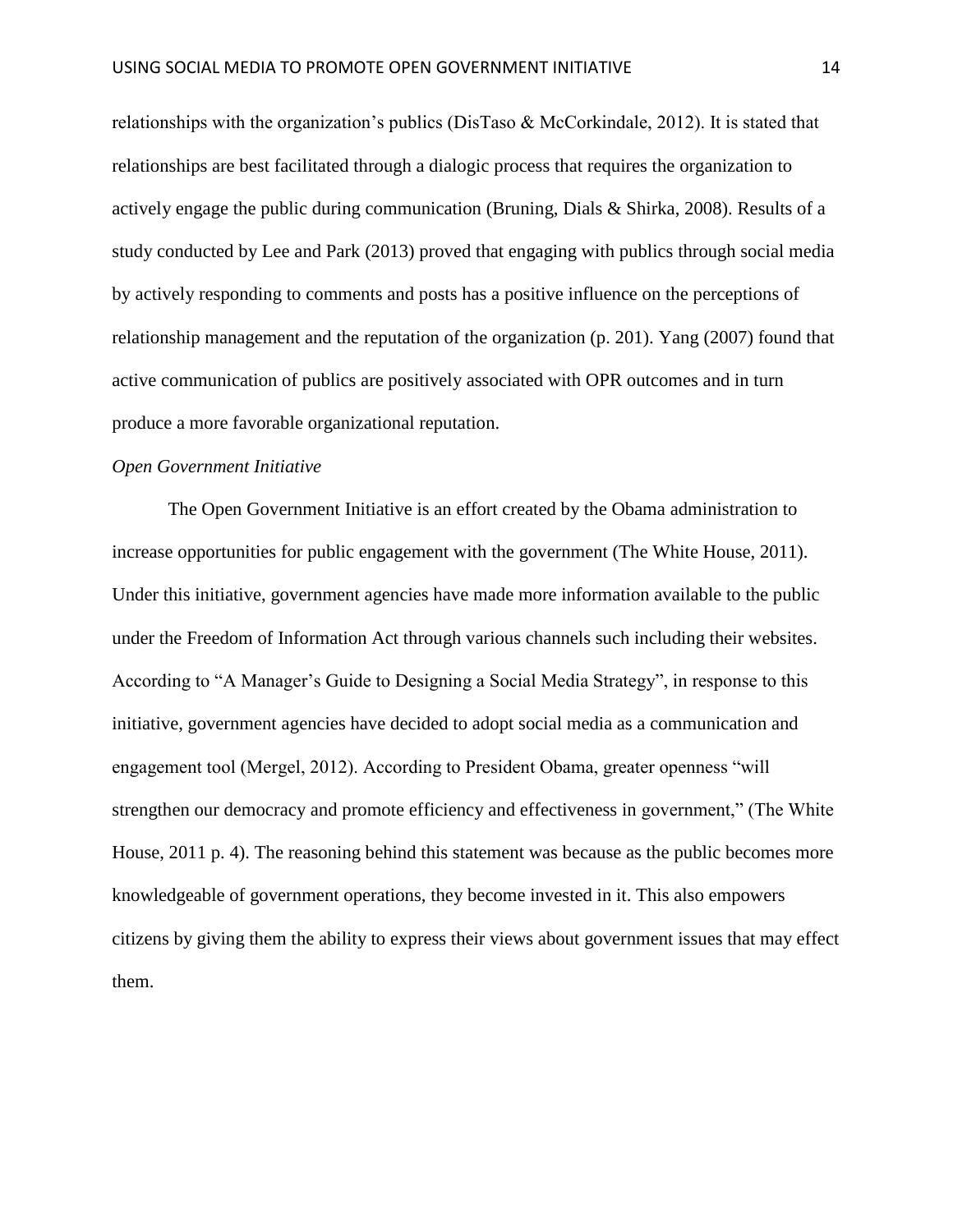relationships with the organization's publics (DisTaso & McCorkindale, 2012). It is stated that relationships are best facilitated through a dialogic process that requires the organization to actively engage the public during communication (Bruning, Dials & Shirka, 2008). Results of a study conducted by Lee and Park (2013) proved that engaging with publics through social media by actively responding to comments and posts has a positive influence on the perceptions of relationship management and the reputation of the organization (p. 201). Yang (2007) found that active communication of publics are positively associated with OPR outcomes and in turn produce a more favorable organizational reputation.

### *Open Government Initiative*

The Open Government Initiative is an effort created by the Obama administration to increase opportunities for public engagement with the government (The White House, 2011). Under this initiative, government agencies have made more information available to the public under the Freedom of Information Act through various channels such including their websites. According to "A Manager's Guide to Designing a Social Media Strategy", in response to this initiative, government agencies have decided to adopt social media as a communication and engagement tool (Mergel, 2012). According to President Obama, greater openness "will strengthen our democracy and promote efficiency and effectiveness in government," (The White House, 2011 p. 4). The reasoning behind this statement was because as the public becomes more knowledgeable of government operations, they become invested in it. This also empowers citizens by giving them the ability to express their views about government issues that may effect them.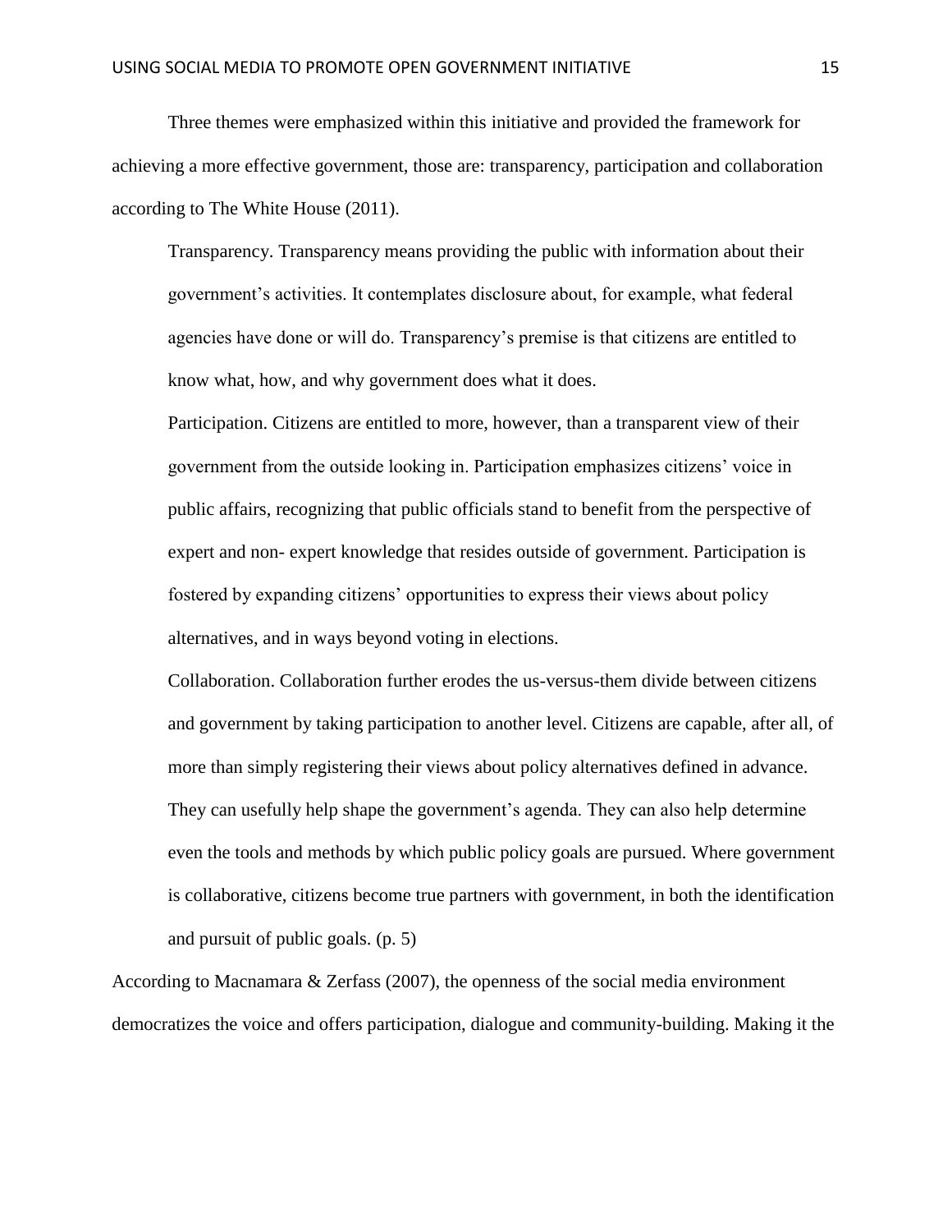Three themes were emphasized within this initiative and provided the framework for achieving a more effective government, those are: transparency, participation and collaboration according to The White House (2011).

> Transparency. Transparency means providing the public with information about their government's activities. It contemplates disclosure about, for example, what federal agencies have done or will do. Transparency's premise is that citizens are entitled to know what, how, and why government does what it does.
>
> Participation. Citizens are entitled to more, however, than a transparent view of their government from the outside looking in. Participation emphasizes citizens' voice in public affairs, recognizing that public officials stand to benefit from the perspective of expert and non- expert knowledge that resides outside of government. Participation is fostered by expanding citizens' opportunities to express their views about policy alternatives, and in ways beyond voting in elections.
>
> Collaboration. Collaboration further erodes the us-versus-them divide between citizens and government by taking participation to another level. Citizens are capable, after all, of more than simply registering their views about policy alternatives defined in advance. They can usefully help shape the government's agenda. They can also help determine even the tools and methods by which public policy goals are pursued. Where government is collaborative, citizens become true partners with government, in both the identification and pursuit of public goals. (p. 5)

According to Macnamara & Zerfass (2007), the openness of the social media environment democratizes the voice and offers participation, dialogue and community-building. Making it the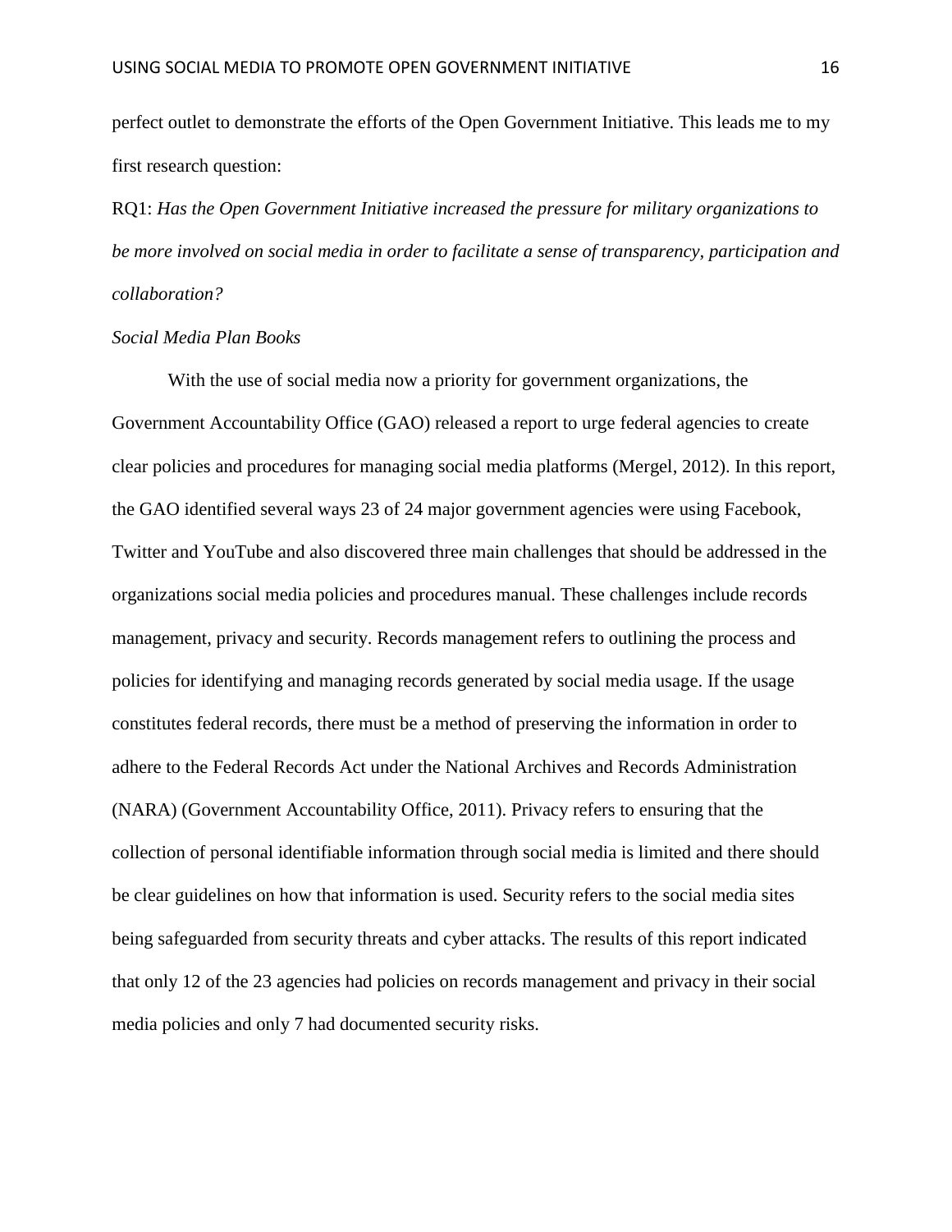perfect outlet to demonstrate the efforts of the Open Government Initiative. This leads me to my first research question:

RQ1: *Has the Open Government Initiative increased the pressure for military organizations to be more involved on social media in order to facilitate a sense of transparency, participation and collaboration?*

*Social Media Plan Books*

With the use of social media now a priority for government organizations, the Government Accountability Office (GAO) released a report to urge federal agencies to create clear policies and procedures for managing social media platforms (Mergel, 2012). In this report, the GAO identified several ways 23 of 24 major government agencies were using Facebook, Twitter and YouTube and also discovered three main challenges that should be addressed in the organizations social media policies and procedures manual. These challenges include records management, privacy and security. Records management refers to outlining the process and policies for identifying and managing records generated by social media usage. If the usage constitutes federal records, there must be a method of preserving the information in order to adhere to the Federal Records Act under the National Archives and Records Administration (NARA) (Government Accountability Office, 2011). Privacy refers to ensuring that the collection of personal identifiable information through social media is limited and there should be clear guidelines on how that information is used. Security refers to the social media sites being safeguarded from security threats and cyber attacks. The results of this report indicated that only 12 of the 23 agencies had policies on records management and privacy in their social media policies and only 7 had documented security risks.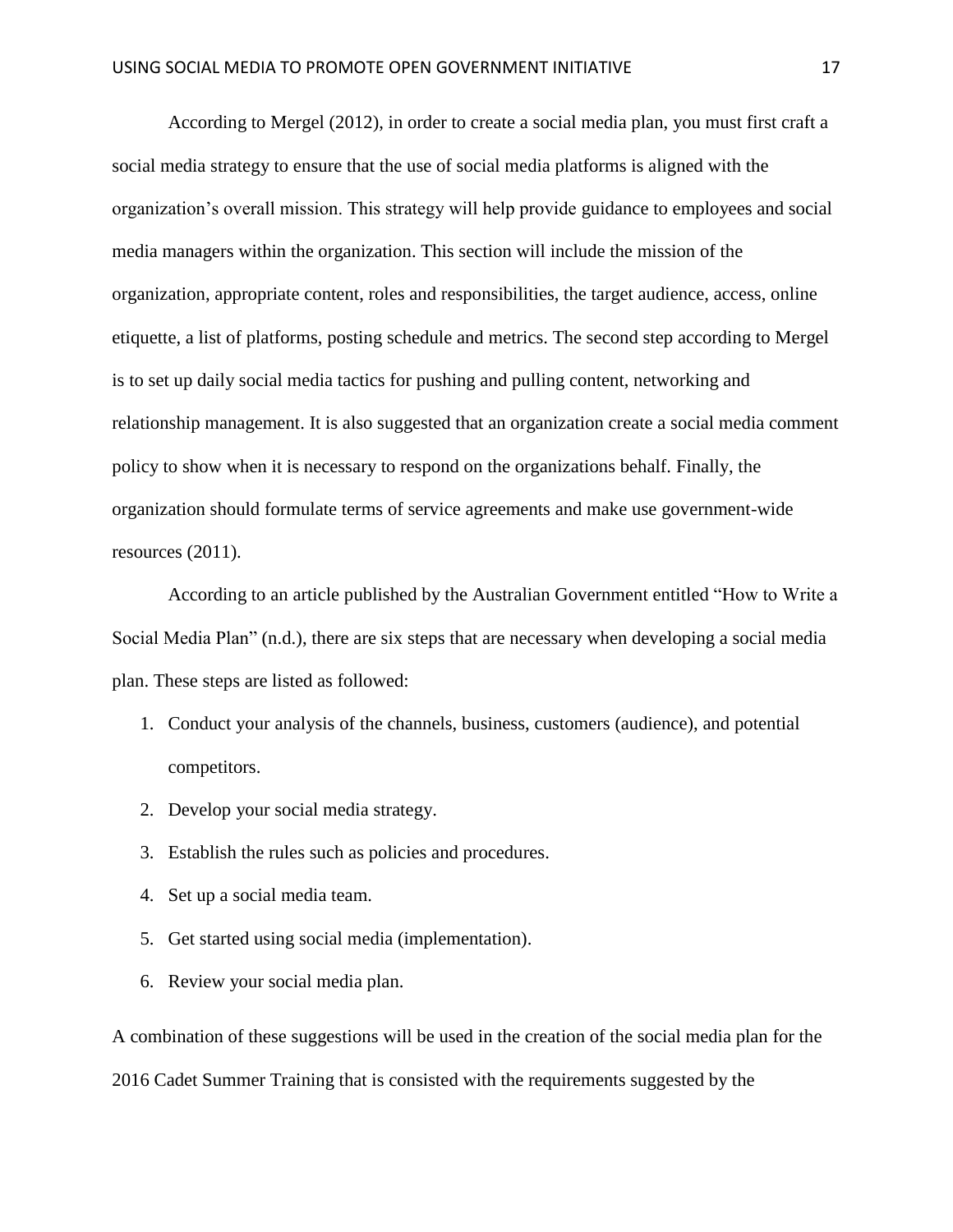According to Mergel (2012), in order to create a social media plan, you must first craft a social media strategy to ensure that the use of social media platforms is aligned with the organization's overall mission. This strategy will help provide guidance to employees and social media managers within the organization. This section will include the mission of the organization, appropriate content, roles and responsibilities, the target audience, access, online etiquette, a list of platforms, posting schedule and metrics. The second step according to Mergel is to set up daily social media tactics for pushing and pulling content, networking and relationship management. It is also suggested that an organization create a social media comment policy to show when it is necessary to respond on the organizations behalf. Finally, the organization should formulate terms of service agreements and make use government-wide resources (2011).

According to an article published by the Australian Government entitled "How to Write a Social Media Plan" (n.d.), there are six steps that are necessary when developing a social media plan. These steps are listed as followed:

1. Conduct your analysis of the channels, business, customers (audience), and potential competitors.
2. Develop your social media strategy.
3. Establish the rules such as policies and procedures.
4. Set up a social media team.
5. Get started using social media (implementation).
6. Review your social media plan.

A combination of these suggestions will be used in the creation of the social media plan for the 2016 Cadet Summer Training that is consisted with the requirements suggested by the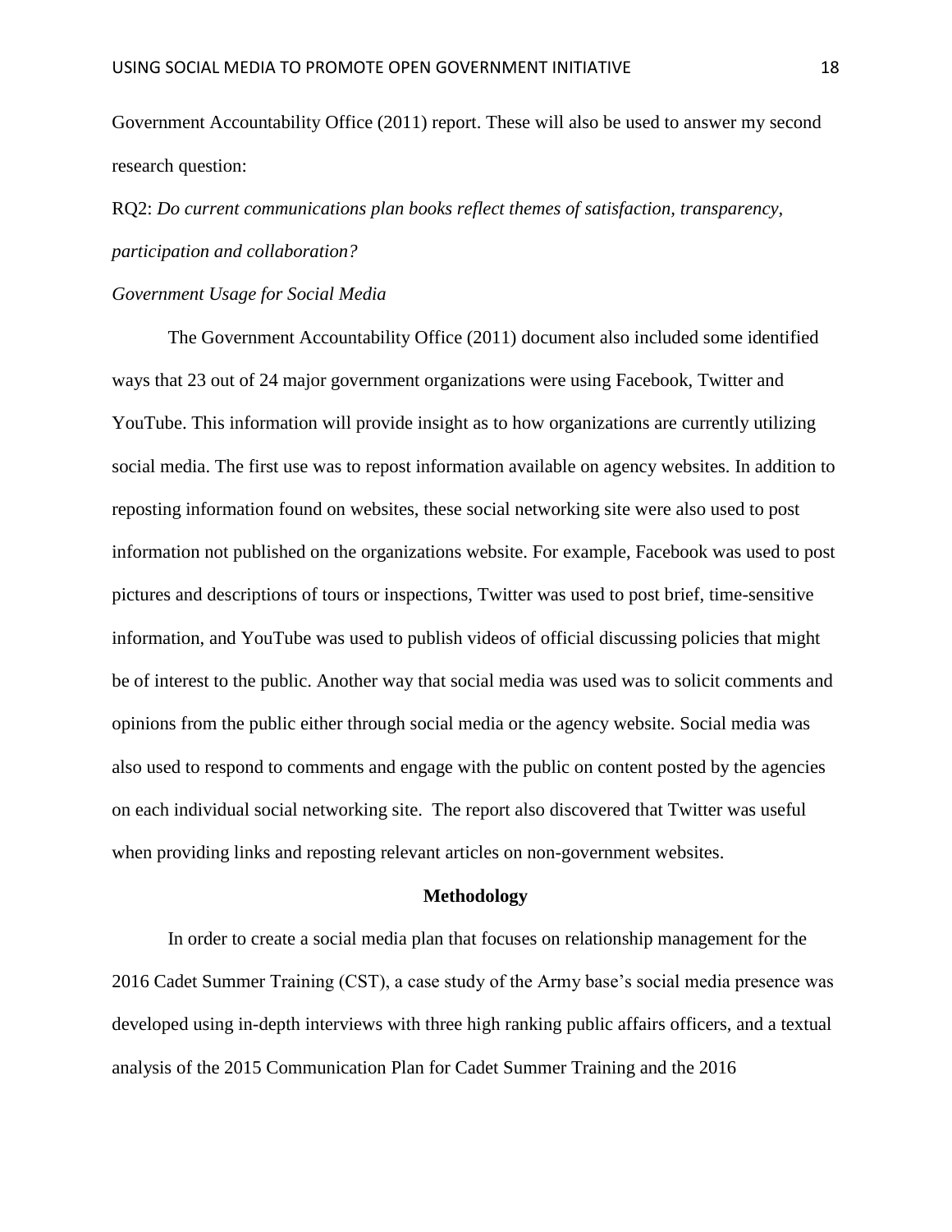Government Accountability Office (2011) report. These will also be used to answer my second research question:

RQ2: *Do current communications plan books reflect themes of satisfaction, transparency, participation and collaboration?*

*Government Usage for Social Media*

The Government Accountability Office (2011) document also included some identified ways that 23 out of 24 major government organizations were using Facebook, Twitter and YouTube. This information will provide insight as to how organizations are currently utilizing social media. The first use was to repost information available on agency websites. In addition to reposting information found on websites, these social networking site were also used to post information not published on the organizations website. For example, Facebook was used to post pictures and descriptions of tours or inspections, Twitter was used to post brief, time-sensitive information, and YouTube was used to publish videos of official discussing policies that might be of interest to the public. Another way that social media was used was to solicit comments and opinions from the public either through social media or the agency website. Social media was also used to respond to comments and engage with the public on content posted by the agencies on each individual social networking site. The report also discovered that Twitter was useful when providing links and reposting relevant articles on non-government websites.

## Methodology

In order to create a social media plan that focuses on relationship management for the 2016 Cadet Summer Training (CST), a case study of the Army base's social media presence was developed using in-depth interviews with three high ranking public affairs officers, and a textual analysis of the 2015 Communication Plan for Cadet Summer Training and the 2016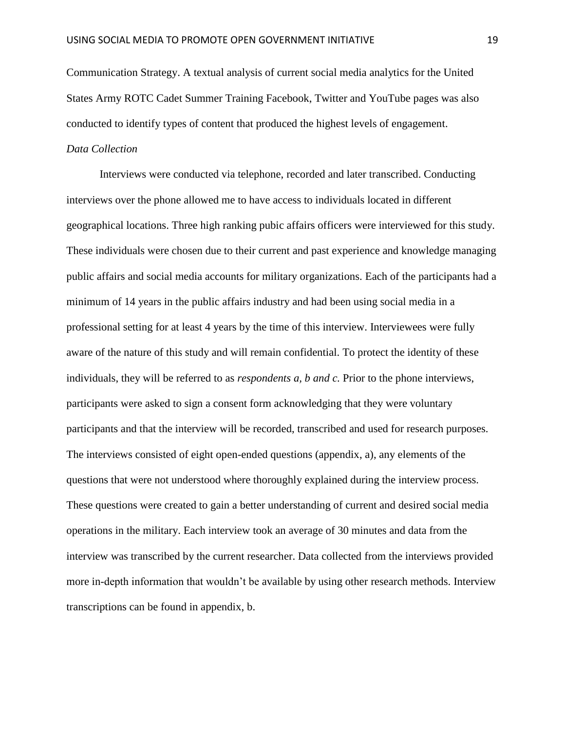Communication Strategy. A textual analysis of current social media analytics for the United States Army ROTC Cadet Summer Training Facebook, Twitter and YouTube pages was also conducted to identify types of content that produced the highest levels of engagement.

*Data Collection*

Interviews were conducted via telephone, recorded and later transcribed. Conducting interviews over the phone allowed me to have access to individuals located in different geographical locations. Three high ranking pubic affairs officers were interviewed for this study. These individuals were chosen due to their current and past experience and knowledge managing public affairs and social media accounts for military organizations. Each of the participants had a minimum of 14 years in the public affairs industry and had been using social media in a professional setting for at least 4 years by the time of this interview. Interviewees were fully aware of the nature of this study and will remain confidential. To protect the identity of these individuals, they will be referred to as *respondents a, b and c.* Prior to the phone interviews, participants were asked to sign a consent form acknowledging that they were voluntary participants and that the interview will be recorded, transcribed and used for research purposes. The interviews consisted of eight open-ended questions (appendix, a), any elements of the questions that were not understood where thoroughly explained during the interview process. These questions were created to gain a better understanding of current and desired social media operations in the military. Each interview took an average of 30 minutes and data from the interview was transcribed by the current researcher. Data collected from the interviews provided more in-depth information that wouldn't be available by using other research methods. Interview transcriptions can be found in appendix, b.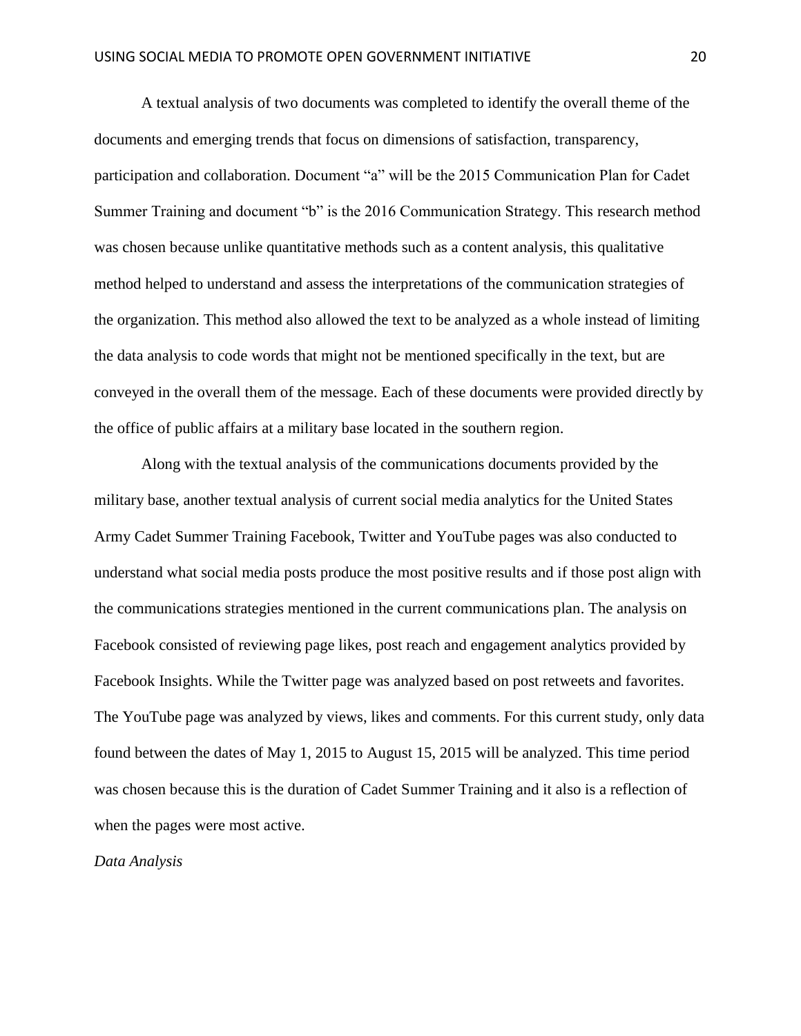A textual analysis of two documents was completed to identify the overall theme of the documents and emerging trends that focus on dimensions of satisfaction, transparency, participation and collaboration. Document "a" will be the 2015 Communication Plan for Cadet Summer Training and document "b" is the 2016 Communication Strategy. This research method was chosen because unlike quantitative methods such as a content analysis, this qualitative method helped to understand and assess the interpretations of the communication strategies of the organization. This method also allowed the text to be analyzed as a whole instead of limiting the data analysis to code words that might not be mentioned specifically in the text, but are conveyed in the overall them of the message. Each of these documents were provided directly by the office of public affairs at a military base located in the southern region.

Along with the textual analysis of the communications documents provided by the military base, another textual analysis of current social media analytics for the United States Army Cadet Summer Training Facebook, Twitter and YouTube pages was also conducted to understand what social media posts produce the most positive results and if those post align with the communications strategies mentioned in the current communications plan. The analysis on Facebook consisted of reviewing page likes, post reach and engagement analytics provided by Facebook Insights. While the Twitter page was analyzed based on post retweets and favorites. The YouTube page was analyzed by views, likes and comments. For this current study, only data found between the dates of May 1, 2015 to August 15, 2015 will be analyzed. This time period was chosen because this is the duration of Cadet Summer Training and it also is a reflection of when the pages were most active.

*Data Analysis*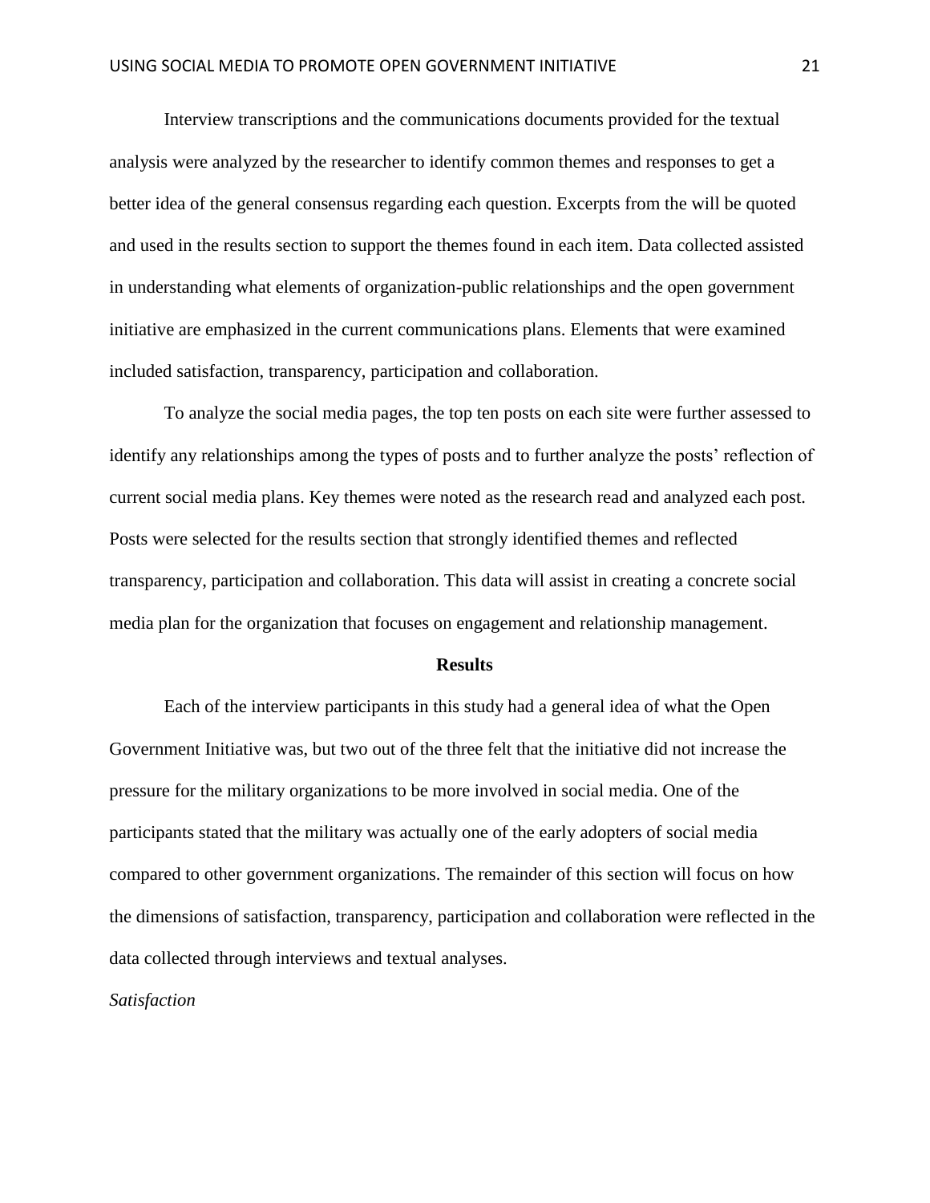Interview transcriptions and the communications documents provided for the textual analysis were analyzed by the researcher to identify common themes and responses to get a better idea of the general consensus regarding each question. Excerpts from the will be quoted and used in the results section to support the themes found in each item. Data collected assisted in understanding what elements of organization-public relationships and the open government initiative are emphasized in the current communications plans. Elements that were examined included satisfaction, transparency, participation and collaboration.

To analyze the social media pages, the top ten posts on each site were further assessed to identify any relationships among the types of posts and to further analyze the posts' reflection of current social media plans. Key themes were noted as the research read and analyzed each post. Posts were selected for the results section that strongly identified themes and reflected transparency, participation and collaboration. This data will assist in creating a concrete social media plan for the organization that focuses on engagement and relationship management.

## Results

Each of the interview participants in this study had a general idea of what the Open Government Initiative was, but two out of the three felt that the initiative did not increase the pressure for the military organizations to be more involved in social media. One of the participants stated that the military was actually one of the early adopters of social media compared to other government organizations. The remainder of this section will focus on how the dimensions of satisfaction, transparency, participation and collaboration were reflected in the data collected through interviews and textual analyses.

### *Satisfaction*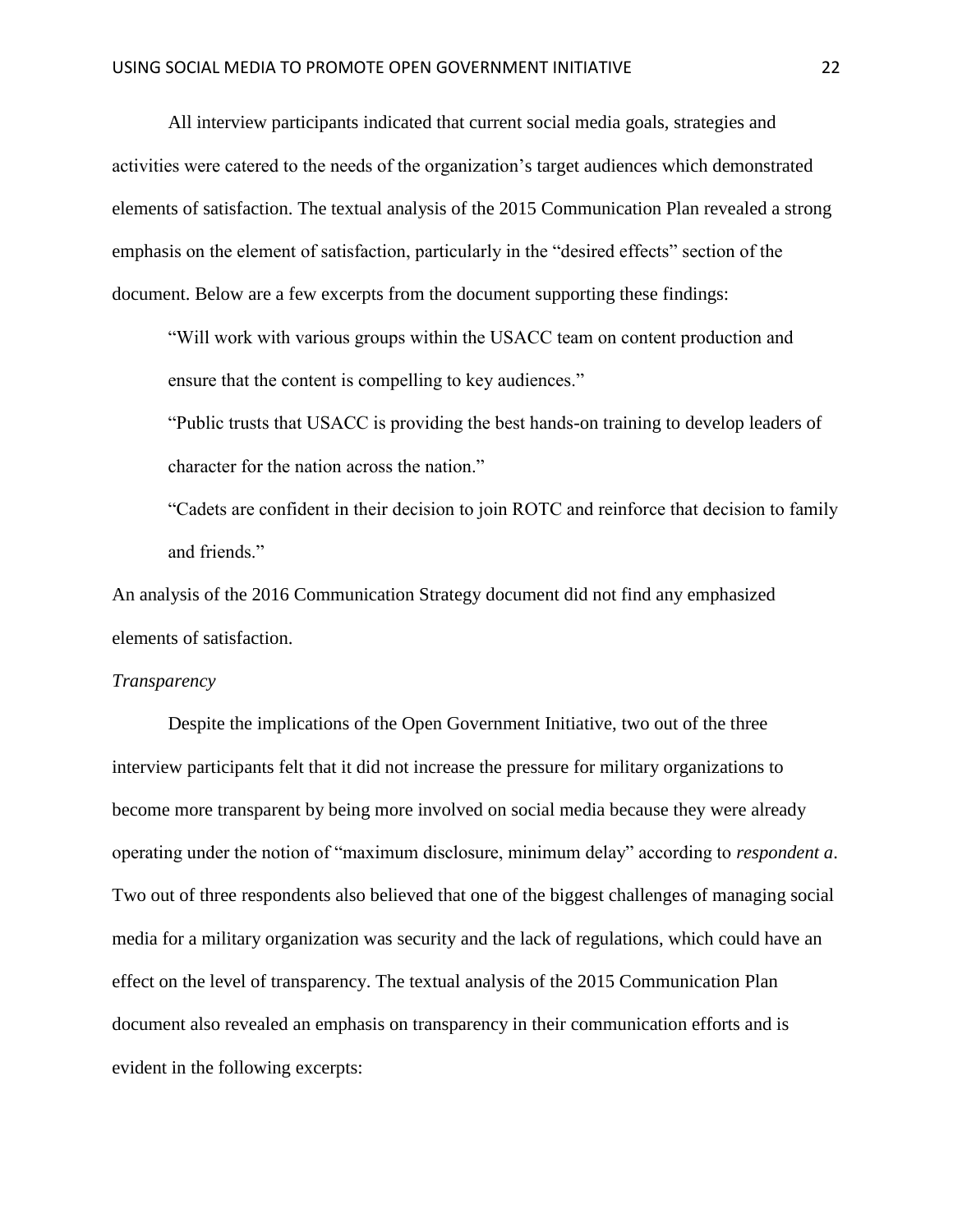All interview participants indicated that current social media goals, strategies and activities were catered to the needs of the organization's target audiences which demonstrated elements of satisfaction. The textual analysis of the 2015 Communication Plan revealed a strong emphasis on the element of satisfaction, particularly in the "desired effects" section of the document. Below are a few excerpts from the document supporting these findings:

> "Will work with various groups within the USACC team on content production and ensure that the content is compelling to key audiences."
>
> "Public trusts that USACC is providing the best hands-on training to develop leaders of character for the nation across the nation."
>
> "Cadets are confident in their decision to join ROTC and reinforce that decision to family and friends."

An analysis of the 2016 Communication Strategy document did not find any emphasized elements of satisfaction.

*Transparency*

Despite the implications of the Open Government Initiative, two out of the three interview participants felt that it did not increase the pressure for military organizations to become more transparent by being more involved on social media because they were already operating under the notion of "maximum disclosure, minimum delay" according to *respondent a*. Two out of three respondents also believed that one of the biggest challenges of managing social media for a military organization was security and the lack of regulations, which could have an effect on the level of transparency. The textual analysis of the 2015 Communication Plan document also revealed an emphasis on transparency in their communication efforts and is evident in the following excerpts: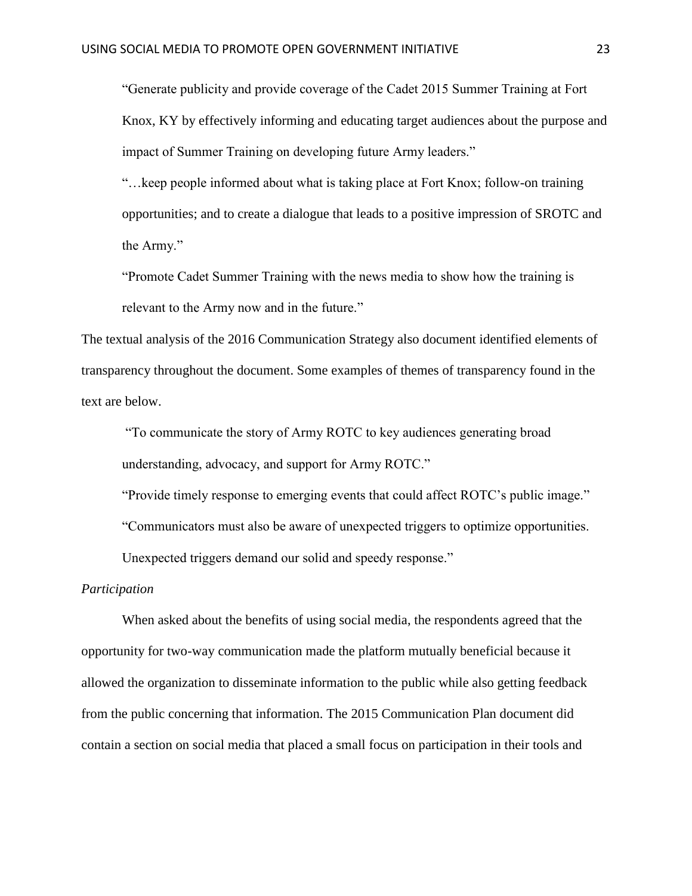> "Generate publicity and provide coverage of the Cadet 2015 Summer Training at Fort Knox, KY by effectively informing and educating target audiences about the purpose and impact of Summer Training on developing future Army leaders."
>
> "…keep people informed about what is taking place at Fort Knox; follow-on training opportunities; and to create a dialogue that leads to a positive impression of SROTC and the Army."
>
> "Promote Cadet Summer Training with the news media to show how the training is relevant to the Army now and in the future."

The textual analysis of the 2016 Communication Strategy also document identified elements of transparency throughout the document. Some examples of themes of transparency found in the text are below.

> "To communicate the story of Army ROTC to key audiences generating broad understanding, advocacy, and support for Army ROTC."
>
> "Provide timely response to emerging events that could affect ROTC's public image."
>
> "Communicators must also be aware of unexpected triggers to optimize opportunities. Unexpected triggers demand our solid and speedy response."

*Participation*

When asked about the benefits of using social media, the respondents agreed that the opportunity for two-way communication made the platform mutually beneficial because it allowed the organization to disseminate information to the public while also getting feedback from the public concerning that information. The 2015 Communication Plan document did contain a section on social media that placed a small focus on participation in their tools and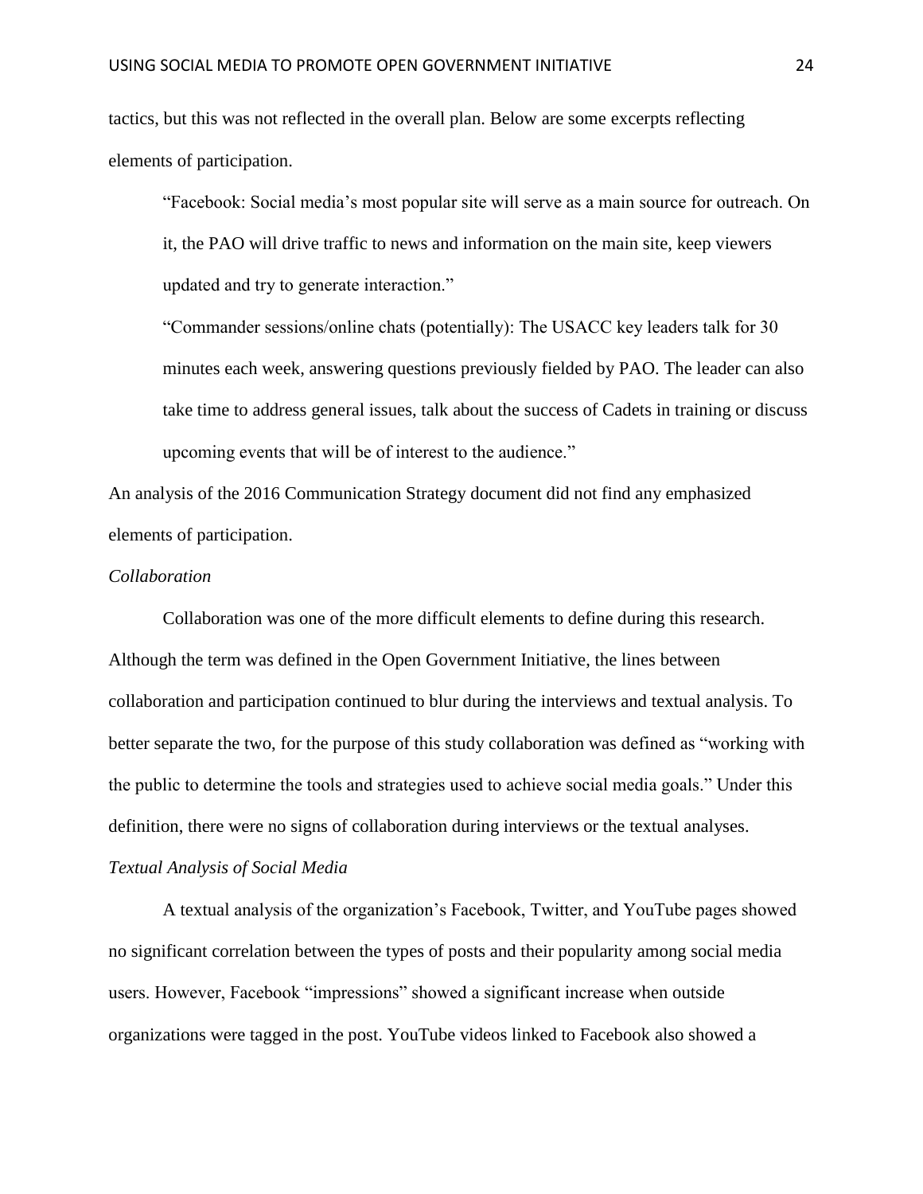tactics, but this was not reflected in the overall plan. Below are some excerpts reflecting elements of participation.

> "Facebook: Social media's most popular site will serve as a main source for outreach. On it, the PAO will drive traffic to news and information on the main site, keep viewers updated and try to generate interaction."
>
> "Commander sessions/online chats (potentially): The USACC key leaders talk for 30 minutes each week, answering questions previously fielded by PAO. The leader can also take time to address general issues, talk about the success of Cadets in training or discuss upcoming events that will be of interest to the audience."

An analysis of the 2016 Communication Strategy document did not find any emphasized elements of participation.

*Collaboration*

Collaboration was one of the more difficult elements to define during this research. Although the term was defined in the Open Government Initiative, the lines between collaboration and participation continued to blur during the interviews and textual analysis. To better separate the two, for the purpose of this study collaboration was defined as "working with the public to determine the tools and strategies used to achieve social media goals." Under this definition, there were no signs of collaboration during interviews or the textual analyses.

*Textual Analysis of Social Media*

A textual analysis of the organization's Facebook, Twitter, and YouTube pages showed no significant correlation between the types of posts and their popularity among social media users. However, Facebook "impressions" showed a significant increase when outside organizations were tagged in the post. YouTube videos linked to Facebook also showed a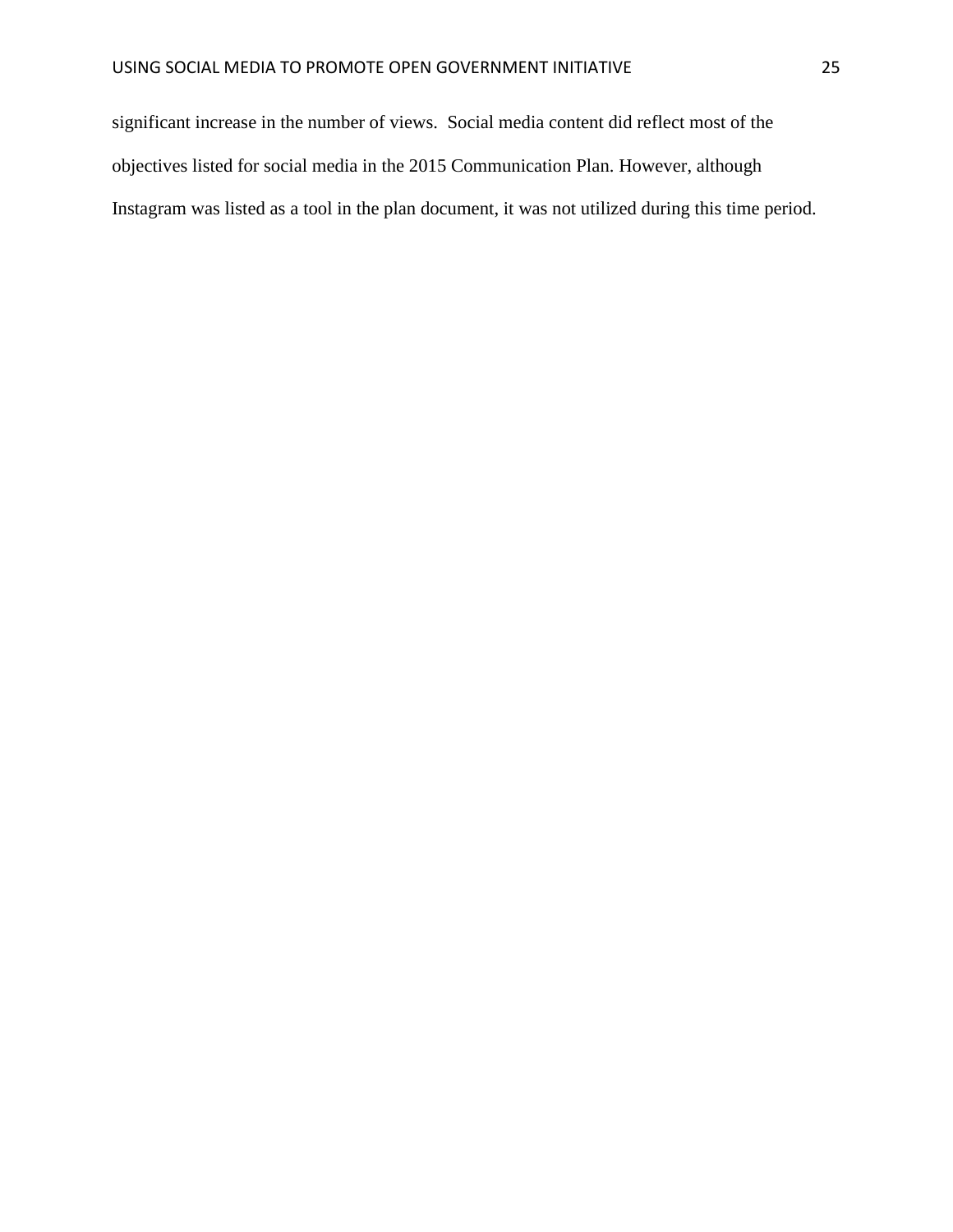significant increase in the number of views. Social media content did reflect most of the objectives listed for social media in the 2015 Communication Plan. However, although Instagram was listed as a tool in the plan document, it was not utilized during this time period.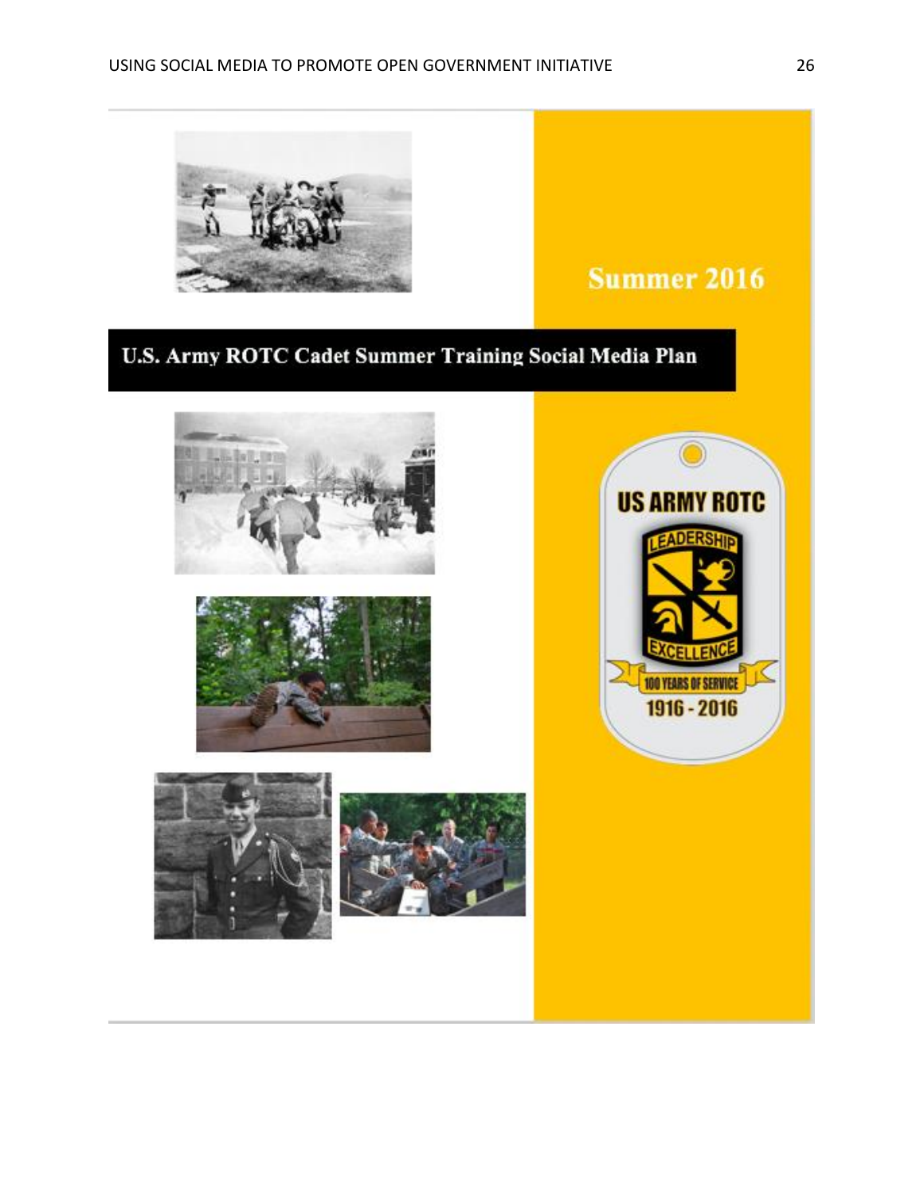Summer 2016

# U.S. Army ROTC Cadet Summer Training Social Media Plan

US ARMY ROTC

LEADERSHIP

EXCELLENCE

100 YEARS OF SERVICE

1916 - 2016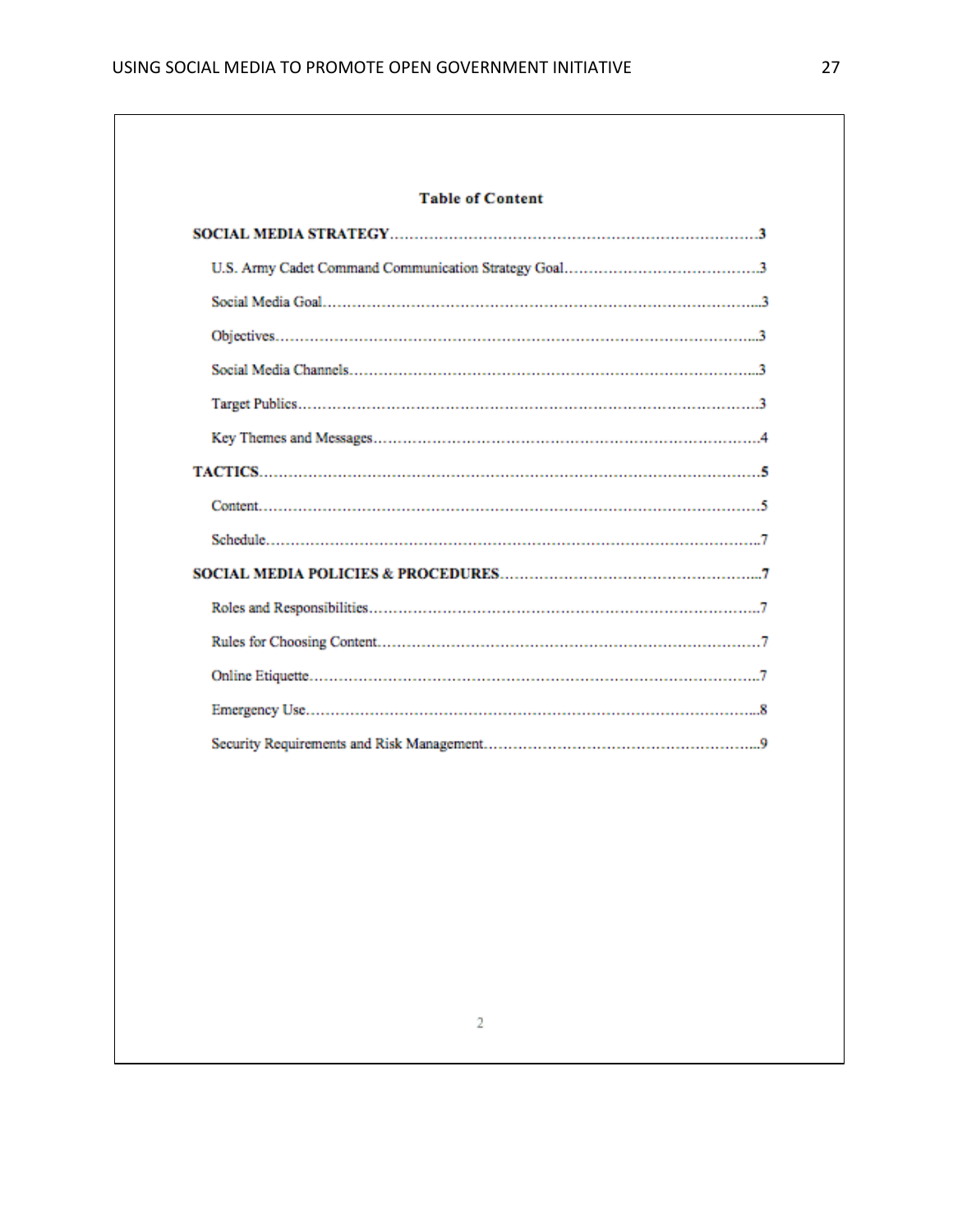**Table of Content**

**SOCIAL MEDIA STRATEGY**……………………………………………………………………**3**

U.S. Army Cadet Command Communication Strategy Goal…………………………………….3

Social Media Goal……………………………………………………………………………...3

Objectives………………………………………………………………………………………...3

Social Media Channels…………………………………………………………………………...3

Target Publics……………………………………………………………………………………….3

Key Themes and Messages……………………………………………………………………….4

**TACTICS**……………………………………………………………………………………………**5**

Content………………………………………………………………………………………………5

Schedule……………………………………………………………………………………………..7

**SOCIAL MEDIA POLICIES & PROCEDURES**……………………………………………...**7**

Roles and Responsibilities………………………………………………………………………..7

Rules for Choosing Content………………………………………………………………………7

Online Etiquette…………………………………………………………………………………….7

Emergency Use……………………………………………………………………………………...8

Security Requirements and Risk Management………………………………………………...9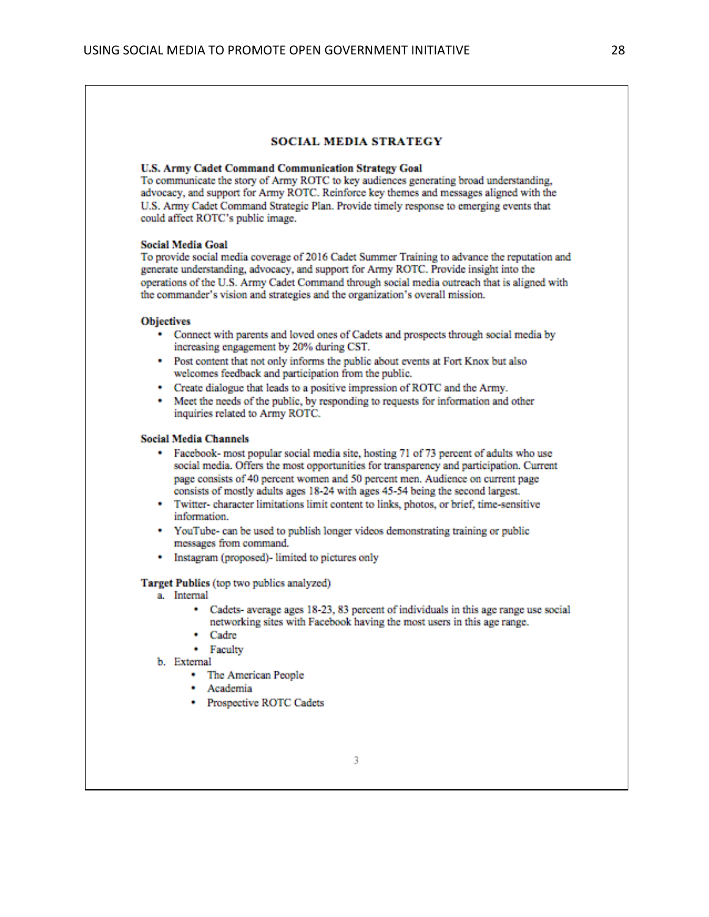## SOCIAL MEDIA STRATEGY

**U.S. Army Cadet Command Communication Strategy Goal**
To communicate the story of Army ROTC to key audiences generating broad understanding, advocacy, and support for Army ROTC. Reinforce key themes and messages aligned with the U.S. Army Cadet Command Strategic Plan. Provide timely response to emerging events that could affect ROTC's public image.

**Social Media Goal**
To provide social media coverage of 2016 Cadet Summer Training to advance the reputation and generate understanding, advocacy, and support for Army ROTC. Provide insight into the operations of the U.S. Army Cadet Command through social media outreach that is aligned with the commander's vision and strategies and the organization's overall mission.

**Objectives**

- Connect with parents and loved ones of Cadets and prospects through social media by increasing engagement by 20% during CST.
- Post content that not only informs the public about events at Fort Knox but also welcomes feedback and participation from the public.
- Create dialogue that leads to a positive impression of ROTC and the Army.
- Meet the needs of the public, by responding to requests for information and other inquiries related to Army ROTC.

**Social Media Channels**

- Facebook- most popular social media site, hosting 71 of 73 percent of adults who use social media. Offers the most opportunities for transparency and participation. Current page consists of 40 percent women and 50 percent men. Audience on current page consists of mostly adults ages 18-24 with ages 45-54 being the second largest.
- Twitter- character limitations limit content to links, photos, or brief, time-sensitive information.
- YouTube- can be used to publish longer videos demonstrating training or public messages from command.
- Instagram (proposed)- limited to pictures only

**Target Publics** (top two publics analyzed)

a. Internal
   - Cadets- average ages 18-23, 83 percent of individuals in this age range use social networking sites with Facebook having the most users in this age range.
   - Cadre
   - Faculty

b. External
   - The American People
   - Academia
   - Prospective ROTC Cadets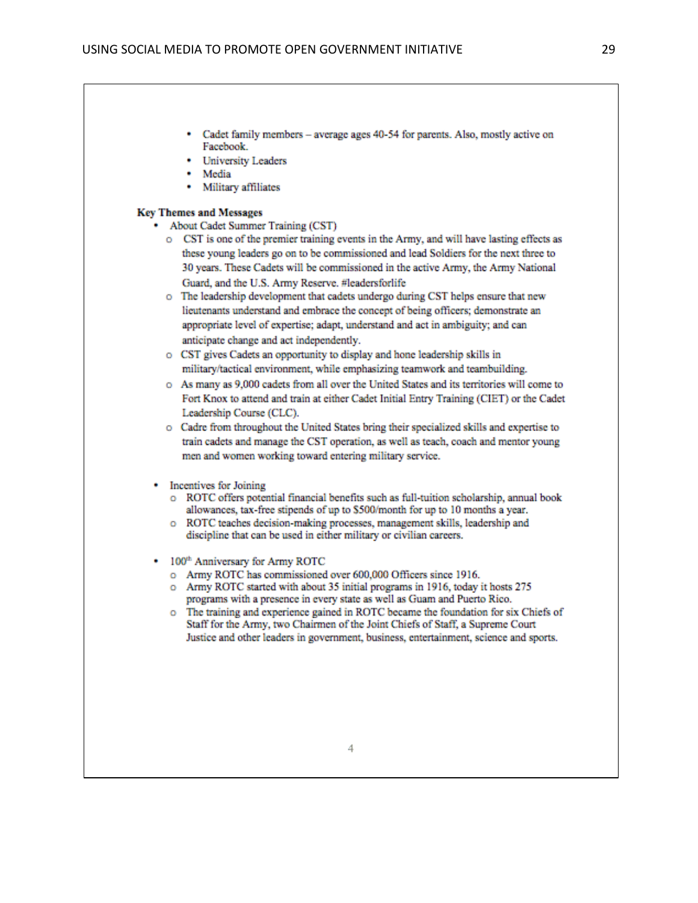- Cadet family members – average ages 40-54 for parents. Also, mostly active on Facebook.
- University Leaders
- Media
- Military affiliates

**Key Themes and Messages**

- About Cadet Summer Training (CST)
  - CST is one of the premier training events in the Army, and will have lasting effects as these young leaders go on to be commissioned and lead Soldiers for the next three to 30 years. These Cadets will be commissioned in the active Army, the Army National Guard, and the U.S. Army Reserve. #leadersforlife
  - The leadership development that cadets undergo during CST helps ensure that new lieutenants understand and embrace the concept of being officers; demonstrate an appropriate level of expertise; adapt, understand and act in ambiguity; and can anticipate change and act independently.
  - CST gives Cadets an opportunity to display and hone leadership skills in military/tactical environment, while emphasizing teamwork and teambuilding.
  - As many as 9,000 cadets from all over the United States and its territories will come to Fort Knox to attend and train at either Cadet Initial Entry Training (CIET) or the Cadet Leadership Course (CLC).
  - Cadre from throughout the United States bring their specialized skills and expertise to train cadets and manage the CST operation, as well as teach, coach and mentor young men and women working toward entering military service.

- Incentives for Joining
  - ROTC offers potential financial benefits such as full-tuition scholarship, annual book allowances, tax-free stipends of up to $500/month for up to 10 months a year.
  - ROTC teaches decision-making processes, management skills, leadership and discipline that can be used in either military or civilian careers.

- 100th Anniversary for Army ROTC
  - Army ROTC has commissioned over 600,000 Officers since 1916.
  - Army ROTC started with about 35 initial programs in 1916, today it hosts 275 programs with a presence in every state as well as Guam and Puerto Rico.
  - The training and experience gained in ROTC became the foundation for six Chiefs of Staff for the Army, two Chairmen of the Joint Chiefs of Staff, a Supreme Court Justice and other leaders in government, business, entertainment, science and sports.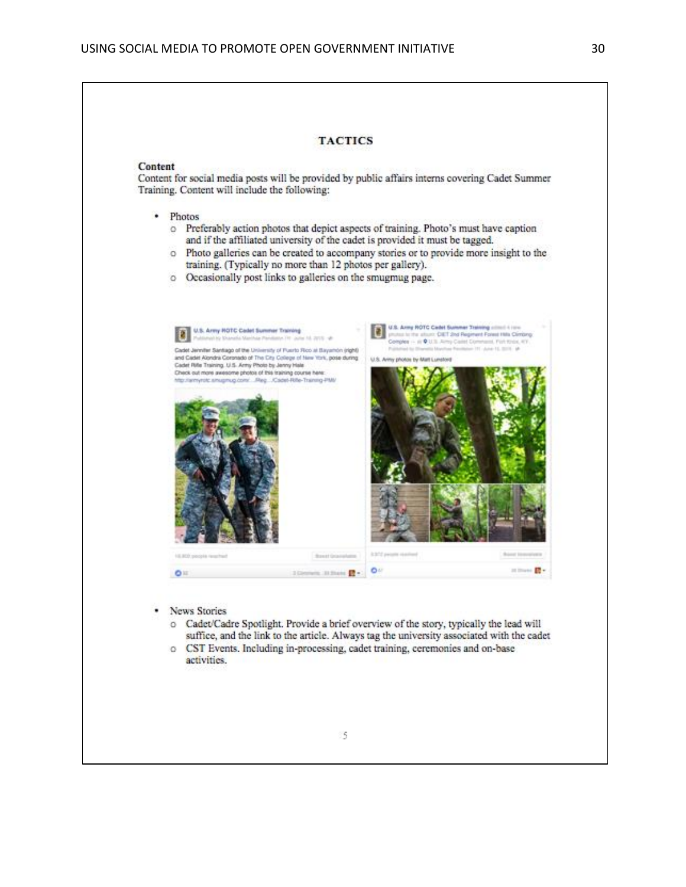# TACTICS

## Content

Content for social media posts will be provided by public affairs interns covering Cadet Summer Training. Content will include the following:

- Photos
  - Preferably action photos that depict aspects of training. Photo's must have caption and if the affiliated university of the cadet is provided it must be tagged.
  - Photo galleries can be created to accompany stories or to provide more insight to the training. (Typically no more than 12 photos per gallery).
  - Occasionally post links to galleries on the smugmug page.

- News Stories
  - Cadet/Cadre Spotlight. Provide a brief overview of the story, typically the lead will suffice, and the link to the article. Always tag the university associated with the cadet
  - CST Events. Including in-processing, cadet training, ceremonies and on-base activities.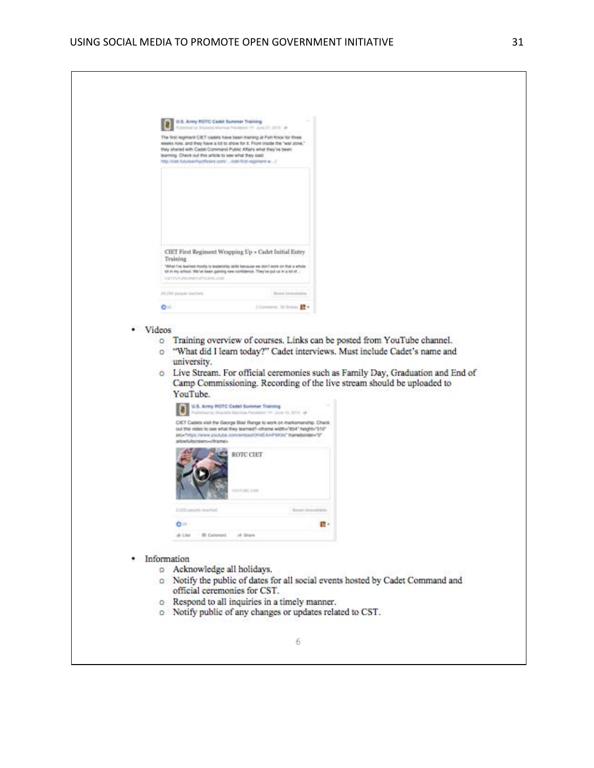- Videos
  - Training overview of courses. Links can be posted from YouTube channel.
  - "What did I learn today?" Cadet interviews. Must include Cadet's name and university.
  - Live Stream. For official ceremonies such as Family Day, Graduation and End of Camp Commissioning. Recording of the live stream should be uploaded to YouTube.
- Information
  - Acknowledge all holidays.
  - Notify the public of dates for all social events hosted by Cadet Command and official ceremonies for CST.
  - Respond to all inquiries in a timely manner.
  - Notify public of any changes or updates related to CST.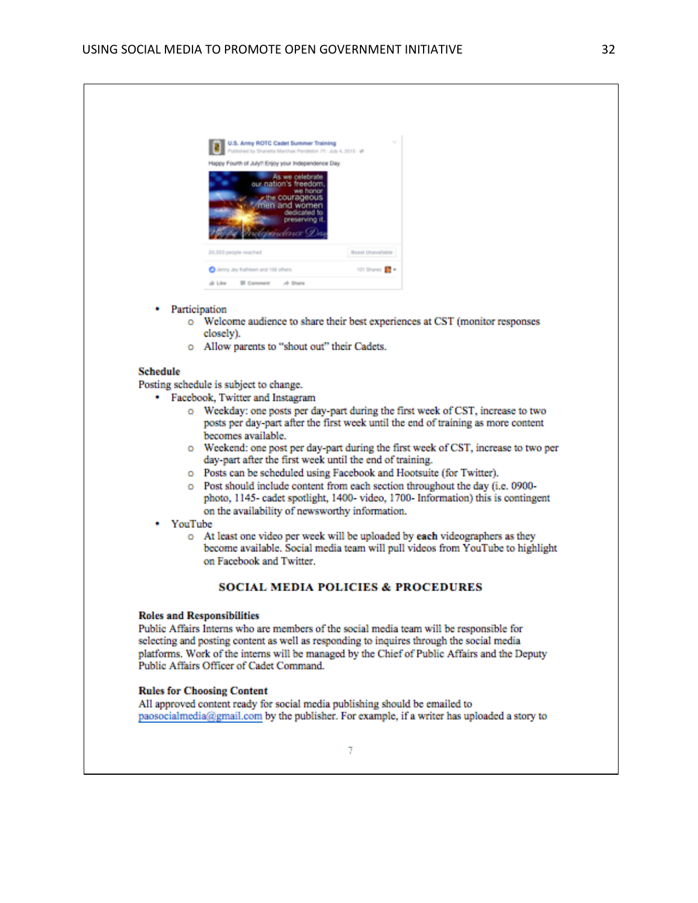- Participation
  - Welcome audience to share their best experiences at CST (monitor responses closely).
  - Allow parents to "shout out" their Cadets.

**Schedule**

Posting schedule is subject to change.

- Facebook, Twitter and Instagram
  - Weekday: one posts per day-part during the first week of CST, increase to two posts per day-part after the first week until the end of training as more content becomes available.
  - Weekend: one post per day-part during the first week of CST, increase to two per day-part after the first week until the end of training.
  - Posts can be scheduled using Facebook and Hootsuite (for Twitter).
  - Post should include content from each section throughout the day (i.e. 0900- photo, 1145- cadet spotlight, 1400- video, 1700- Information) this is contingent on the availability of newsworthy information.
- YouTube
  - At least one video per week will be uploaded by **each** videographers as they become available. Social media team will pull videos from YouTube to highlight on Facebook and Twitter.

## SOCIAL MEDIA POLICIES & PROCEDURES

**Roles and Responsibilities**

Public Affairs Interns who are members of the social media team will be responsible for selecting and posting content as well as responding to inquires through the social media platforms. Work of the interns will be managed by the Chief of Public Affairs and the Deputy Public Affairs Officer of Cadet Command.

**Rules for Choosing Content**

All approved content ready for social media publishing should be emailed to paosocialmedia@gmail.com by the publisher. For example, if a writer has uploaded a story to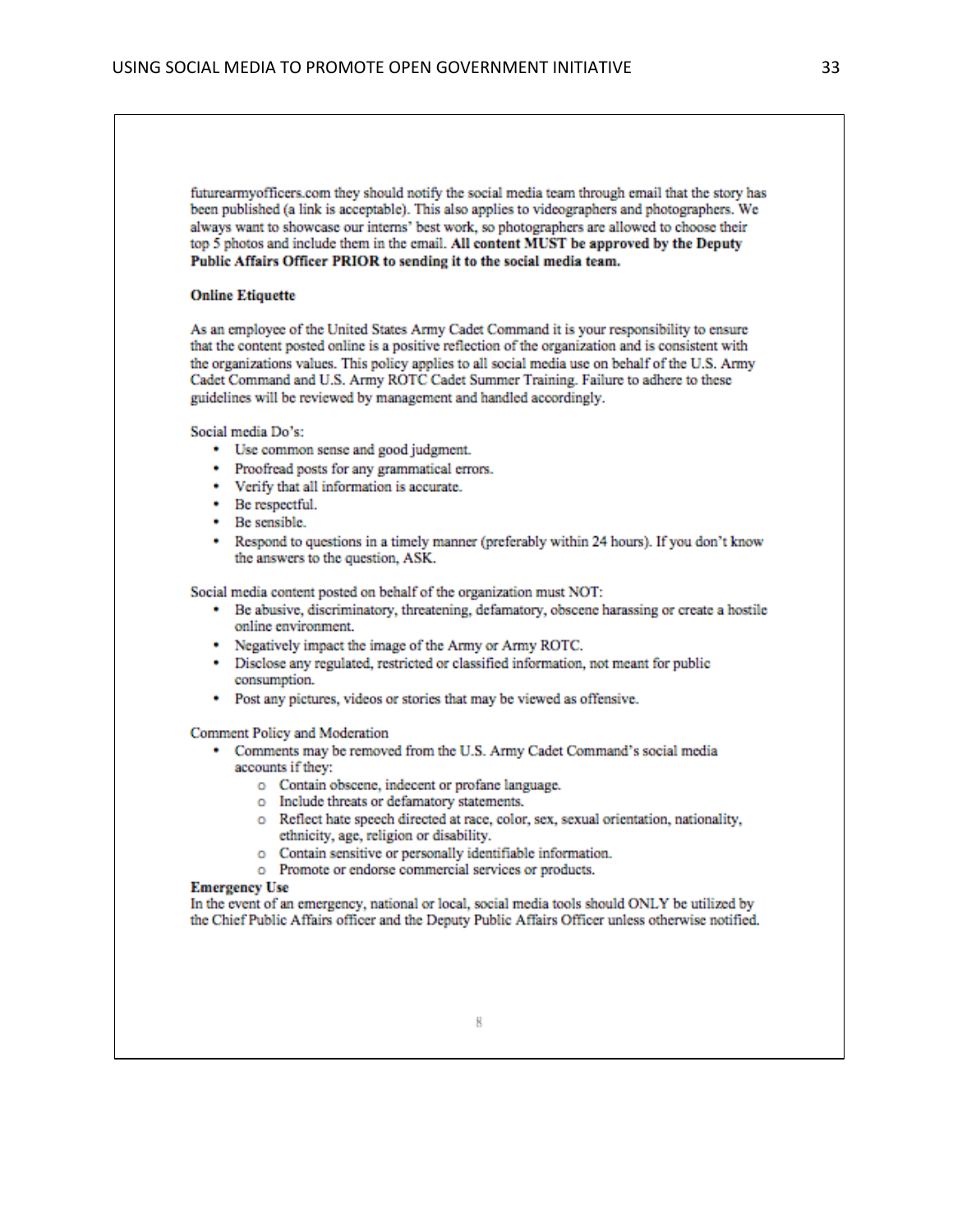futurearmyofficers.com they should notify the social media team through email that the story has been published (a link is acceptable). This also applies to videographers and photographers. We always want to showcase our interns' best work, so photographers are allowed to choose their top 5 photos and include them in the email. **All content MUST be approved by the Deputy Public Affairs Officer PRIOR to sending it to the social media team.**

**Online Etiquette**

As an employee of the United States Army Cadet Command it is your responsibility to ensure that the content posted online is a positive reflection of the organization and is consistent with the organizations values. This policy applies to all social media use on behalf of the U.S. Army Cadet Command and U.S. Army ROTC Cadet Summer Training. Failure to adhere to these guidelines will be reviewed by management and handled accordingly.

Social media Do's:

- Use common sense and good judgment.
- Proofread posts for any grammatical errors.
- Verify that all information is accurate.
- Be respectful.
- Be sensible.
- Respond to questions in a timely manner (preferably within 24 hours). If you don't know the answers to the question, ASK.

Social media content posted on behalf of the organization must NOT:

- Be abusive, discriminatory, threatening, defamatory, obscene harassing or create a hostile online environment.
- Negatively impact the image of the Army or Army ROTC.
- Disclose any regulated, restricted or classified information, not meant for public consumption.
- Post any pictures, videos or stories that may be viewed as offensive.

Comment Policy and Moderation

- Comments may be removed from the U.S. Army Cadet Command's social media accounts if they:
  - Contain obscene, indecent or profane language.
  - Include threats or defamatory statements.
  - Reflect hate speech directed at race, color, sex, sexual orientation, nationality, ethnicity, age, religion or disability.
  - Contain sensitive or personally identifiable information.
  - Promote or endorse commercial services or products.

**Emergency Use**

In the event of an emergency, national or local, social media tools should ONLY be utilized by the Chief Public Affairs officer and the Deputy Public Affairs Officer unless otherwise notified.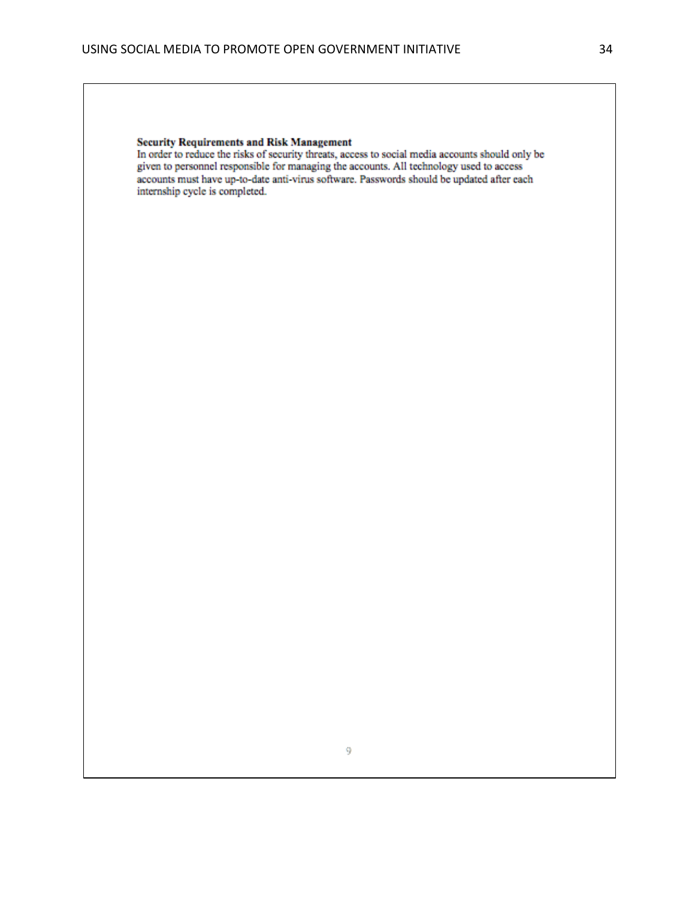**Security Requirements and Risk Management**

In order to reduce the risks of security threats, access to social media accounts should only be given to personnel responsible for managing the accounts. All technology used to access accounts must have up-to-date anti-virus software. Passwords should be updated after each internship cycle is completed.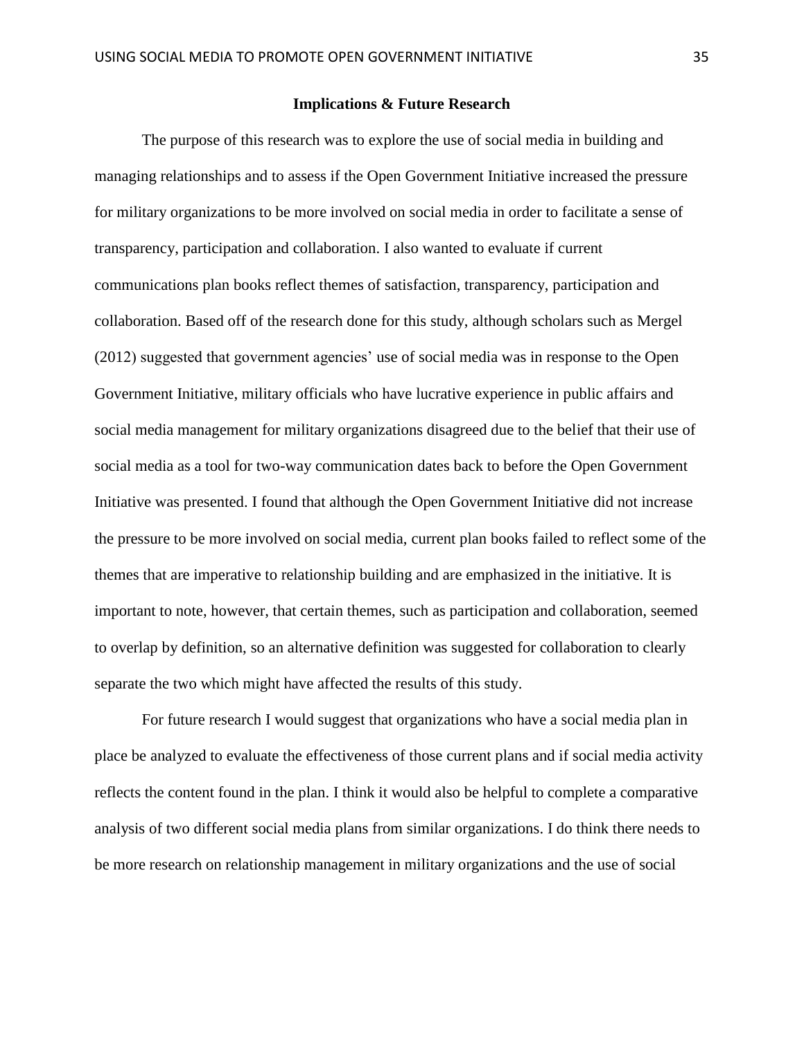## Implications & Future Research

The purpose of this research was to explore the use of social media in building and managing relationships and to assess if the Open Government Initiative increased the pressure for military organizations to be more involved on social media in order to facilitate a sense of transparency, participation and collaboration. I also wanted to evaluate if current communications plan books reflect themes of satisfaction, transparency, participation and collaboration. Based off of the research done for this study, although scholars such as Mergel (2012) suggested that government agencies' use of social media was in response to the Open Government Initiative, military officials who have lucrative experience in public affairs and social media management for military organizations disagreed due to the belief that their use of social media as a tool for two-way communication dates back to before the Open Government Initiative was presented. I found that although the Open Government Initiative did not increase the pressure to be more involved on social media, current plan books failed to reflect some of the themes that are imperative to relationship building and are emphasized in the initiative. It is important to note, however, that certain themes, such as participation and collaboration, seemed to overlap by definition, so an alternative definition was suggested for collaboration to clearly separate the two which might have affected the results of this study.

For future research I would suggest that organizations who have a social media plan in place be analyzed to evaluate the effectiveness of those current plans and if social media activity reflects the content found in the plan. I think it would also be helpful to complete a comparative analysis of two different social media plans from similar organizations. I do think there needs to be more research on relationship management in military organizations and the use of social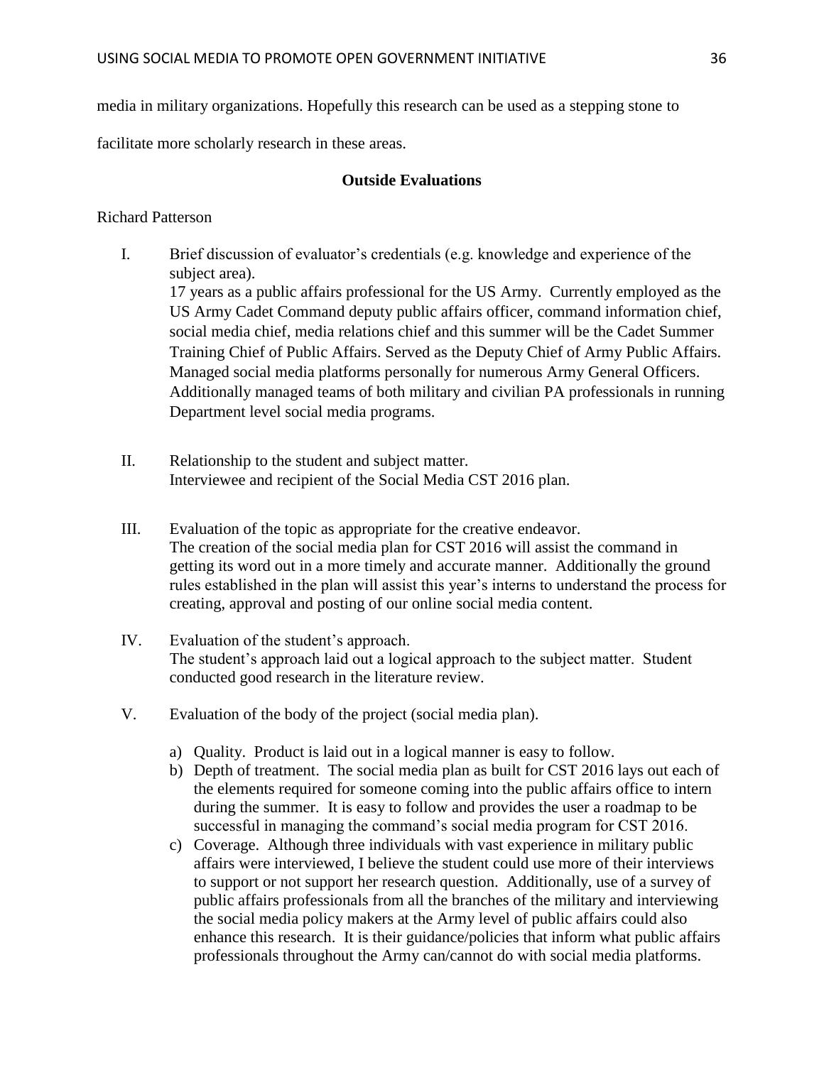media in military organizations. Hopefully this research can be used as a stepping stone to facilitate more scholarly research in these areas.

## Outside Evaluations

Richard Patterson

I. Brief discussion of evaluator's credentials (e.g. knowledge and experience of the subject area).
   17 years as a public affairs professional for the US Army. Currently employed as the US Army Cadet Command deputy public affairs officer, command information chief, social media chief, media relations chief and this summer will be the Cadet Summer Training Chief of Public Affairs. Served as the Deputy Chief of Army Public Affairs. Managed social media platforms personally for numerous Army General Officers. Additionally managed teams of both military and civilian PA professionals in running Department level social media programs.

II. Relationship to the student and subject matter.
   Interviewee and recipient of the Social Media CST 2016 plan.

III. Evaluation of the topic as appropriate for the creative endeavor.
   The creation of the social media plan for CST 2016 will assist the command in getting its word out in a more timely and accurate manner. Additionally the ground rules established in the plan will assist this year's interns to understand the process for creating, approval and posting of our online social media content.

IV. Evaluation of the student's approach.
   The student's approach laid out a logical approach to the subject matter. Student conducted good research in the literature review.

V. Evaluation of the body of the project (social media plan).

   a) Quality. Product is laid out in a logical manner is easy to follow.
   b) Depth of treatment. The social media plan as built for CST 2016 lays out each of the elements required for someone coming into the public affairs office to intern during the summer. It is easy to follow and provides the user a roadmap to be successful in managing the command's social media program for CST 2016.
   c) Coverage. Although three individuals with vast experience in military public affairs were interviewed, I believe the student could use more of their interviews to support or not support her research question. Additionally, use of a survey of public affairs professionals from all the branches of the military and interviewing the social media policy makers at the Army level of public affairs could also enhance this research. It is their guidance/policies that inform what public affairs professionals throughout the Army can/cannot do with social media platforms.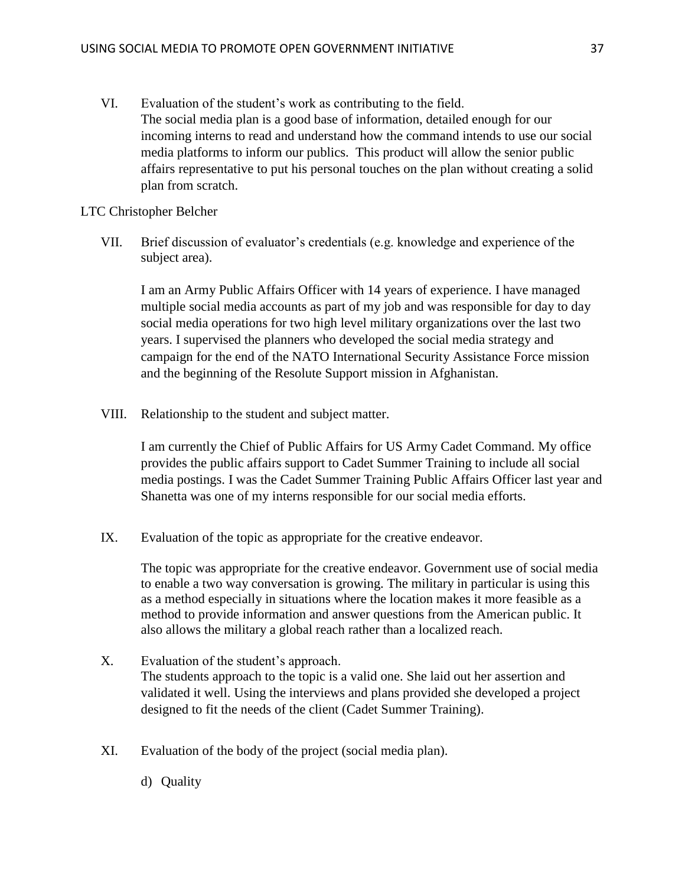VI. Evaluation of the student's work as contributing to the field.
The social media plan is a good base of information, detailed enough for our incoming interns to read and understand how the command intends to use our social media platforms to inform our publics. This product will allow the senior public affairs representative to put his personal touches on the plan without creating a solid plan from scratch.

LTC Christopher Belcher

VII. Brief discussion of evaluator's credentials (e.g. knowledge and experience of the subject area).

I am an Army Public Affairs Officer with 14 years of experience. I have managed multiple social media accounts as part of my job and was responsible for day to day social media operations for two high level military organizations over the last two years. I supervised the planners who developed the social media strategy and campaign for the end of the NATO International Security Assistance Force mission and the beginning of the Resolute Support mission in Afghanistan.

VIII. Relationship to the student and subject matter.

I am currently the Chief of Public Affairs for US Army Cadet Command. My office provides the public affairs support to Cadet Summer Training to include all social media postings. I was the Cadet Summer Training Public Affairs Officer last year and Shanetta was one of my interns responsible for our social media efforts.

IX. Evaluation of the topic as appropriate for the creative endeavor.

The topic was appropriate for the creative endeavor. Government use of social media to enable a two way conversation is growing. The military in particular is using this as a method especially in situations where the location makes it more feasible as a method to provide information and answer questions from the American public. It also allows the military a global reach rather than a localized reach.

X. Evaluation of the student's approach.
The students approach to the topic is a valid one. She laid out her assertion and validated it well. Using the interviews and plans provided she developed a project designed to fit the needs of the client (Cadet Summer Training).

XI. Evaluation of the body of the project (social media plan).

d) Quality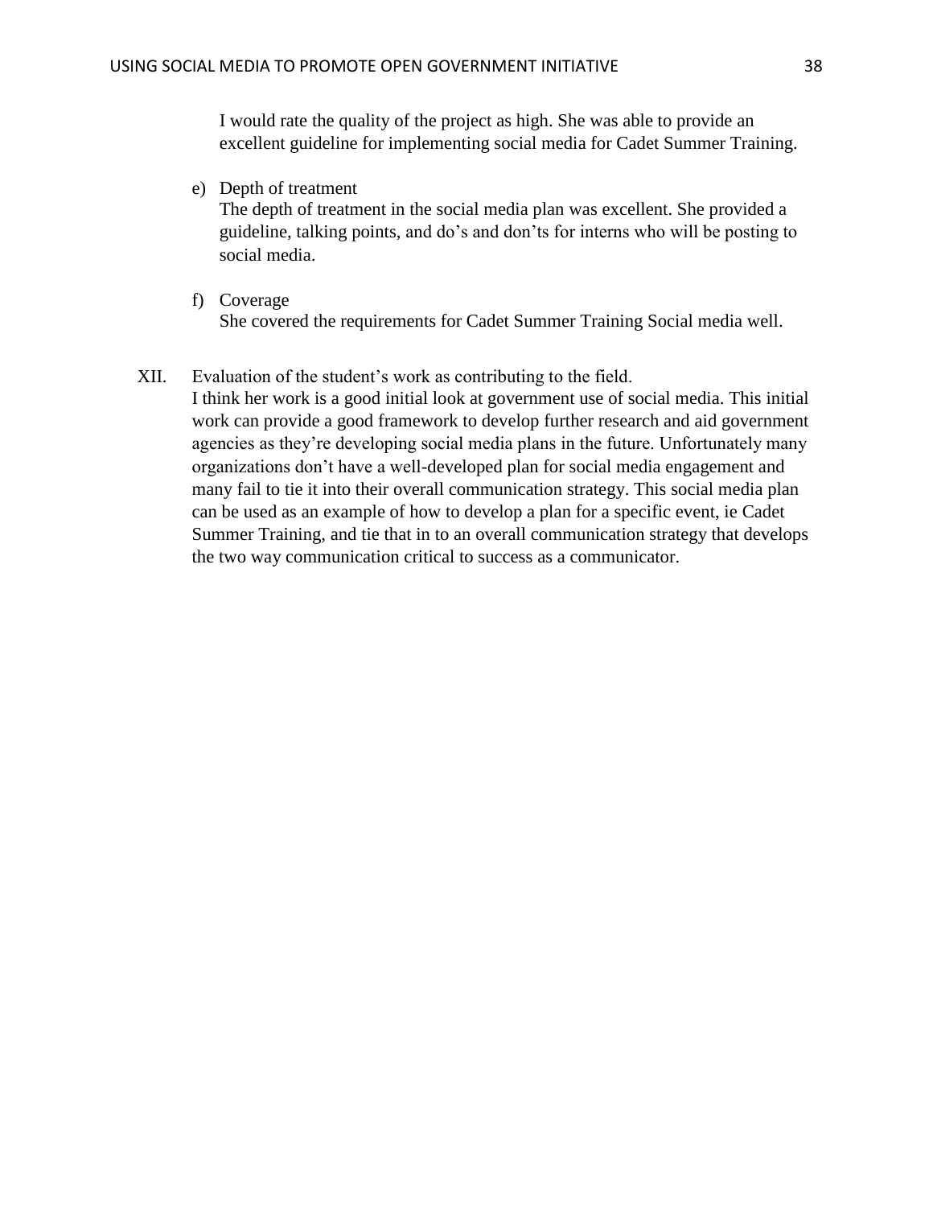I would rate the quality of the project as high. She was able to provide an excellent guideline for implementing social media for Cadet Summer Training.

e) Depth of treatment
   The depth of treatment in the social media plan was excellent. She provided a guideline, talking points, and do's and don'ts for interns who will be posting to social media.

f) Coverage
   She covered the requirements for Cadet Summer Training Social media well.

XII. Evaluation of the student's work as contributing to the field.
I think her work is a good initial look at government use of social media. This initial work can provide a good framework to develop further research and aid government agencies as they're developing social media plans in the future. Unfortunately many organizations don't have a well-developed plan for social media engagement and many fail to tie it into their overall communication strategy. This social media plan can be used as an example of how to develop a plan for a specific event, ie Cadet Summer Training, and tie that in to an overall communication strategy that develops the two way communication critical to success as a communicator.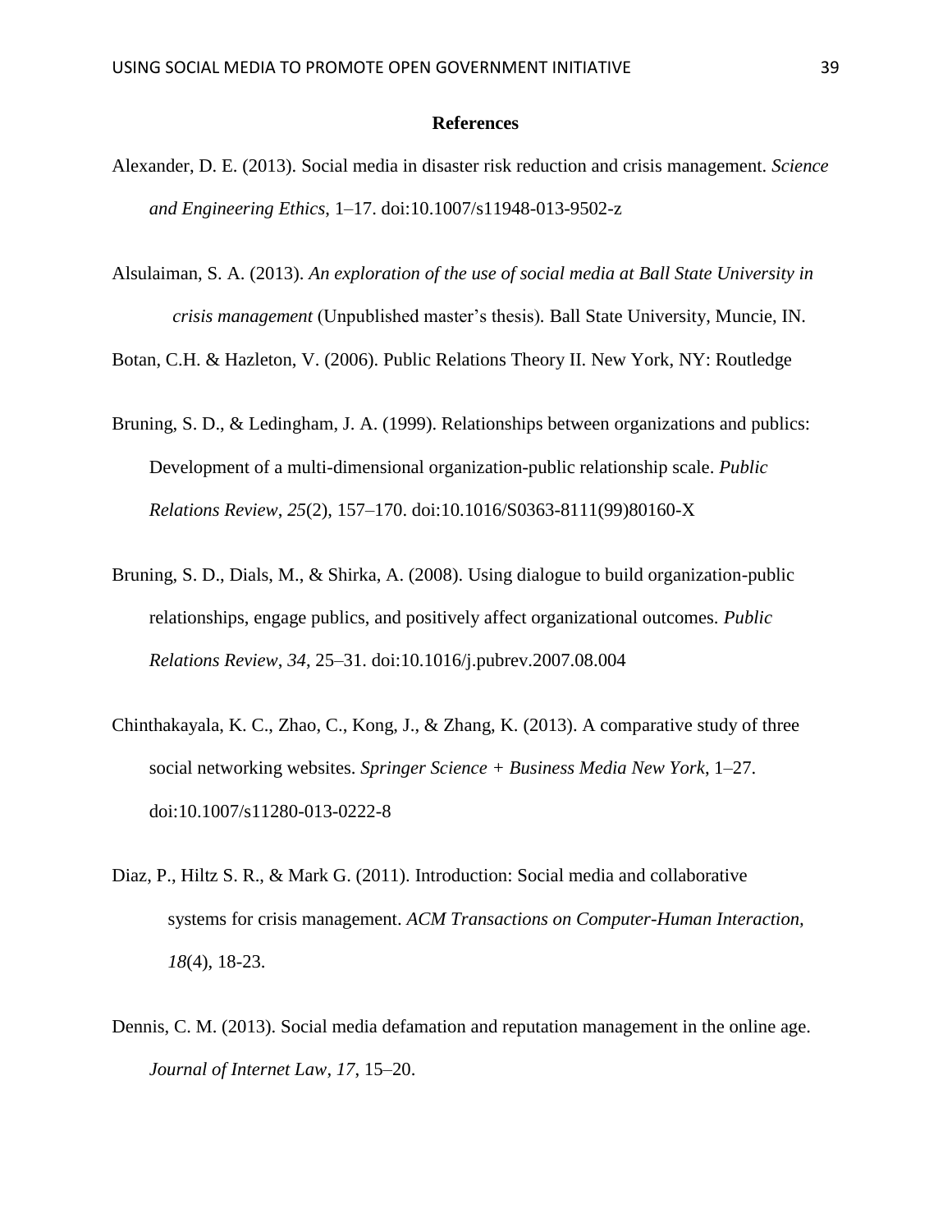**References**

Alexander, D. E. (2013). Social media in disaster risk reduction and crisis management. *Science and Engineering Ethics*, 1–17. doi:10.1007/s11948-013-9502-z

Alsulaiman, S. A. (2013). *An exploration of the use of social media at Ball State University in crisis management* (Unpublished master's thesis). Ball State University, Muncie, IN.

Botan, C.H. & Hazleton, V. (2006). Public Relations Theory II. New York, NY: Routledge

Bruning, S. D., & Ledingham, J. A. (1999). Relationships between organizations and publics: Development of a multi-dimensional organization-public relationship scale. *Public Relations Review*, *25*(2), 157–170. doi:10.1016/S0363-8111(99)80160-X

Bruning, S. D., Dials, M., & Shirka, A. (2008). Using dialogue to build organization-public relationships, engage publics, and positively affect organizational outcomes. *Public Relations Review*, *34*, 25–31. doi:10.1016/j.pubrev.2007.08.004

Chinthakayala, K. C., Zhao, C., Kong, J., & Zhang, K. (2013). A comparative study of three social networking websites. *Springer Science + Business Media New York*, 1–27. doi:10.1007/s11280-013-0222-8

Diaz, P., Hiltz S. R., & Mark G. (2011). Introduction: Social media and collaborative systems for crisis management. *ACM Transactions on Computer-Human Interaction, 18*(4), 18-23.

Dennis, C. M. (2013). Social media defamation and reputation management in the online age. *Journal of Internet Law*, *17*, 15–20.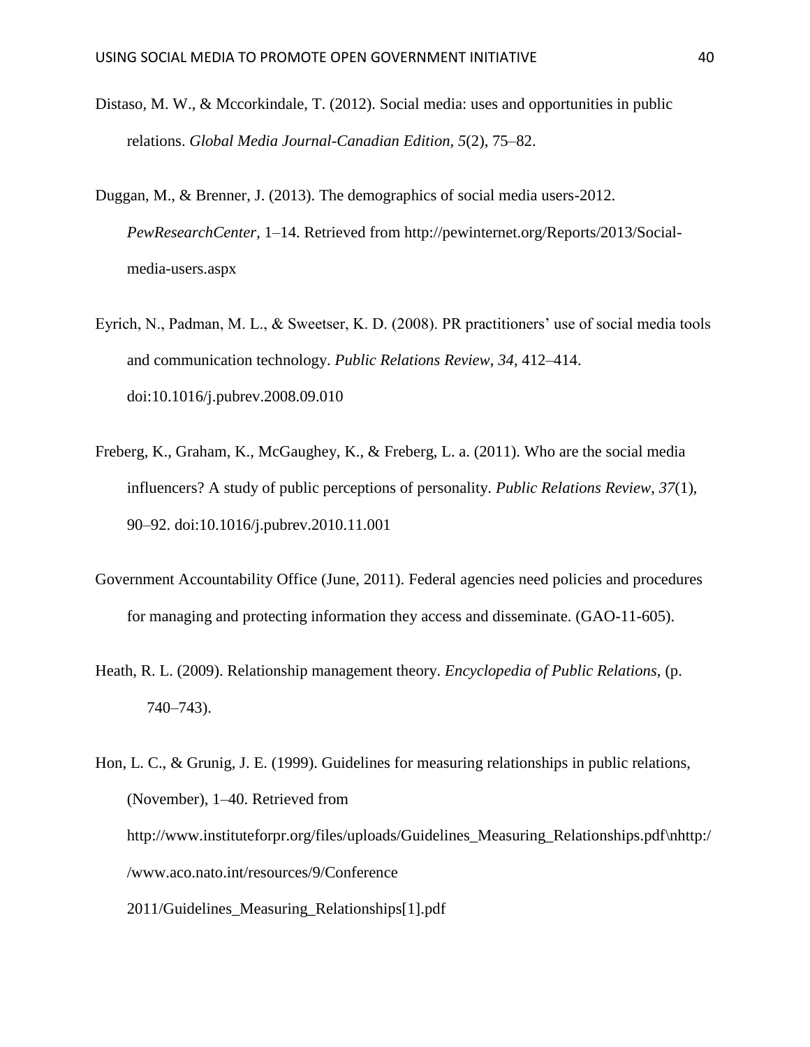Distaso, M. W., & Mccorkindale, T. (2012). Social media: uses and opportunities in public relations. *Global Media Journal-Canadian Edition, 5*(2), 75–82.

Duggan, M., & Brenner, J. (2013). The demographics of social media users-2012. *PewResearchCenter*, 1–14. Retrieved from http://pewinternet.org/Reports/2013/Social-media-users.aspx

Eyrich, N., Padman, M. L., & Sweetser, K. D. (2008). PR practitioners' use of social media tools and communication technology. *Public Relations Review*, *34*, 412–414. doi:10.1016/j.pubrev.2008.09.010

Freberg, K., Graham, K., McGaughey, K., & Freberg, L. a. (2011). Who are the social media influencers? A study of public perceptions of personality. *Public Relations Review*, *37*(1), 90–92. doi:10.1016/j.pubrev.2010.11.001

Government Accountability Office (June, 2011). Federal agencies need policies and procedures for managing and protecting information they access and disseminate. (GAO-11-605).

Heath, R. L. (2009). Relationship management theory. *Encyclopedia of Public Relations,* (p. 740–743).

Hon, L. C., & Grunig, J. E. (1999). Guidelines for measuring relationships in public relations, (November), 1–40. Retrieved from http://www.instituteforpr.org/files/uploads/Guidelines_Measuring_Relationships.pdf\nhttp://www.aco.nato.int/resources/9/Conference 2011/Guidelines_Measuring_Relationships[1].pdf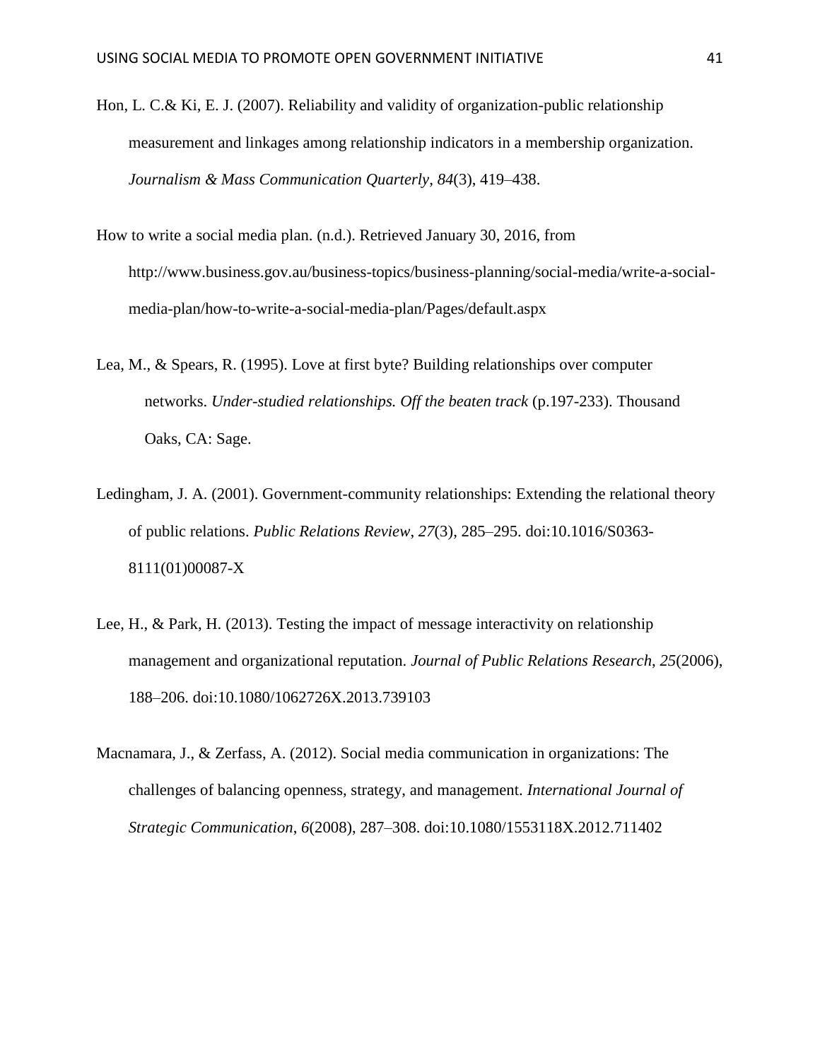Hon, L. C.& Ki, E. J. (2007). Reliability and validity of organization-public relationship measurement and linkages among relationship indicators in a membership organization. *Journalism & Mass Communication Quarterly*, *84*(3), 419–438.

How to write a social media plan. (n.d.). Retrieved January 30, 2016, from http://www.business.gov.au/business-topics/business-planning/social-media/write-a-social-media-plan/how-to-write-a-social-media-plan/Pages/default.aspx

Lea, M., & Spears, R. (1995). Love at first byte? Building relationships over computer networks. *Under-studied relationships. Off the beaten track* (p.197-233). Thousand Oaks, CA: Sage.

Ledingham, J. A. (2001). Government-community relationships: Extending the relational theory of public relations. *Public Relations Review*, *27*(3), 285–295. doi:10.1016/S0363-8111(01)00087-X

Lee, H., & Park, H. (2013). Testing the impact of message interactivity on relationship management and organizational reputation. *Journal of Public Relations Research*, *25*(2006), 188–206. doi:10.1080/1062726X.2013.739103

Macnamara, J., & Zerfass, A. (2012). Social media communication in organizations: The challenges of balancing openness, strategy, and management. *International Journal of Strategic Communication*, *6*(2008), 287–308. doi:10.1080/1553118X.2012.711402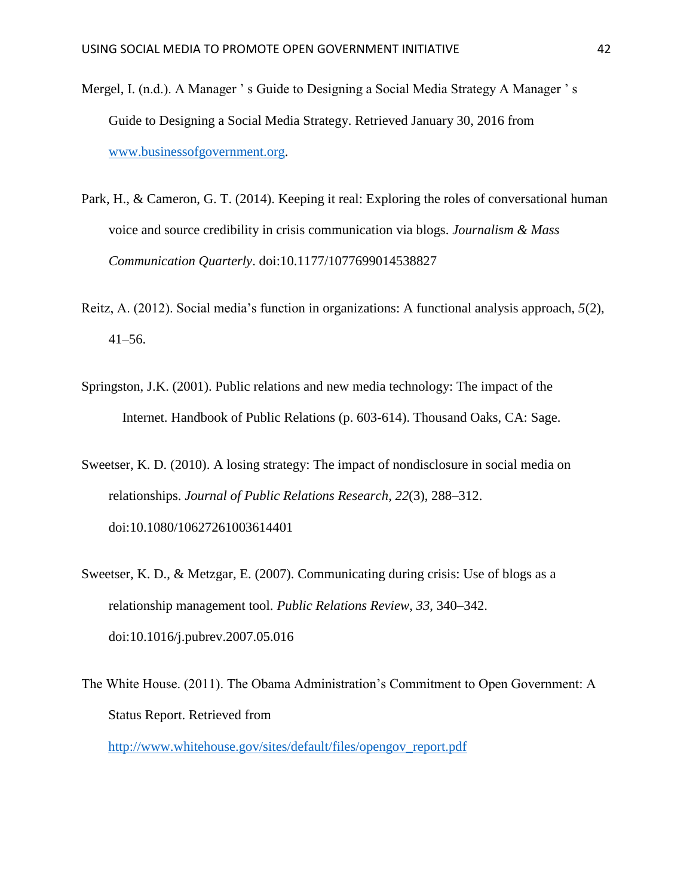Mergel, I. (n.d.). A Manager ' s Guide to Designing a Social Media Strategy A Manager ' s Guide to Designing a Social Media Strategy. Retrieved January 30, 2016 from [www.businessofgovernment.org](www.businessofgovernment.org).

Park, H., & Cameron, G. T. (2014). Keeping it real: Exploring the roles of conversational human voice and source credibility in crisis communication via blogs. *Journalism & Mass Communication Quarterly*. doi:10.1177/1077699014538827

Reitz, A. (2012). Social media's function in organizations: A functional analysis approach, *5*(2), 41–56.

Springston, J.K. (2001). Public relations and new media technology: The impact of the Internet. Handbook of Public Relations (p. 603-614). Thousand Oaks, CA: Sage.

Sweetser, K. D. (2010). A losing strategy: The impact of nondisclosure in social media on relationships. *Journal of Public Relations Research*, *22*(3), 288–312. doi:10.1080/10627261003614401

Sweetser, K. D., & Metzgar, E. (2007). Communicating during crisis: Use of blogs as a relationship management tool. *Public Relations Review*, *33*, 340–342. doi:10.1016/j.pubrev.2007.05.016

The White House. (2011). The Obama Administration's Commitment to Open Government: A Status Report. Retrieved from [http://www.whitehouse.gov/sites/default/files/opengov_report.pdf](http://www.whitehouse.gov/sites/default/files/opengov_report.pdf)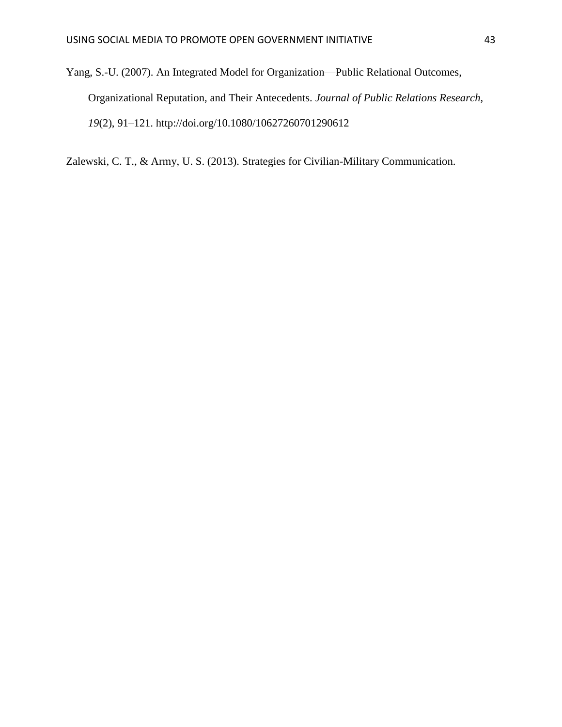Yang, S.-U. (2007). An Integrated Model for Organization—Public Relational Outcomes, Organizational Reputation, and Their Antecedents. *Journal of Public Relations Research*, *19*(2), 91–121. http://doi.org/10.1080/10627260701290612

Zalewski, C. T., & Army, U. S. (2013). Strategies for Civilian-Military Communication.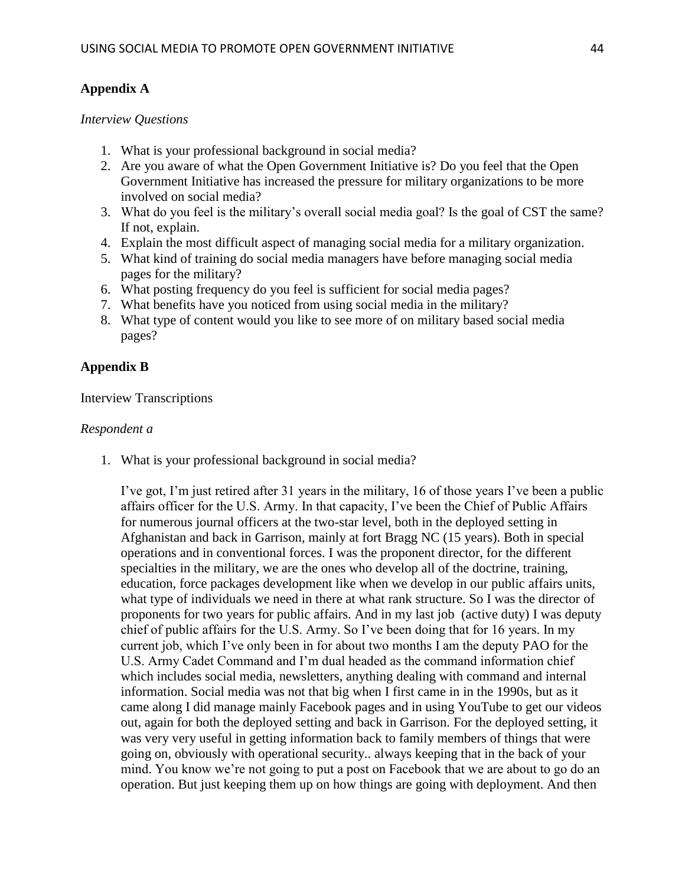## Appendix A

*Interview Questions*

1. What is your professional background in social media?
2. Are you aware of what the Open Government Initiative is? Do you feel that the Open Government Initiative has increased the pressure for military organizations to be more involved on social media?
3. What do you feel is the military's overall social media goal? Is the goal of CST the same? If not, explain.
4. Explain the most difficult aspect of managing social media for a military organization.
5. What kind of training do social media managers have before managing social media pages for the military?
6. What posting frequency do you feel is sufficient for social media pages?
7. What benefits have you noticed from using social media in the military?
8. What type of content would you like to see more of on military based social media pages?

## Appendix B

Interview Transcriptions

*Respondent a*

1. What is your professional background in social media?

   I've got, I'm just retired after 31 years in the military, 16 of those years I've been a public affairs officer for the U.S. Army. In that capacity, I've been the Chief of Public Affairs for numerous journal officers at the two-star level, both in the deployed setting in Afghanistan and back in Garrison, mainly at fort Bragg NC (15 years). Both in special operations and in conventional forces. I was the proponent director, for the different specialties in the military, we are the ones who develop all of the doctrine, training, education, force packages development like when we develop in our public affairs units, what type of individuals we need in there at what rank structure. So I was the director of proponents for two years for public affairs. And in my last job (active duty) I was deputy chief of public affairs for the U.S. Army. So I've been doing that for 16 years. In my current job, which I've only been in for about two months I am the deputy PAO for the U.S. Army Cadet Command and I'm dual headed as the command information chief which includes social media, newsletters, anything dealing with command and internal information. Social media was not that big when I first came in in the 1990s, but as it came along I did manage mainly Facebook pages and in using YouTube to get our videos out, again for both the deployed setting and back in Garrison. For the deployed setting, it was very very useful in getting information back to family members of things that were going on, obviously with operational security.. always keeping that in the back of your mind. You know we're not going to put a post on Facebook that we are about to go do an operation. But just keeping them up on how things are going with deployment. And then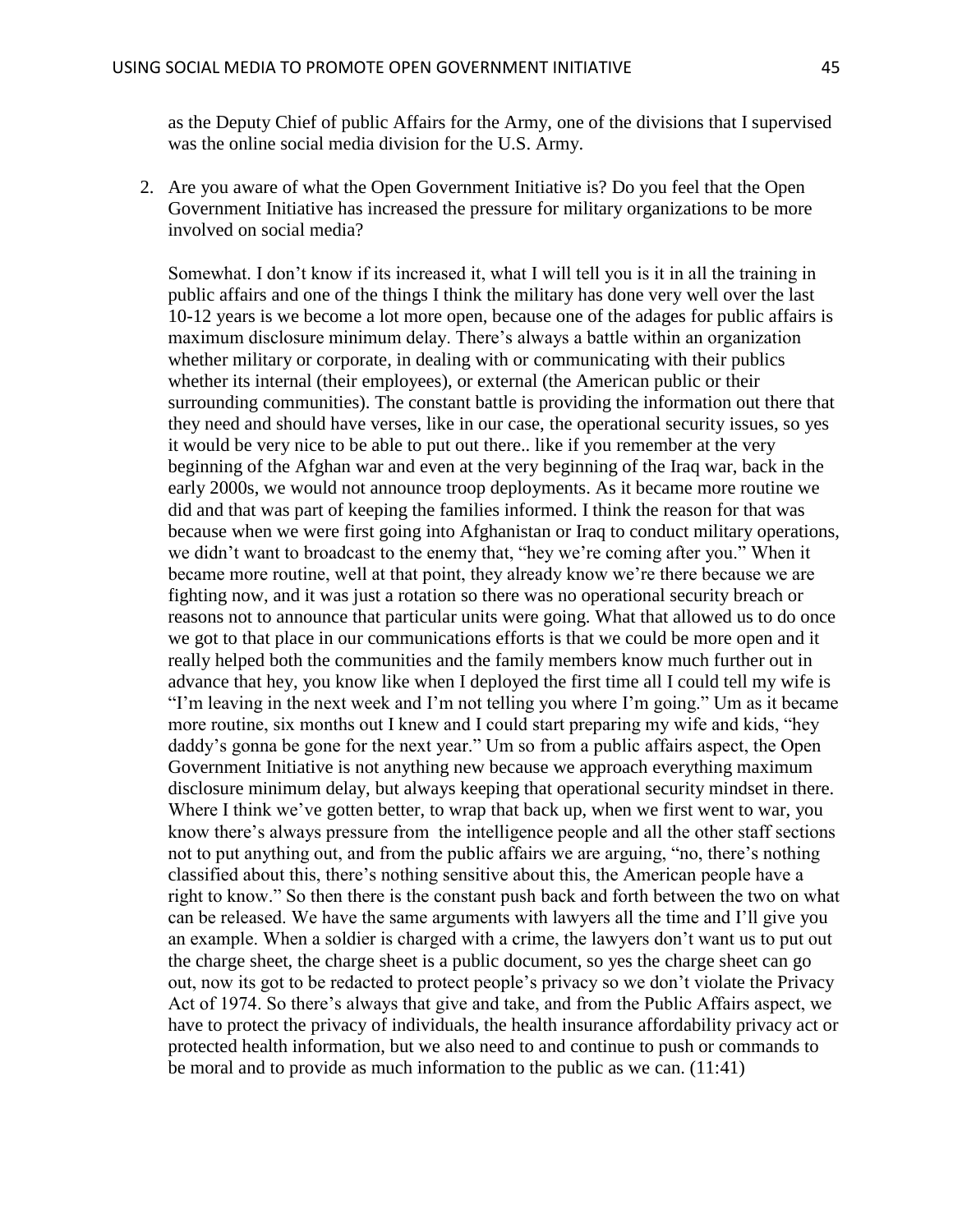as the Deputy Chief of public Affairs for the Army, one of the divisions that I supervised was the online social media division for the U.S. Army.

2. Are you aware of what the Open Government Initiative is? Do you feel that the Open Government Initiative has increased the pressure for military organizations to be more involved on social media?

   Somewhat. I don't know if its increased it, what I will tell you is it in all the training in public affairs and one of the things I think the military has done very well over the last 10-12 years is we become a lot more open, because one of the adages for public affairs is maximum disclosure minimum delay. There's always a battle within an organization whether military or corporate, in dealing with or communicating with their publics whether its internal (their employees), or external (the American public or their surrounding communities). The constant battle is providing the information out there that they need and should have verses, like in our case, the operational security issues, so yes it would be very nice to be able to put out there.. like if you remember at the very beginning of the Afghan war and even at the very beginning of the Iraq war, back in the early 2000s, we would not announce troop deployments. As it became more routine we did and that was part of keeping the families informed. I think the reason for that was because when we were first going into Afghanistan or Iraq to conduct military operations, we didn't want to broadcast to the enemy that, "hey we're coming after you." When it became more routine, well at that point, they already know we're there because we are fighting now, and it was just a rotation so there was no operational security breach or reasons not to announce that particular units were going. What that allowed us to do once we got to that place in our communications efforts is that we could be more open and it really helped both the communities and the family members know much further out in advance that hey, you know like when I deployed the first time all I could tell my wife is "I'm leaving in the next week and I'm not telling you where I'm going." Um as it became more routine, six months out I knew and I could start preparing my wife and kids, "hey daddy's gonna be gone for the next year." Um so from a public affairs aspect, the Open Government Initiative is not anything new because we approach everything maximum disclosure minimum delay, but always keeping that operational security mindset in there. Where I think we've gotten better, to wrap that back up, when we first went to war, you know there's always pressure from the intelligence people and all the other staff sections not to put anything out, and from the public affairs we are arguing, "no, there's nothing classified about this, there's nothing sensitive about this, the American people have a right to know." So then there is the constant push back and forth between the two on what can be released. We have the same arguments with lawyers all the time and I'll give you an example. When a soldier is charged with a crime, the lawyers don't want us to put out the charge sheet, the charge sheet is a public document, so yes the charge sheet can go out, now its got to be redacted to protect people's privacy so we don't violate the Privacy Act of 1974. So there's always that give and take, and from the Public Affairs aspect, we have to protect the privacy of individuals, the health insurance affordability privacy act or protected health information, but we also need to and continue to push or commands to be moral and to provide as much information to the public as we can. (11:41)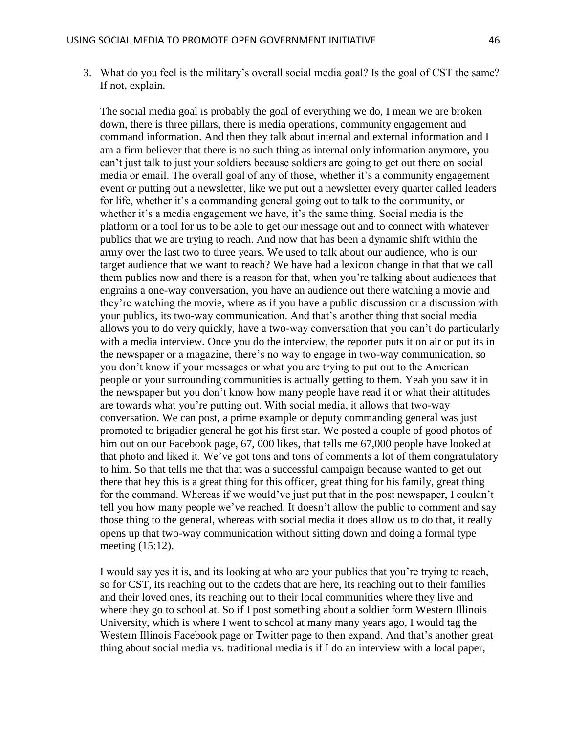3. What do you feel is the military's overall social media goal? Is the goal of CST the same? If not, explain.

   The social media goal is probably the goal of everything we do, I mean we are broken down, there is three pillars, there is media operations, community engagement and command information. And then they talk about internal and external information and I am a firm believer that there is no such thing as internal only information anymore, you can't just talk to just your soldiers because soldiers are going to get out there on social media or email. The overall goal of any of those, whether it's a community engagement event or putting out a newsletter, like we put out a newsletter every quarter called leaders for life, whether it's a commanding general going out to talk to the community, or whether it's a media engagement we have, it's the same thing. Social media is the platform or a tool for us to be able to get our message out and to connect with whatever publics that we are trying to reach. And now that has been a dynamic shift within the army over the last two to three years. We used to talk about our audience, who is our target audience that we want to reach? We have had a lexicon change in that that we call them publics now and there is a reason for that, when you're talking about audiences that engrains a one-way conversation, you have an audience out there watching a movie and they're watching the movie, where as if you have a public discussion or a discussion with your publics, its two-way communication. And that's another thing that social media allows you to do very quickly, have a two-way conversation that you can't do particularly with a media interview. Once you do the interview, the reporter puts it on air or put its in the newspaper or a magazine, there's no way to engage in two-way communication, so you don't know if your messages or what you are trying to put out to the American people or your surrounding communities is actually getting to them. Yeah you saw it in the newspaper but you don't know how many people have read it or what their attitudes are towards what you're putting out. With social media, it allows that two-way conversation. We can post, a prime example or deputy commanding general was just promoted to brigadier general he got his first star. We posted a couple of good photos of him out on our Facebook page, 67, 000 likes, that tells me 67,000 people have looked at that photo and liked it. We've got tons and tons of comments a lot of them congratulatory to him. So that tells me that that was a successful campaign because wanted to get out there that hey this is a great thing for this officer, great thing for his family, great thing for the command. Whereas if we would've just put that in the post newspaper, I couldn't tell you how many people we've reached. It doesn't allow the public to comment and say those thing to the general, whereas with social media it does allow us to do that, it really opens up that two-way communication without sitting down and doing a formal type meeting (15:12).

   I would say yes it is, and its looking at who are your publics that you're trying to reach, so for CST, its reaching out to the cadets that are here, its reaching out to their families and their loved ones, its reaching out to their local communities where they live and where they go to school at. So if I post something about a soldier form Western Illinois University, which is where I went to school at many many years ago, I would tag the Western Illinois Facebook page or Twitter page to then expand. And that's another great thing about social media vs. traditional media is if I do an interview with a local paper,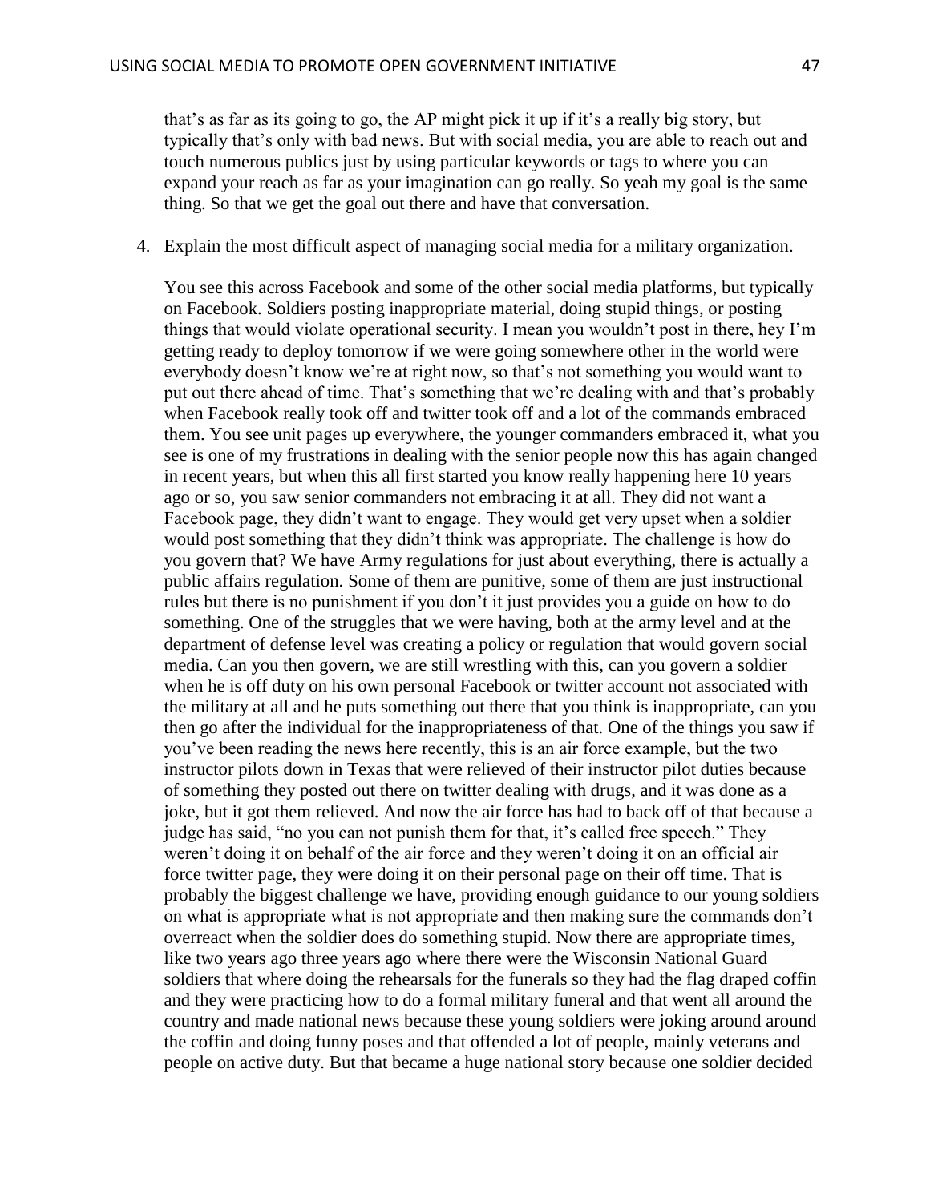that's as far as its going to go, the AP might pick it up if it's a really big story, but typically that's only with bad news. But with social media, you are able to reach out and touch numerous publics just by using particular keywords or tags to where you can expand your reach as far as your imagination can go really. So yeah my goal is the same thing. So that we get the goal out there and have that conversation.

4. Explain the most difficult aspect of managing social media for a military organization.

   You see this across Facebook and some of the other social media platforms, but typically on Facebook. Soldiers posting inappropriate material, doing stupid things, or posting things that would violate operational security. I mean you wouldn't post in there, hey I'm getting ready to deploy tomorrow if we were going somewhere other in the world were everybody doesn't know we're at right now, so that's not something you would want to put out there ahead of time. That's something that we're dealing with and that's probably when Facebook really took off and twitter took off and a lot of the commands embraced them. You see unit pages up everywhere, the younger commanders embraced it, what you see is one of my frustrations in dealing with the senior people now this has again changed in recent years, but when this all first started you know really happening here 10 years ago or so, you saw senior commanders not embracing it at all. They did not want a Facebook page, they didn't want to engage. They would get very upset when a soldier would post something that they didn't think was appropriate. The challenge is how do you govern that? We have Army regulations for just about everything, there is actually a public affairs regulation. Some of them are punitive, some of them are just instructional rules but there is no punishment if you don't it just provides you a guide on how to do something. One of the struggles that we were having, both at the army level and at the department of defense level was creating a policy or regulation that would govern social media. Can you then govern, we are still wrestling with this, can you govern a soldier when he is off duty on his own personal Facebook or twitter account not associated with the military at all and he puts something out there that you think is inappropriate, can you then go after the individual for the inappropriateness of that. One of the things you saw if you've been reading the news here recently, this is an air force example, but the two instructor pilots down in Texas that were relieved of their instructor pilot duties because of something they posted out there on twitter dealing with drugs, and it was done as a joke, but it got them relieved. And now the air force has had to back off of that because a judge has said, "no you can not punish them for that, it's called free speech." They weren't doing it on behalf of the air force and they weren't doing it on an official air force twitter page, they were doing it on their personal page on their off time. That is probably the biggest challenge we have, providing enough guidance to our young soldiers on what is appropriate what is not appropriate and then making sure the commands don't overreact when the soldier does do something stupid. Now there are appropriate times, like two years ago three years ago where there were the Wisconsin National Guard soldiers that where doing the rehearsals for the funerals so they had the flag draped coffin and they were practicing how to do a formal military funeral and that went all around the country and made national news because these young soldiers were joking around around the coffin and doing funny poses and that offended a lot of people, mainly veterans and people on active duty. But that became a huge national story because one soldier decided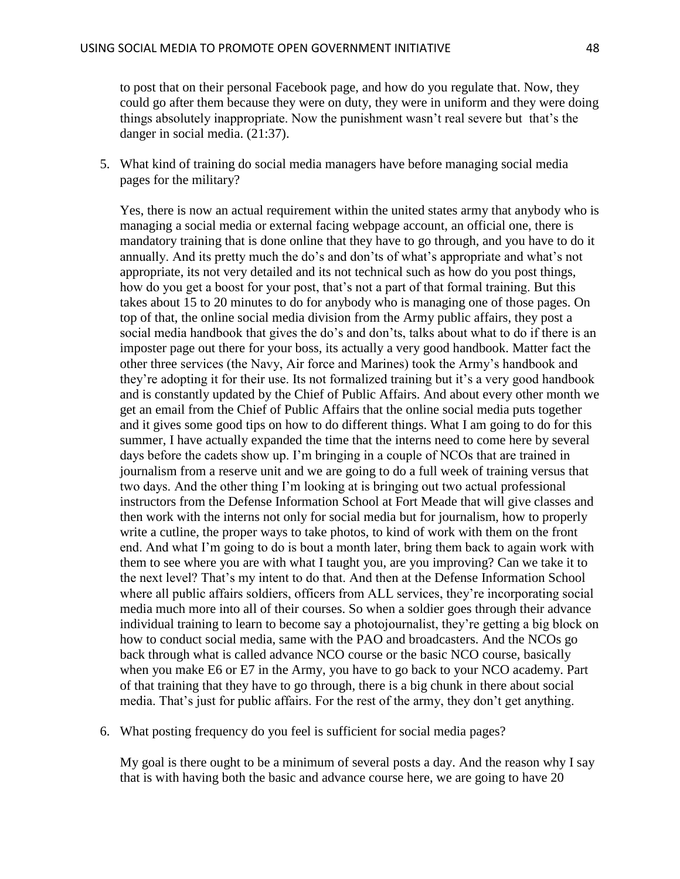to post that on their personal Facebook page, and how do you regulate that. Now, they could go after them because they were on duty, they were in uniform and they were doing things absolutely inappropriate. Now the punishment wasn't real severe but that's the danger in social media. (21:37).

5. What kind of training do social media managers have before managing social media pages for the military?

   Yes, there is now an actual requirement within the united states army that anybody who is managing a social media or external facing webpage account, an official one, there is mandatory training that is done online that they have to go through, and you have to do it annually. And its pretty much the do's and don'ts of what's appropriate and what's not appropriate, its not very detailed and its not technical such as how do you post things, how do you get a boost for your post, that's not a part of that formal training. But this takes about 15 to 20 minutes to do for anybody who is managing one of those pages. On top of that, the online social media division from the Army public affairs, they post a social media handbook that gives the do's and don'ts, talks about what to do if there is an imposter page out there for your boss, its actually a very good handbook. Matter fact the other three services (the Navy, Air force and Marines) took the Army's handbook and they're adopting it for their use. Its not formalized training but it's a very good handbook and is constantly updated by the Chief of Public Affairs. And about every other month we get an email from the Chief of Public Affairs that the online social media puts together and it gives some good tips on how to do different things. What I am going to do for this summer, I have actually expanded the time that the interns need to come here by several days before the cadets show up. I'm bringing in a couple of NCOs that are trained in journalism from a reserve unit and we are going to do a full week of training versus that two days. And the other thing I'm looking at is bringing out two actual professional instructors from the Defense Information School at Fort Meade that will give classes and then work with the interns not only for social media but for journalism, how to properly write a cutline, the proper ways to take photos, to kind of work with them on the front end. And what I'm going to do is bout a month later, bring them back to again work with them to see where you are with what I taught you, are you improving? Can we take it to the next level? That's my intent to do that. And then at the Defense Information School where all public affairs soldiers, officers from ALL services, they're incorporating social media much more into all of their courses. So when a soldier goes through their advance individual training to learn to become say a photojournalist, they're getting a big block on how to conduct social media, same with the PAO and broadcasters. And the NCOs go back through what is called advance NCO course or the basic NCO course, basically when you make E6 or E7 in the Army, you have to go back to your NCO academy. Part of that training that they have to go through, there is a big chunk in there about social media. That's just for public affairs. For the rest of the army, they don't get anything.

6. What posting frequency do you feel is sufficient for social media pages?

   My goal is there ought to be a minimum of several posts a day. And the reason why I say that is with having both the basic and advance course here, we are going to have 20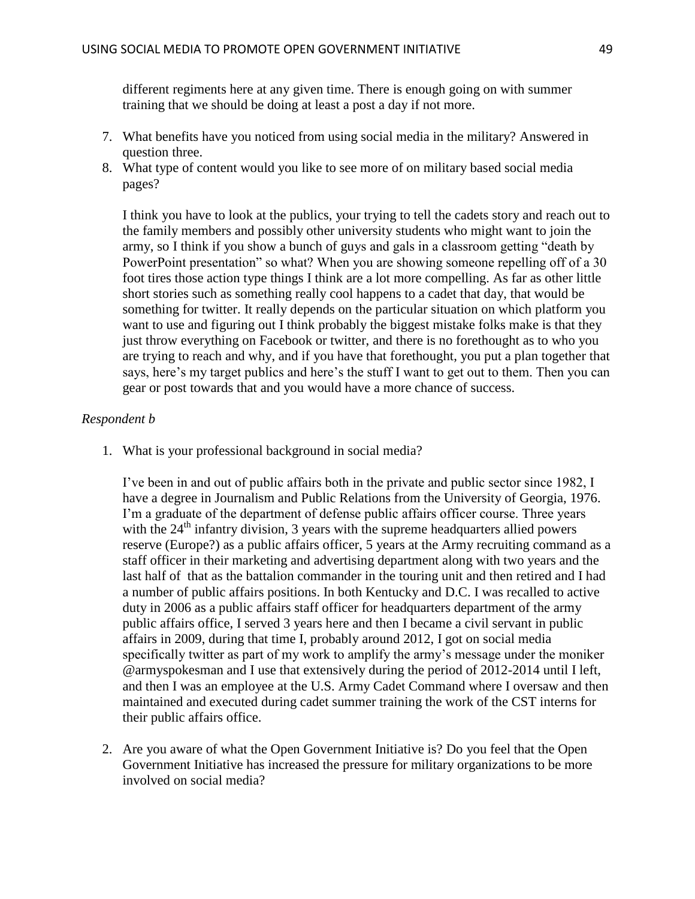different regiments here at any given time. There is enough going on with summer training that we should be doing at least a post a day if not more.

7. What benefits have you noticed from using social media in the military? Answered in question three.
8. What type of content would you like to see more of on military based social media pages?

   I think you have to look at the publics, your trying to tell the cadets story and reach out to the family members and possibly other university students who might want to join the army, so I think if you show a bunch of guys and gals in a classroom getting "death by PowerPoint presentation" so what? When you are showing someone repelling off of a 30 foot tires those action type things I think are a lot more compelling. As far as other little short stories such as something really cool happens to a cadet that day, that would be something for twitter. It really depends on the particular situation on which platform you want to use and figuring out I think probably the biggest mistake folks make is that they just throw everything on Facebook or twitter, and there is no forethought as to who you are trying to reach and why, and if you have that forethought, you put a plan together that says, here's my target publics and here's the stuff I want to get out to them. Then you can gear or post towards that and you would have a more chance of success.

*Respondent b*

1. What is your professional background in social media?

   I've been in and out of public affairs both in the private and public sector since 1982, I have a degree in Journalism and Public Relations from the University of Georgia, 1976. I'm a graduate of the department of defense public affairs officer course. Three years with the 24th infantry division, 3 years with the supreme headquarters allied powers reserve (Europe?) as a public affairs officer, 5 years at the Army recruiting command as a staff officer in their marketing and advertising department along with two years and the last half of that as the battalion commander in the touring unit and then retired and I had a number of public affairs positions. In both Kentucky and D.C. I was recalled to active duty in 2006 as a public affairs staff officer for headquarters department of the army public affairs office, I served 3 years here and then I became a civil servant in public affairs in 2009, during that time I, probably around 2012, I got on social media specifically twitter as part of my work to amplify the army's message under the moniker @armyspokesman and I use that extensively during the period of 2012-2014 until I left, and then I was an employee at the U.S. Army Cadet Command where I oversaw and then maintained and executed during cadet summer training the work of the CST interns for their public affairs office.

2. Are you aware of what the Open Government Initiative is? Do you feel that the Open Government Initiative has increased the pressure for military organizations to be more involved on social media?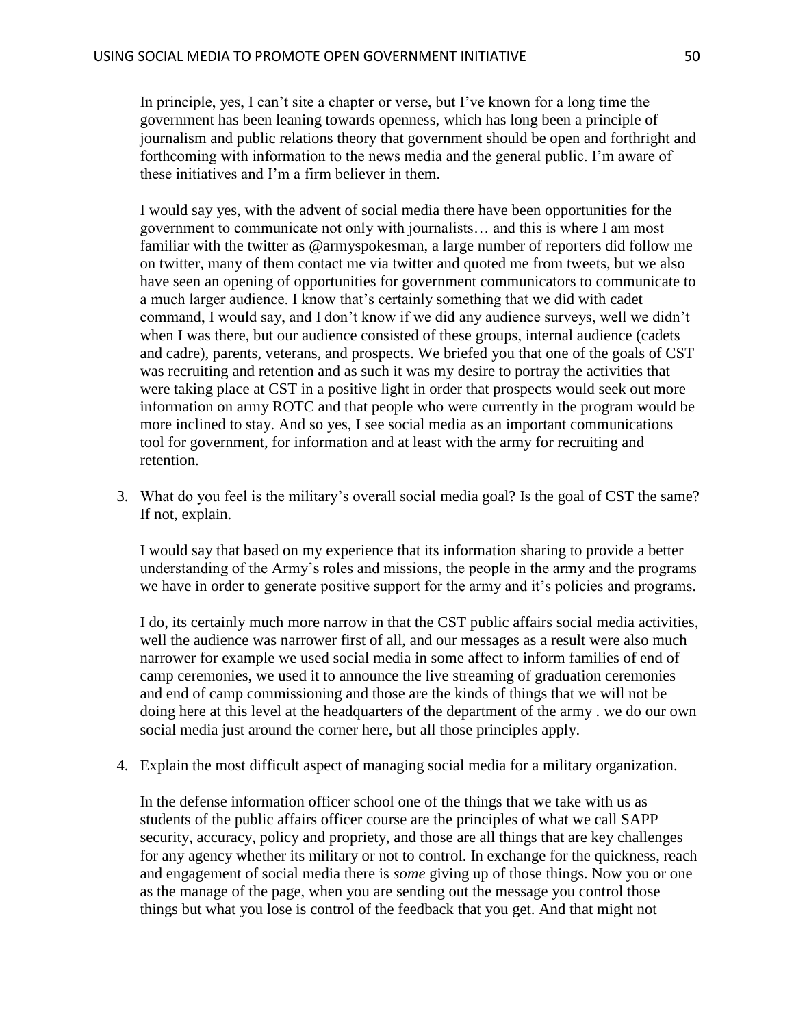In principle, yes, I can't site a chapter or verse, but I've known for a long time the government has been leaning towards openness, which has long been a principle of journalism and public relations theory that government should be open and forthright and forthcoming with information to the news media and the general public. I'm aware of these initiatives and I'm a firm believer in them.

I would say yes, with the advent of social media there have been opportunities for the government to communicate not only with journalists… and this is where I am most familiar with the twitter as @armyspokesman, a large number of reporters did follow me on twitter, many of them contact me via twitter and quoted me from tweets, but we also have seen an opening of opportunities for government communicators to communicate to a much larger audience. I know that's certainly something that we did with cadet command, I would say, and I don't know if we did any audience surveys, well we didn't when I was there, but our audience consisted of these groups, internal audience (cadets and cadre), parents, veterans, and prospects. We briefed you that one of the goals of CST was recruiting and retention and as such it was my desire to portray the activities that were taking place at CST in a positive light in order that prospects would seek out more information on army ROTC and that people who were currently in the program would be more inclined to stay. And so yes, I see social media as an important communications tool for government, for information and at least with the army for recruiting and retention.

3. What do you feel is the military's overall social media goal? Is the goal of CST the same? If not, explain.

   I would say that based on my experience that its information sharing to provide a better understanding of the Army's roles and missions, the people in the army and the programs we have in order to generate positive support for the army and it's policies and programs.

   I do, its certainly much more narrow in that the CST public affairs social media activities, well the audience was narrower first of all, and our messages as a result were also much narrower for example we used social media in some affect to inform families of end of camp ceremonies, we used it to announce the live streaming of graduation ceremonies and end of camp commissioning and those are the kinds of things that we will not be doing here at this level at the headquarters of the department of the army . we do our own social media just around the corner here, but all those principles apply.

4. Explain the most difficult aspect of managing social media for a military organization.

   In the defense information officer school one of the things that we take with us as students of the public affairs officer course are the principles of what we call SAPP security, accuracy, policy and propriety, and those are all things that are key challenges for any agency whether its military or not to control. In exchange for the quickness, reach and engagement of social media there is *some* giving up of those things. Now you or one as the manage of the page, when you are sending out the message you control those things but what you lose is control of the feedback that you get. And that might not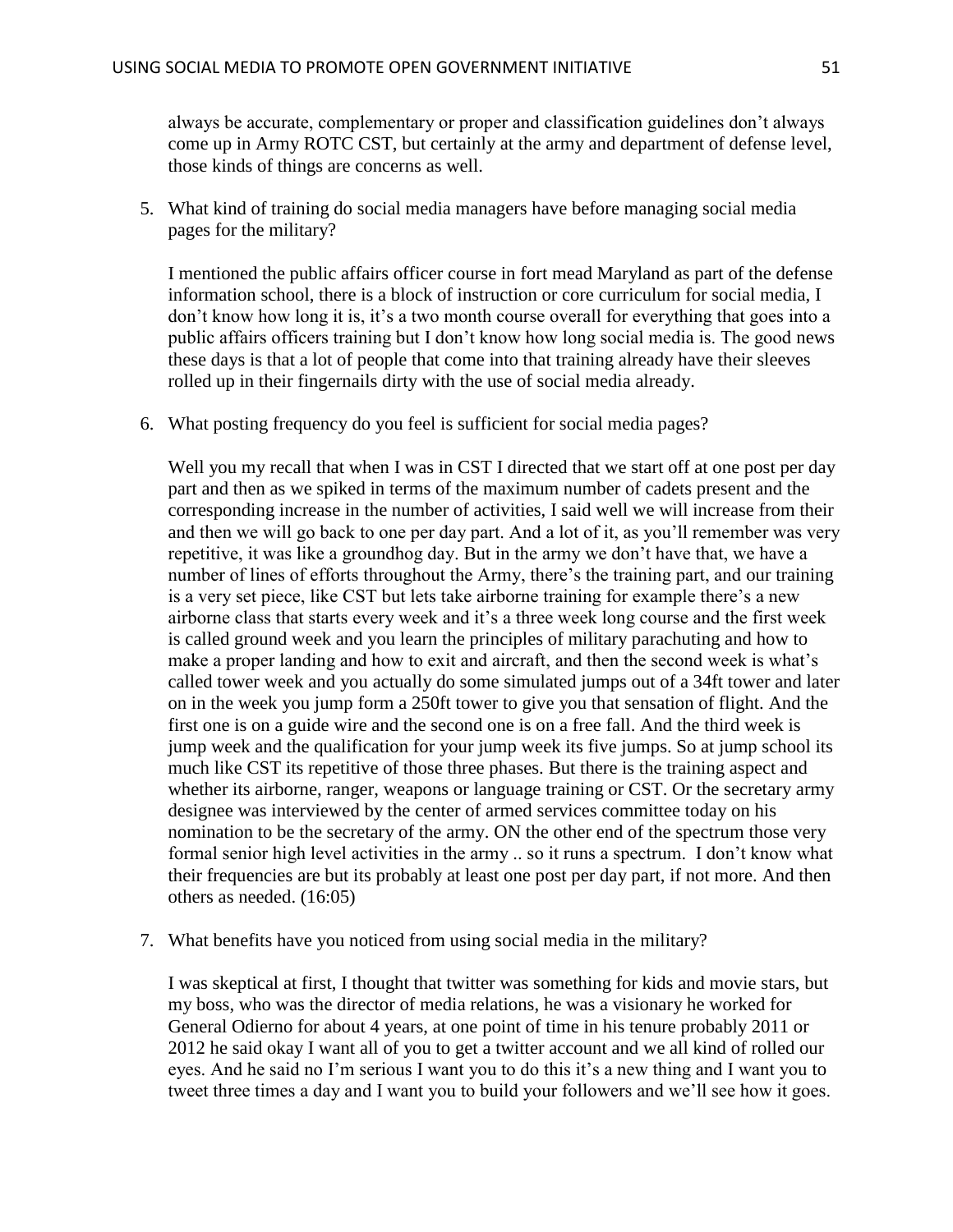always be accurate, complementary or proper and classification guidelines don't always come up in Army ROTC CST, but certainly at the army and department of defense level, those kinds of things are concerns as well.

5. What kind of training do social media managers have before managing social media pages for the military?

   I mentioned the public affairs officer course in fort mead Maryland as part of the defense information school, there is a block of instruction or core curriculum for social media, I don't know how long it is, it's a two month course overall for everything that goes into a public affairs officers training but I don't know how long social media is. The good news these days is that a lot of people that come into that training already have their sleeves rolled up in their fingernails dirty with the use of social media already.

6. What posting frequency do you feel is sufficient for social media pages?

   Well you my recall that when I was in CST I directed that we start off at one post per day part and then as we spiked in terms of the maximum number of cadets present and the corresponding increase in the number of activities, I said well we will increase from their and then we will go back to one per day part. And a lot of it, as you'll remember was very repetitive, it was like a groundhog day. But in the army we don't have that, we have a number of lines of efforts throughout the Army, there's the training part, and our training is a very set piece, like CST but lets take airborne training for example there's a new airborne class that starts every week and it's a three week long course and the first week is called ground week and you learn the principles of military parachuting and how to make a proper landing and how to exit and aircraft, and then the second week is what's called tower week and you actually do some simulated jumps out of a 34ft tower and later on in the week you jump form a 250ft tower to give you that sensation of flight. And the first one is on a guide wire and the second one is on a free fall. And the third week is jump week and the qualification for your jump week its five jumps. So at jump school its much like CST its repetitive of those three phases. But there is the training aspect and whether its airborne, ranger, weapons or language training or CST. Or the secretary army designee was interviewed by the center of armed services committee today on his nomination to be the secretary of the army. ON the other end of the spectrum those very formal senior high level activities in the army .. so it runs a spectrum. I don't know what their frequencies are but its probably at least one post per day part, if not more. And then others as needed. (16:05)

7. What benefits have you noticed from using social media in the military?

   I was skeptical at first, I thought that twitter was something for kids and movie stars, but my boss, who was the director of media relations, he was a visionary he worked for General Odierno for about 4 years, at one point of time in his tenure probably 2011 or 2012 he said okay I want all of you to get a twitter account and we all kind of rolled our eyes. And he said no I'm serious I want you to do this it's a new thing and I want you to tweet three times a day and I want you to build your followers and we'll see how it goes.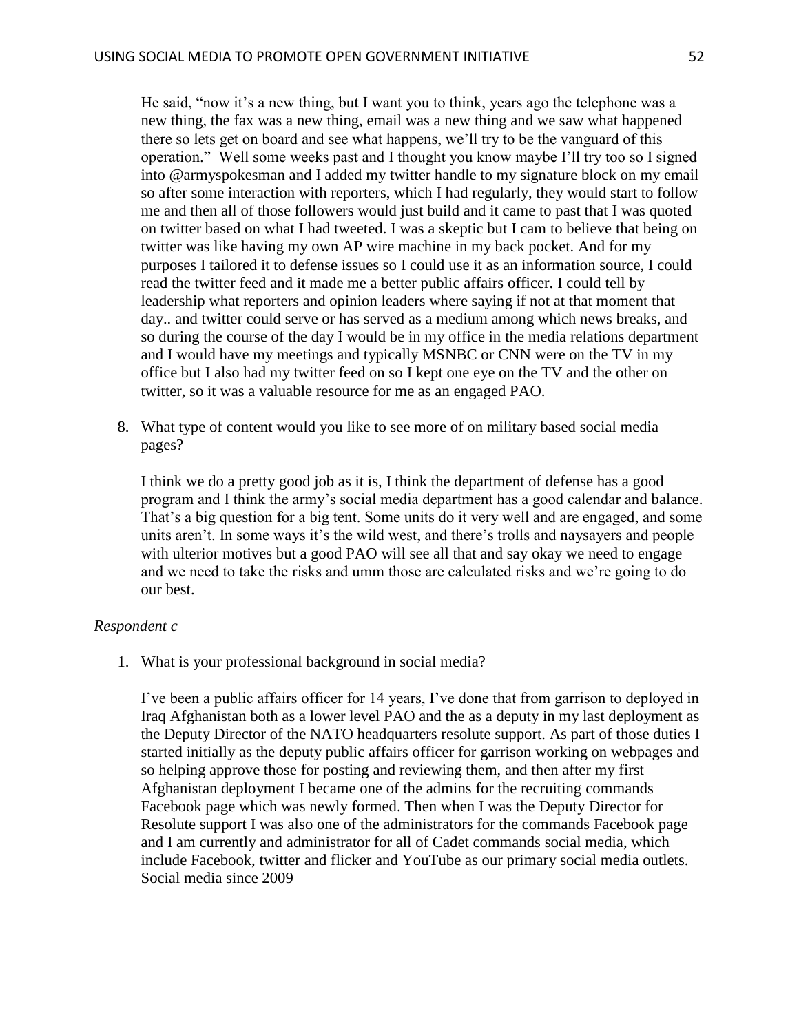He said, "now it's a new thing, but I want you to think, years ago the telephone was a new thing, the fax was a new thing, email was a new thing and we saw what happened there so lets get on board and see what happens, we'll try to be the vanguard of this operation." Well some weeks past and I thought you know maybe I'll try too so I signed into @armyspokesman and I added my twitter handle to my signature block on my email so after some interaction with reporters, which I had regularly, they would start to follow me and then all of those followers would just build and it came to past that I was quoted on twitter based on what I had tweeted. I was a skeptic but I cam to believe that being on twitter was like having my own AP wire machine in my back pocket. And for my purposes I tailored it to defense issues so I could use it as an information source, I could read the twitter feed and it made me a better public affairs officer. I could tell by leadership what reporters and opinion leaders where saying if not at that moment that day.. and twitter could serve or has served as a medium among which news breaks, and so during the course of the day I would be in my office in the media relations department and I would have my meetings and typically MSNBC or CNN were on the TV in my office but I also had my twitter feed on so I kept one eye on the TV and the other on twitter, so it was a valuable resource for me as an engaged PAO.

8. What type of content would you like to see more of on military based social media pages?

   I think we do a pretty good job as it is, I think the department of defense has a good program and I think the army's social media department has a good calendar and balance. That's a big question for a big tent. Some units do it very well and are engaged, and some units aren't. In some ways it's the wild west, and there's trolls and naysayers and people with ulterior motives but a good PAO will see all that and say okay we need to engage and we need to take the risks and umm those are calculated risks and we're going to do our best.

*Respondent c*

1. What is your professional background in social media?

   I've been a public affairs officer for 14 years, I've done that from garrison to deployed in Iraq Afghanistan both as a lower level PAO and the as a deputy in my last deployment as the Deputy Director of the NATO headquarters resolute support. As part of those duties I started initially as the deputy public affairs officer for garrison working on webpages and so helping approve those for posting and reviewing them, and then after my first Afghanistan deployment I became one of the admins for the recruiting commands Facebook page which was newly formed. Then when I was the Deputy Director for Resolute support I was also one of the administrators for the commands Facebook page and I am currently and administrator for all of Cadet commands social media, which include Facebook, twitter and flicker and YouTube as our primary social media outlets. Social media since 2009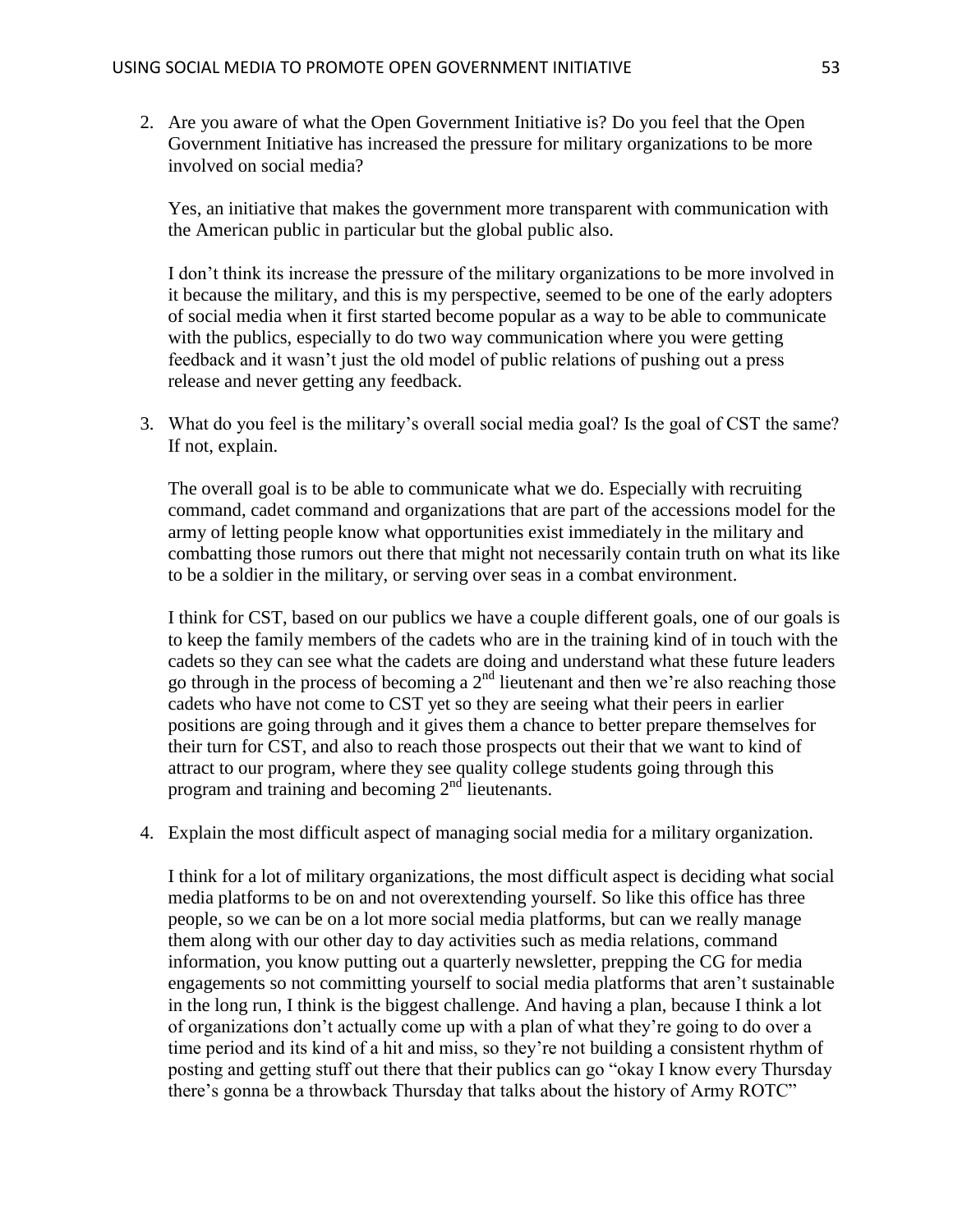2. Are you aware of what the Open Government Initiative is? Do you feel that the Open Government Initiative has increased the pressure for military organizations to be more involved on social media?

   Yes, an initiative that makes the government more transparent with communication with the American public in particular but the global public also.

   I don't think its increase the pressure of the military organizations to be more involved in it because the military, and this is my perspective, seemed to be one of the early adopters of social media when it first started become popular as a way to be able to communicate with the publics, especially to do two way communication where you were getting feedback and it wasn't just the old model of public relations of pushing out a press release and never getting any feedback.

3. What do you feel is the military's overall social media goal? Is the goal of CST the same? If not, explain.

   The overall goal is to be able to communicate what we do. Especially with recruiting command, cadet command and organizations that are part of the accessions model for the army of letting people know what opportunities exist immediately in the military and combatting those rumors out there that might not necessarily contain truth on what its like to be a soldier in the military, or serving over seas in a combat environment.

   I think for CST, based on our publics we have a couple different goals, one of our goals is to keep the family members of the cadets who are in the training kind of in touch with the cadets so they can see what the cadets are doing and understand what these future leaders go through in the process of becoming a 2nd lieutenant and then we're also reaching those cadets who have not come to CST yet so they are seeing what their peers in earlier positions are going through and it gives them a chance to better prepare themselves for their turn for CST, and also to reach those prospects out their that we want to kind of attract to our program, where they see quality college students going through this program and training and becoming 2nd lieutenants.

4. Explain the most difficult aspect of managing social media for a military organization.

   I think for a lot of military organizations, the most difficult aspect is deciding what social media platforms to be on and not overextending yourself. So like this office has three people, so we can be on a lot more social media platforms, but can we really manage them along with our other day to day activities such as media relations, command information, you know putting out a quarterly newsletter, prepping the CG for media engagements so not committing yourself to social media platforms that aren't sustainable in the long run, I think is the biggest challenge. And having a plan, because I think a lot of organizations don't actually come up with a plan of what they're going to do over a time period and its kind of a hit and miss, so they're not building a consistent rhythm of posting and getting stuff out there that their publics can go "okay I know every Thursday there's gonna be a throwback Thursday that talks about the history of Army ROTC"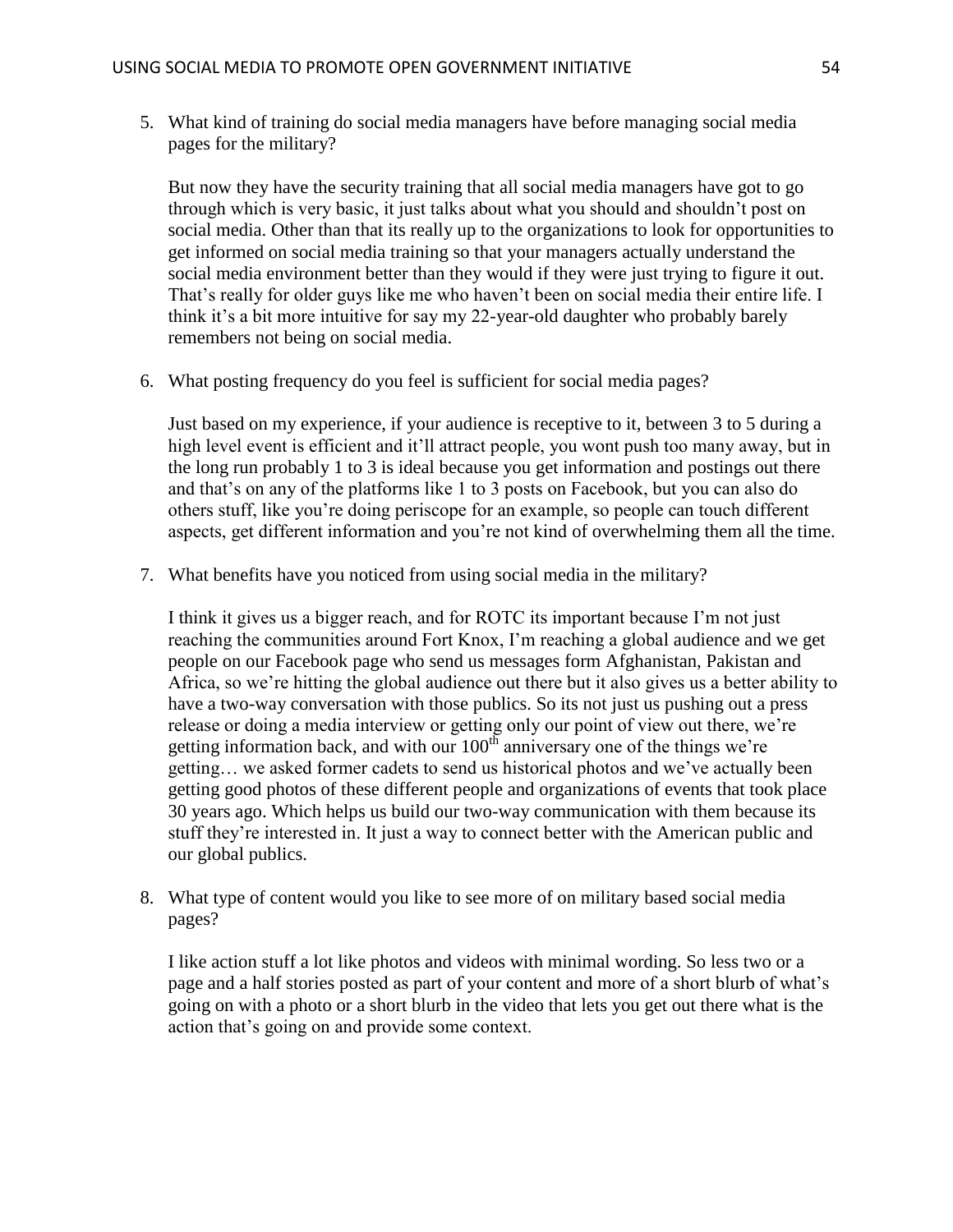5. What kind of training do social media managers have before managing social media pages for the military?

   But now they have the security training that all social media managers have got to go through which is very basic, it just talks about what you should and shouldn't post on social media. Other than that its really up to the organizations to look for opportunities to get informed on social media training so that your managers actually understand the social media environment better than they would if they were just trying to figure it out. That's really for older guys like me who haven't been on social media their entire life. I think it's a bit more intuitive for say my 22-year-old daughter who probably barely remembers not being on social media.

6. What posting frequency do you feel is sufficient for social media pages?

   Just based on my experience, if your audience is receptive to it, between 3 to 5 during a high level event is efficient and it'll attract people, you wont push too many away, but in the long run probably 1 to 3 is ideal because you get information and postings out there and that's on any of the platforms like 1 to 3 posts on Facebook, but you can also do others stuff, like you're doing periscope for an example, so people can touch different aspects, get different information and you're not kind of overwhelming them all the time.

7. What benefits have you noticed from using social media in the military?

   I think it gives us a bigger reach, and for ROTC its important because I'm not just reaching the communities around Fort Knox, I'm reaching a global audience and we get people on our Facebook page who send us messages form Afghanistan, Pakistan and Africa, so we're hitting the global audience out there but it also gives us a better ability to have a two-way conversation with those publics. So its not just us pushing out a press release or doing a media interview or getting only our point of view out there, we're getting information back, and with our 100th anniversary one of the things we're getting… we asked former cadets to send us historical photos and we've actually been getting good photos of these different people and organizations of events that took place 30 years ago. Which helps us build our two-way communication with them because its stuff they're interested in. It just a way to connect better with the American public and our global publics.

8. What type of content would you like to see more of on military based social media pages?

   I like action stuff a lot like photos and videos with minimal wording. So less two or a page and a half stories posted as part of your content and more of a short blurb of what's going on with a photo or a short blurb in the video that lets you get out there what is the action that's going on and provide some context.